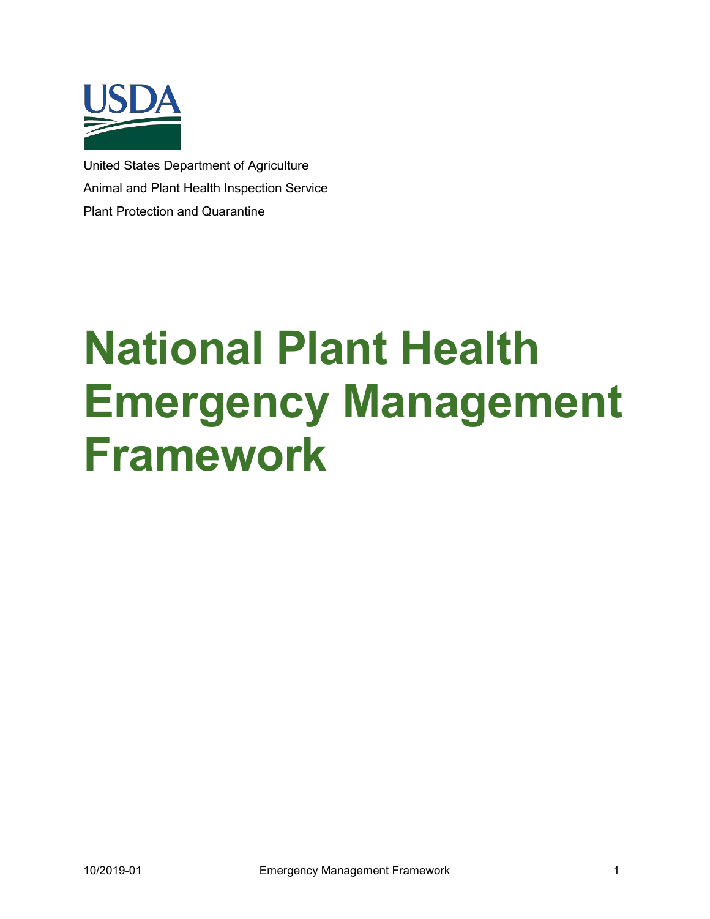United States Department of Agriculture

Animal and Plant Health Inspection Service

Plant Protection and Quarantine

# National Plant Health Emergency Management Framework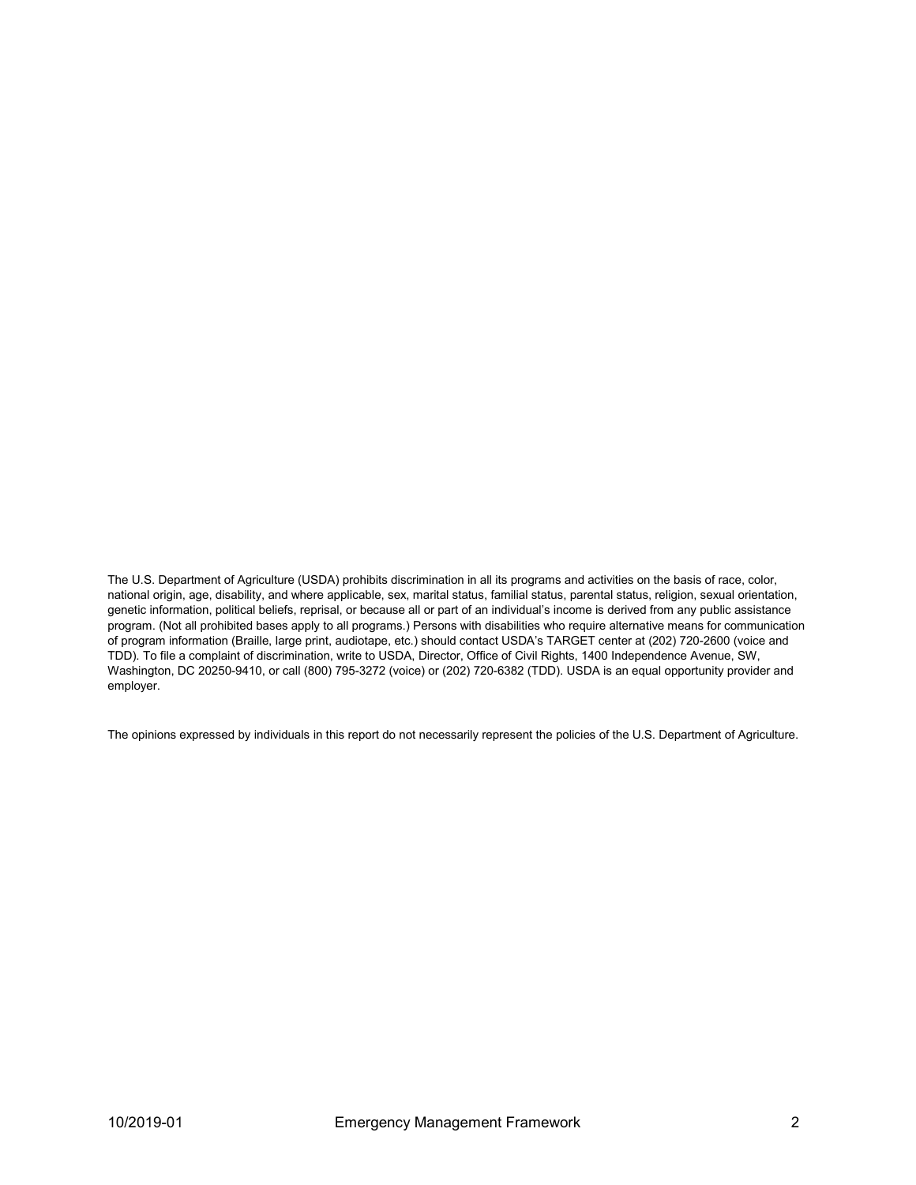The U.S. Department of Agriculture (USDA) prohibits discrimination in all its programs and activities on the basis of race, color, national origin, age, disability, and where applicable, sex, marital status, familial status, parental status, religion, sexual orientation, genetic information, political beliefs, reprisal, or because all or part of an individual's income is derived from any public assistance program. (Not all prohibited bases apply to all programs.) Persons with disabilities who require alternative means for communication of program information (Braille, large print, audiotape, etc.) should contact USDA's TARGET center at (202) 720-2600 (voice and TDD). To file a complaint of discrimination, write to USDA, Director, Office of Civil Rights, 1400 Independence Avenue, SW, Washington, DC 20250-9410, or call (800) 795-3272 (voice) or (202) 720-6382 (TDD). USDA is an equal opportunity provider and employer.

The opinions expressed by individuals in this report do not necessarily represent the policies of the U.S. Department of Agriculture.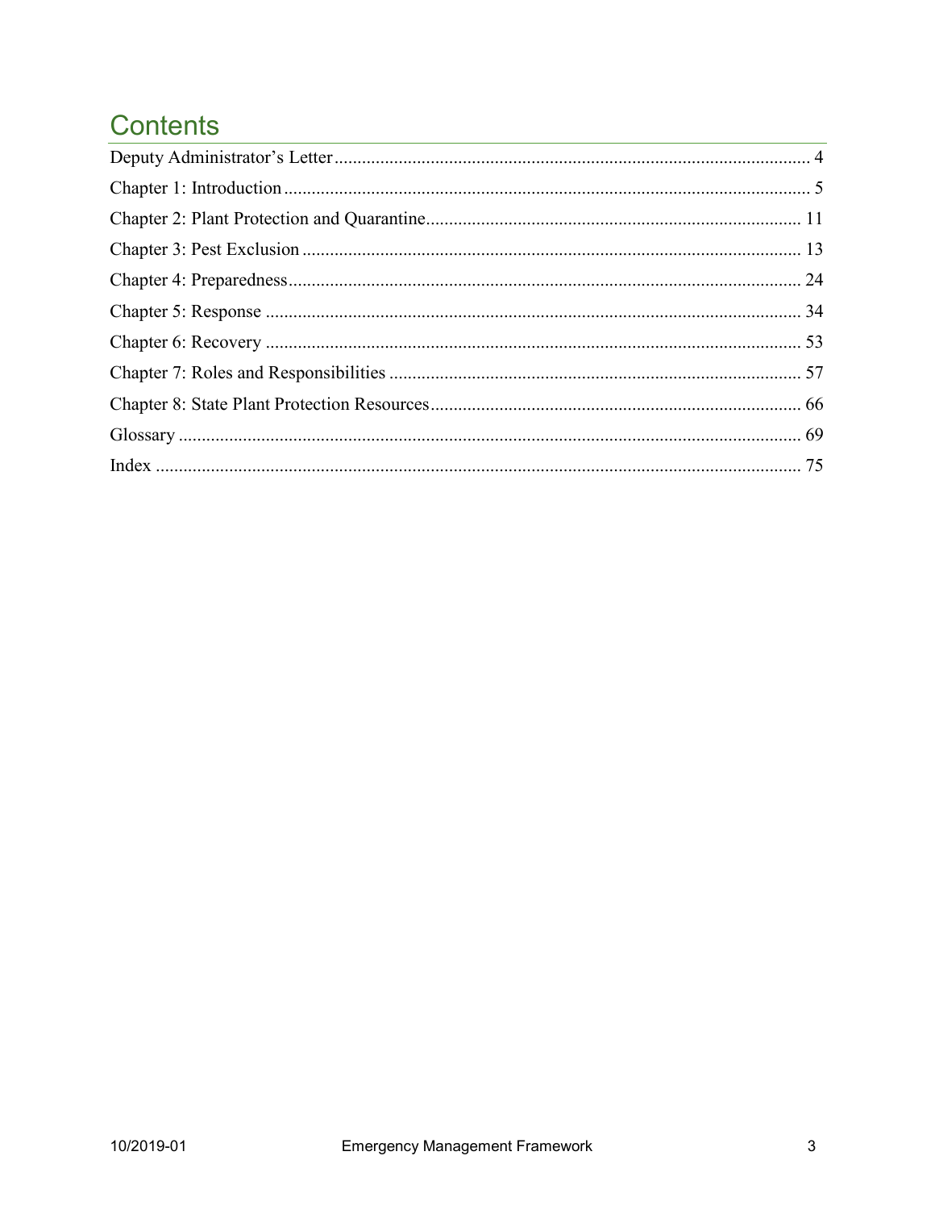# Contents

Deputy Administrator's Letter ........ 4

Chapter 1: Introduction ........ 5

Chapter 2: Plant Protection and Quarantine ........ 11

Chapter 3: Pest Exclusion ........ 13

Chapter 4: Preparedness ........ 24

Chapter 5: Response ........ 34

Chapter 6: Recovery ........ 53

Chapter 7: Roles and Responsibilities ........ 57

Chapter 8: State Plant Protection Resources ........ 66

Glossary ........ 69

Index ........ 75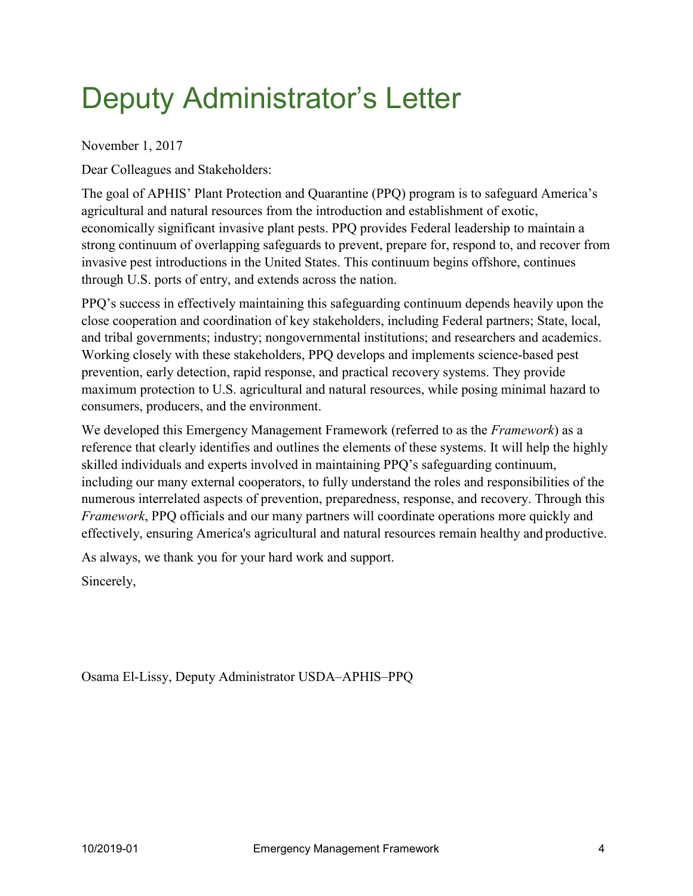# Deputy Administrator's Letter

November 1, 2017

Dear Colleagues and Stakeholders:

The goal of APHIS' Plant Protection and Quarantine (PPQ) program is to safeguard America's agricultural and natural resources from the introduction and establishment of exotic, economically significant invasive plant pests. PPQ provides Federal leadership to maintain a strong continuum of overlapping safeguards to prevent, prepare for, respond to, and recover from invasive pest introductions in the United States. This continuum begins offshore, continues through U.S. ports of entry, and extends across the nation.

PPQ's success in effectively maintaining this safeguarding continuum depends heavily upon the close cooperation and coordination of key stakeholders, including Federal partners; State, local, and tribal governments; industry; nongovernmental institutions; and researchers and academics. Working closely with these stakeholders, PPQ develops and implements science-based pest prevention, early detection, rapid response, and practical recovery systems. They provide maximum protection to U.S. agricultural and natural resources, while posing minimal hazard to consumers, producers, and the environment.

We developed this Emergency Management Framework (referred to as the *Framework*) as a reference that clearly identifies and outlines the elements of these systems. It will help the highly skilled individuals and experts involved in maintaining PPQ's safeguarding continuum, including our many external cooperators, to fully understand the roles and responsibilities of the numerous interrelated aspects of prevention, preparedness, response, and recovery. Through this *Framework*, PPQ officials and our many partners will coordinate operations more quickly and effectively, ensuring America's agricultural and natural resources remain healthy and productive.

As always, we thank you for your hard work and support.

Sincerely,

Osama El-Lissy, Deputy Administrator USDA–APHIS–PPQ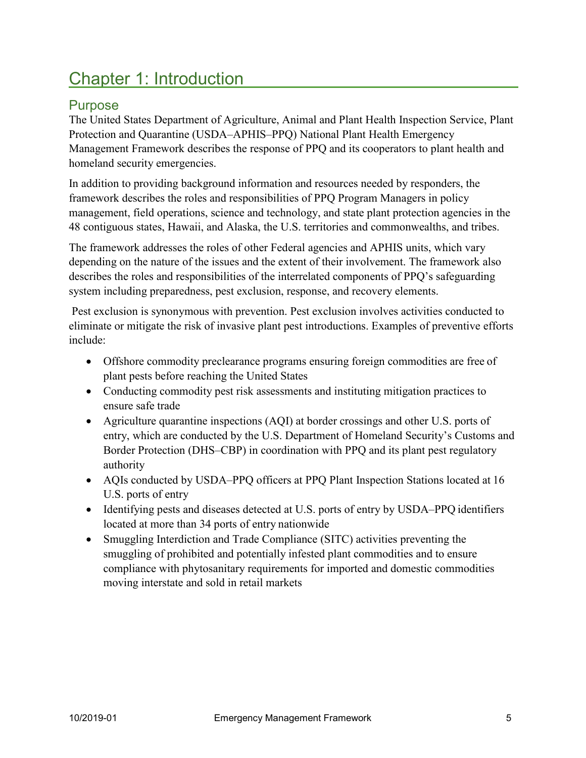# Chapter 1: Introduction

## Purpose

The United States Department of Agriculture, Animal and Plant Health Inspection Service, Plant Protection and Quarantine (USDA–APHIS–PPQ) National Plant Health Emergency Management Framework describes the response of PPQ and its cooperators to plant health and homeland security emergencies.

In addition to providing background information and resources needed by responders, the framework describes the roles and responsibilities of PPQ Program Managers in policy management, field operations, science and technology, and state plant protection agencies in the 48 contiguous states, Hawaii, and Alaska, the U.S. territories and commonwealths, and tribes.

The framework addresses the roles of other Federal agencies and APHIS units, which vary depending on the nature of the issues and the extent of their involvement. The framework also describes the roles and responsibilities of the interrelated components of PPQ's safeguarding system including preparedness, pest exclusion, response, and recovery elements.

Pest exclusion is synonymous with prevention. Pest exclusion involves activities conducted to eliminate or mitigate the risk of invasive plant pest introductions. Examples of preventive efforts include:

- Offshore commodity preclearance programs ensuring foreign commodities are free of plant pests before reaching the United States
- Conducting commodity pest risk assessments and instituting mitigation practices to ensure safe trade
- Agriculture quarantine inspections (AQI) at border crossings and other U.S. ports of entry, which are conducted by the U.S. Department of Homeland Security's Customs and Border Protection (DHS–CBP) in coordination with PPQ and its plant pest regulatory authority
- AQIs conducted by USDA–PPQ officers at PPQ Plant Inspection Stations located at 16 U.S. ports of entry
- Identifying pests and diseases detected at U.S. ports of entry by USDA–PPQ identifiers located at more than 34 ports of entry nationwide
- Smuggling Interdiction and Trade Compliance (SITC) activities preventing the smuggling of prohibited and potentially infested plant commodities and to ensure compliance with phytosanitary requirements for imported and domestic commodities moving interstate and sold in retail markets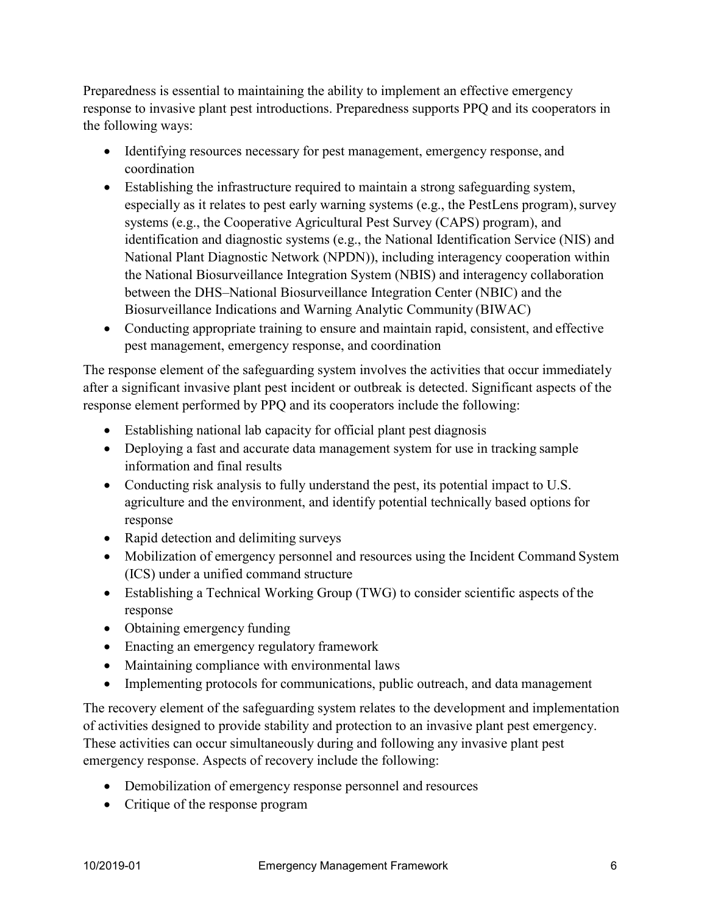Preparedness is essential to maintaining the ability to implement an effective emergency response to invasive plant pest introductions. Preparedness supports PPQ and its cooperators in the following ways:

- Identifying resources necessary for pest management, emergency response, and coordination
- Establishing the infrastructure required to maintain a strong safeguarding system, especially as it relates to pest early warning systems (e.g., the PestLens program), survey systems (e.g., the Cooperative Agricultural Pest Survey (CAPS) program), and identification and diagnostic systems (e.g., the National Identification Service (NIS) and National Plant Diagnostic Network (NPDN)), including interagency cooperation within the National Biosurveillance Integration System (NBIS) and interagency collaboration between the DHS–National Biosurveillance Integration Center (NBIC) and the Biosurveillance Indications and Warning Analytic Community (BIWAC)
- Conducting appropriate training to ensure and maintain rapid, consistent, and effective pest management, emergency response, and coordination

The response element of the safeguarding system involves the activities that occur immediately after a significant invasive plant pest incident or outbreak is detected. Significant aspects of the response element performed by PPQ and its cooperators include the following:

- Establishing national lab capacity for official plant pest diagnosis
- Deploying a fast and accurate data management system for use in tracking sample information and final results
- Conducting risk analysis to fully understand the pest, its potential impact to U.S. agriculture and the environment, and identify potential technically based options for response
- Rapid detection and delimiting surveys
- Mobilization of emergency personnel and resources using the Incident Command System (ICS) under a unified command structure
- Establishing a Technical Working Group (TWG) to consider scientific aspects of the response
- Obtaining emergency funding
- Enacting an emergency regulatory framework
- Maintaining compliance with environmental laws
- Implementing protocols for communications, public outreach, and data management

The recovery element of the safeguarding system relates to the development and implementation of activities designed to provide stability and protection to an invasive plant pest emergency. These activities can occur simultaneously during and following any invasive plant pest emergency response. Aspects of recovery include the following:

- Demobilization of emergency response personnel and resources
- Critique of the response program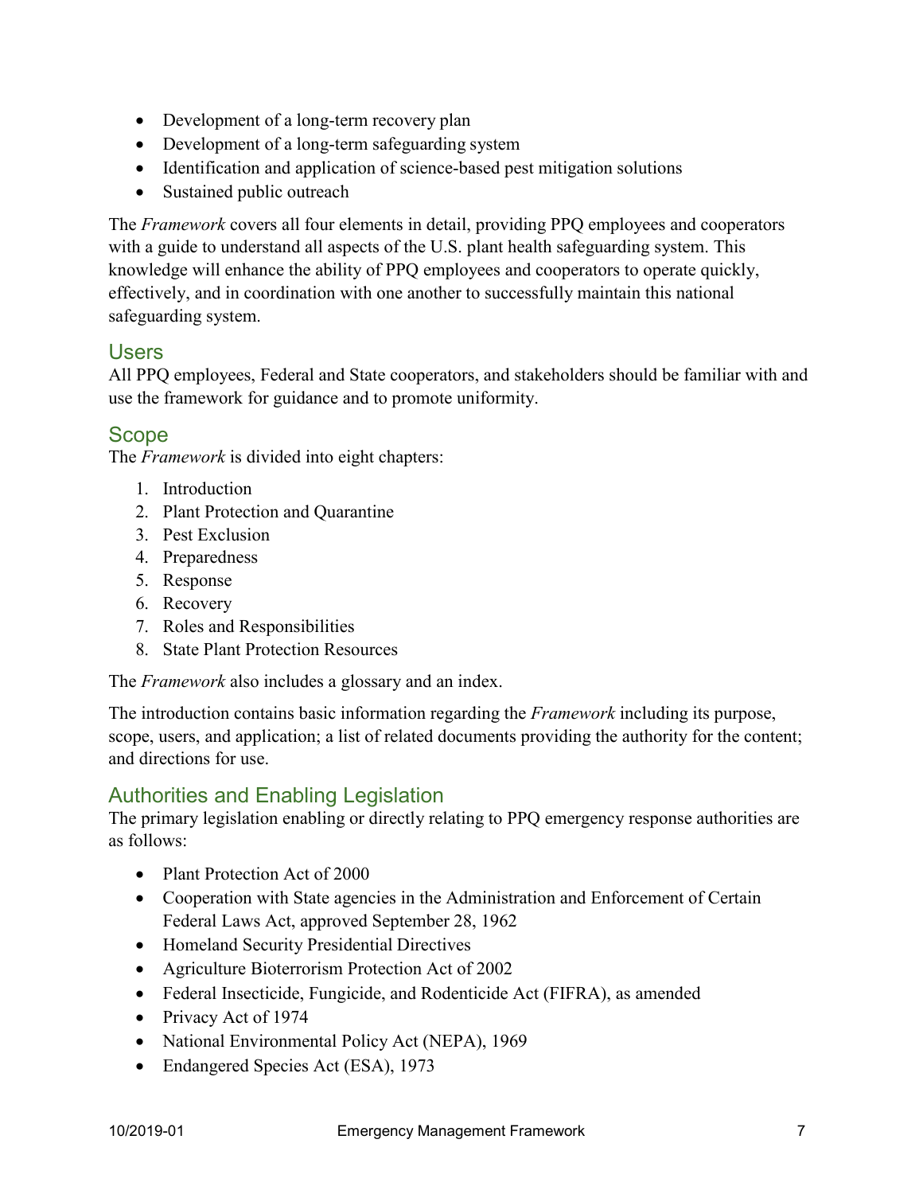- Development of a long-term recovery plan
- Development of a long-term safeguarding system
- Identification and application of science-based pest mitigation solutions
- Sustained public outreach

The *Framework* covers all four elements in detail, providing PPQ employees and cooperators with a guide to understand all aspects of the U.S. plant health safeguarding system. This knowledge will enhance the ability of PPQ employees and cooperators to operate quickly, effectively, and in coordination with one another to successfully maintain this national safeguarding system.

## Users

All PPQ employees, Federal and State cooperators, and stakeholders should be familiar with and use the framework for guidance and to promote uniformity.

## Scope

The *Framework* is divided into eight chapters:

1. Introduction
2. Plant Protection and Quarantine
3. Pest Exclusion
4. Preparedness
5. Response
6. Recovery
7. Roles and Responsibilities
8. State Plant Protection Resources

The *Framework* also includes a glossary and an index.

The introduction contains basic information regarding the *Framework* including its purpose, scope, users, and application; a list of related documents providing the authority for the content; and directions for use.

## Authorities and Enabling Legislation

The primary legislation enabling or directly relating to PPQ emergency response authorities are as follows:

- Plant Protection Act of 2000
- Cooperation with State agencies in the Administration and Enforcement of Certain Federal Laws Act, approved September 28, 1962
- Homeland Security Presidential Directives
- Agriculture Bioterrorism Protection Act of 2002
- Federal Insecticide, Fungicide, and Rodenticide Act (FIFRA), as amended
- Privacy Act of 1974
- National Environmental Policy Act (NEPA), 1969
- Endangered Species Act (ESA), 1973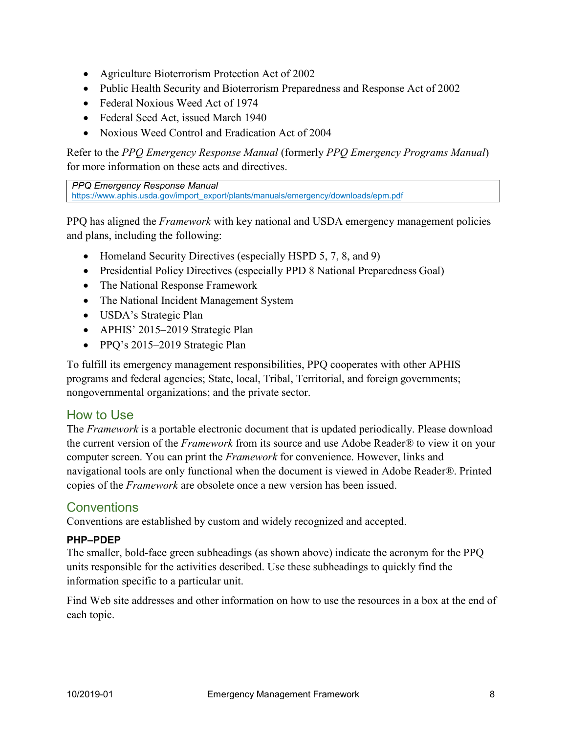- Agriculture Bioterrorism Protection Act of 2002
- Public Health Security and Bioterrorism Preparedness and Response Act of 2002
- Federal Noxious Weed Act of 1974
- Federal Seed Act, issued March 1940
- Noxious Weed Control and Eradication Act of 2004

Refer to the *PPQ Emergency Response Manual* (formerly *PPQ Emergency Programs Manual*) for more information on these acts and directives.

| *PPQ Emergency Response Manual* https://www.aphis.usda.gov/import_export/plants/manuals/emergency/downloads/epm.pdf |
|---|

PPQ has aligned the *Framework* with key national and USDA emergency management policies and plans, including the following:

- Homeland Security Directives (especially HSPD 5, 7, 8, and 9)
- Presidential Policy Directives (especially PPD 8 National Preparedness Goal)
- The National Response Framework
- The National Incident Management System
- USDA's Strategic Plan
- APHIS' 2015–2019 Strategic Plan
- PPQ's 2015–2019 Strategic Plan

To fulfill its emergency management responsibilities, PPQ cooperates with other APHIS programs and federal agencies; State, local, Tribal, Territorial, and foreign governments; nongovernmental organizations; and the private sector.

## How to Use

The *Framework* is a portable electronic document that is updated periodically. Please download the current version of the *Framework* from its source and use Adobe Reader® to view it on your computer screen. You can print the *Framework* for convenience. However, links and navigational tools are only functional when the document is viewed in Adobe Reader®. Printed copies of the *Framework* are obsolete once a new version has been issued.

## Conventions

Conventions are established by custom and widely recognized and accepted.

#### PHP–PDEP

The smaller, bold-face green subheadings (as shown above) indicate the acronym for the PPQ units responsible for the activities described. Use these subheadings to quickly find the information specific to a particular unit.

Find Web site addresses and other information on how to use the resources in a box at the end of each topic.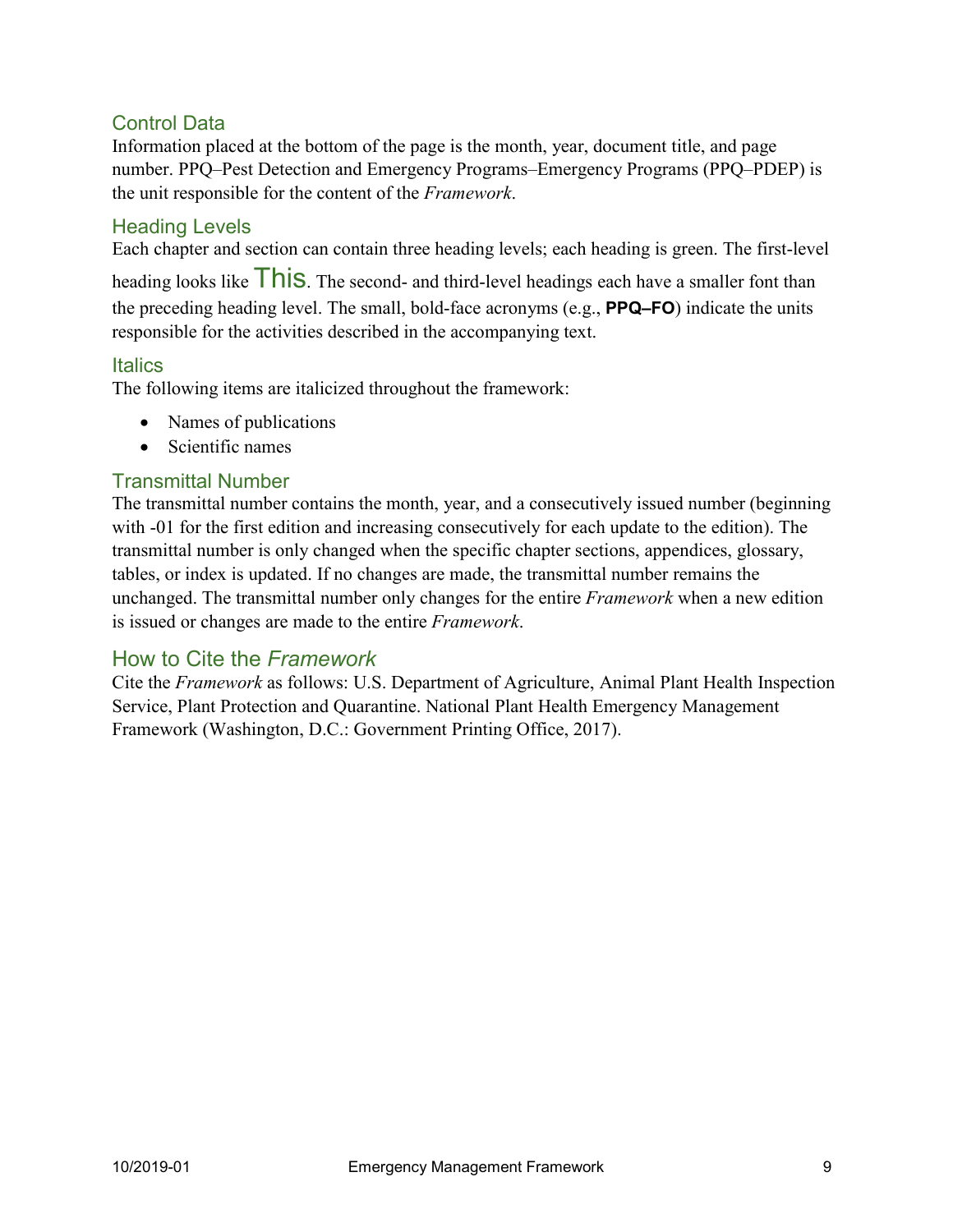### Control Data

Information placed at the bottom of the page is the month, year, document title, and page number. PPQ–Pest Detection and Emergency Programs–Emergency Programs (PPQ–PDEP) is the unit responsible for the content of the *Framework*.

### Heading Levels

Each chapter and section can contain three heading levels; each heading is green. The first-level heading looks like This. The second- and third-level headings each have a smaller font than the preceding heading level. The small, bold-face acronyms (e.g., **PPQ–FO**) indicate the units responsible for the activities described in the accompanying text.

### Italics

The following items are italicized throughout the framework:

- Names of publications
- Scientific names

### Transmittal Number

The transmittal number contains the month, year, and a consecutively issued number (beginning with -01 for the first edition and increasing consecutively for each update to the edition). The transmittal number is only changed when the specific chapter sections, appendices, glossary, tables, or index is updated. If no changes are made, the transmittal number remains the unchanged. The transmittal number only changes for the entire *Framework* when a new edition is issued or changes are made to the entire *Framework*.

## How to Cite the *Framework*

Cite the *Framework* as follows: U.S. Department of Agriculture, Animal Plant Health Inspection Service, Plant Protection and Quarantine. National Plant Health Emergency Management Framework (Washington, D.C.: Government Printing Office, 2017).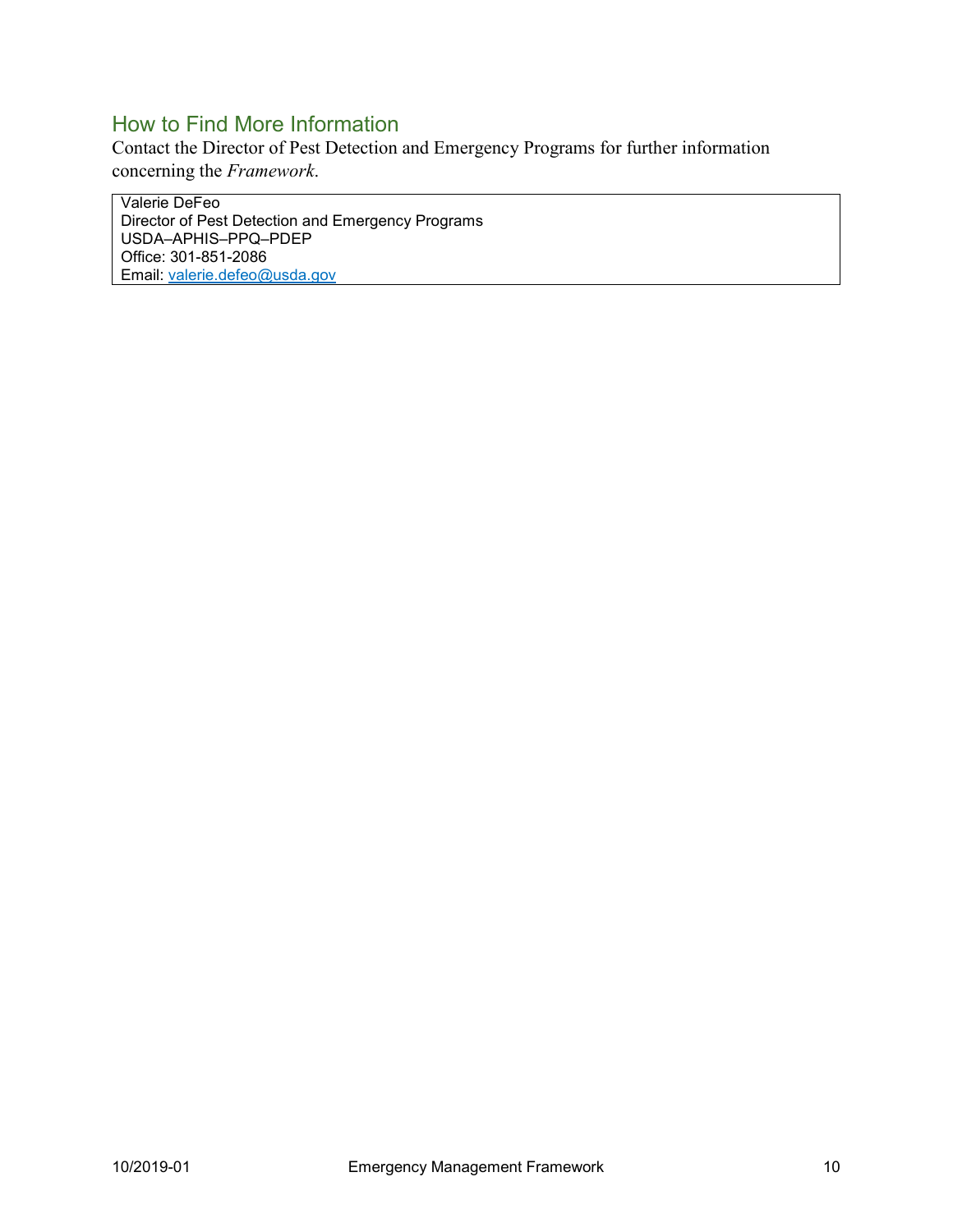## How to Find More Information

Contact the Director of Pest Detection and Emergency Programs for further information concerning the *Framework*.

| Valerie DeFeo<br>Director of Pest Detection and Emergency Programs<br>USDA–APHIS–PPQ–PDEP<br>Office: 301-851-2086<br>Email: valerie.defeo@usda.gov |
|---|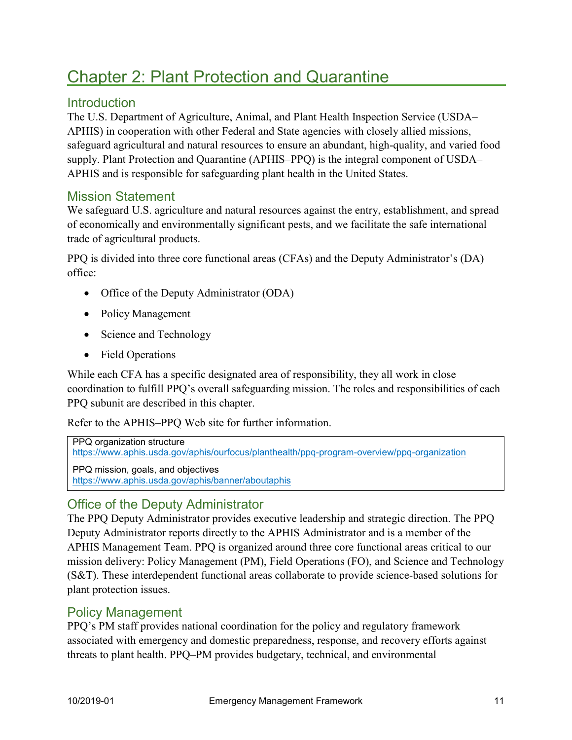# Chapter 2: Plant Protection and Quarantine

## Introduction

The U.S. Department of Agriculture, Animal, and Plant Health Inspection Service (USDA–APHIS) in cooperation with other Federal and State agencies with closely allied missions, safeguard agricultural and natural resources to ensure an abundant, high-quality, and varied food supply. Plant Protection and Quarantine (APHIS–PPQ) is the integral component of USDA–APHIS and is responsible for safeguarding plant health in the United States.

## Mission Statement

We safeguard U.S. agriculture and natural resources against the entry, establishment, and spread of economically and environmentally significant pests, and we facilitate the safe international trade of agricultural products.

PPQ is divided into three core functional areas (CFAs) and the Deputy Administrator's (DA) office:

- Office of the Deputy Administrator (ODA)
- Policy Management
- Science and Technology
- Field Operations

While each CFA has a specific designated area of responsibility, they all work in close coordination to fulfill PPQ's overall safeguarding mission. The roles and responsibilities of each PPQ subunit are described in this chapter.

Refer to the APHIS–PPQ Web site for further information.

| |
|---|
| PPQ organization structure<br>https://www.aphis.usda.gov/aphis/ourfocus/planthealth/ppq-program-overview/ppq-organization |
| PPQ mission, goals, and objectives<br>https://www.aphis.usda.gov/aphis/banner/aboutaphis |

## Office of the Deputy Administrator

The PPQ Deputy Administrator provides executive leadership and strategic direction. The PPQ Deputy Administrator reports directly to the APHIS Administrator and is a member of the APHIS Management Team. PPQ is organized around three core functional areas critical to our mission delivery: Policy Management (PM), Field Operations (FO), and Science and Technology (S&T). These interdependent functional areas collaborate to provide science-based solutions for plant protection issues.

## Policy Management

PPQ's PM staff provides national coordination for the policy and regulatory framework associated with emergency and domestic preparedness, response, and recovery efforts against threats to plant health. PPQ–PM provides budgetary, technical, and environmental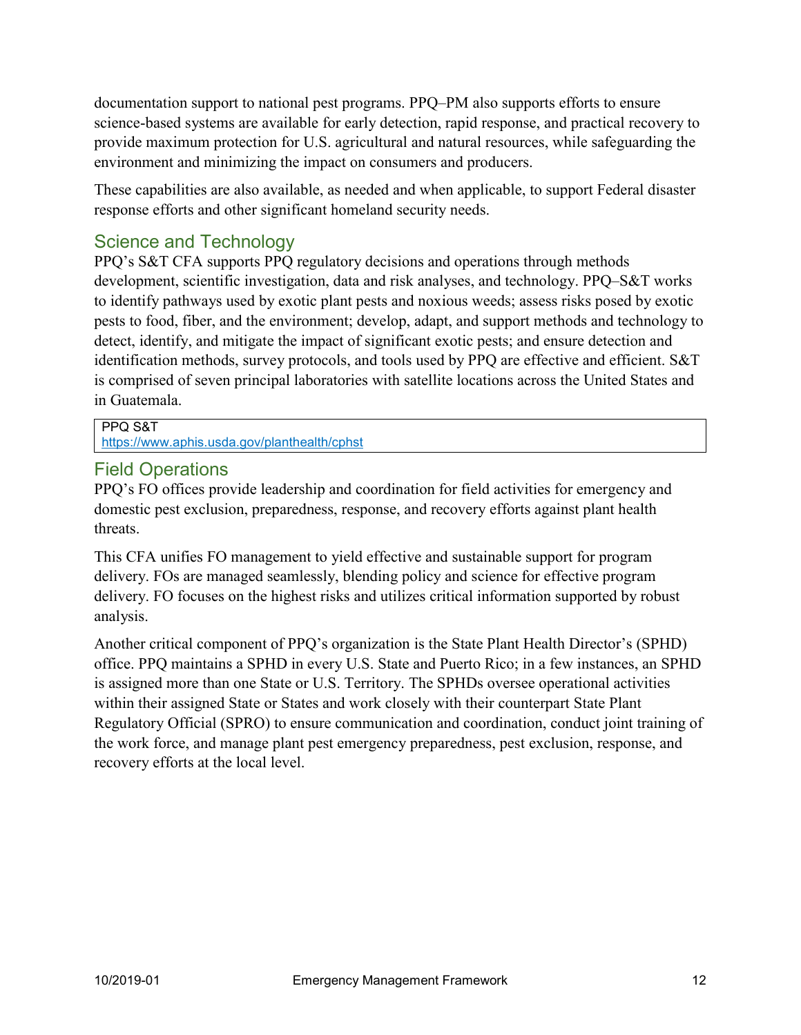documentation support to national pest programs. PPQ–PM also supports efforts to ensure science-based systems are available for early detection, rapid response, and practical recovery to provide maximum protection for U.S. agricultural and natural resources, while safeguarding the environment and minimizing the impact on consumers and producers.

These capabilities are also available, as needed and when applicable, to support Federal disaster response efforts and other significant homeland security needs.

## Science and Technology

PPQ's S&T CFA supports PPQ regulatory decisions and operations through methods development, scientific investigation, data and risk analyses, and technology. PPQ–S&T works to identify pathways used by exotic plant pests and noxious weeds; assess risks posed by exotic pests to food, fiber, and the environment; develop, adapt, and support methods and technology to detect, identify, and mitigate the impact of significant exotic pests; and ensure detection and identification methods, survey protocols, and tools used by PPQ are effective and efficient. S&T is comprised of seven principal laboratories with satellite locations across the United States and in Guatemala.

| PPQ S&T |
|---|
| https://www.aphis.usda.gov/planthealth/cphst |

## Field Operations

PPQ's FO offices provide leadership and coordination for field activities for emergency and domestic pest exclusion, preparedness, response, and recovery efforts against plant health threats.

This CFA unifies FO management to yield effective and sustainable support for program delivery. FOs are managed seamlessly, blending policy and science for effective program delivery. FO focuses on the highest risks and utilizes critical information supported by robust analysis.

Another critical component of PPQ's organization is the State Plant Health Director's (SPHD) office. PPQ maintains a SPHD in every U.S. State and Puerto Rico; in a few instances, an SPHD is assigned more than one State or U.S. Territory. The SPHDs oversee operational activities within their assigned State or States and work closely with their counterpart State Plant Regulatory Official (SPRO) to ensure communication and coordination, conduct joint training of the work force, and manage plant pest emergency preparedness, pest exclusion, response, and recovery efforts at the local level.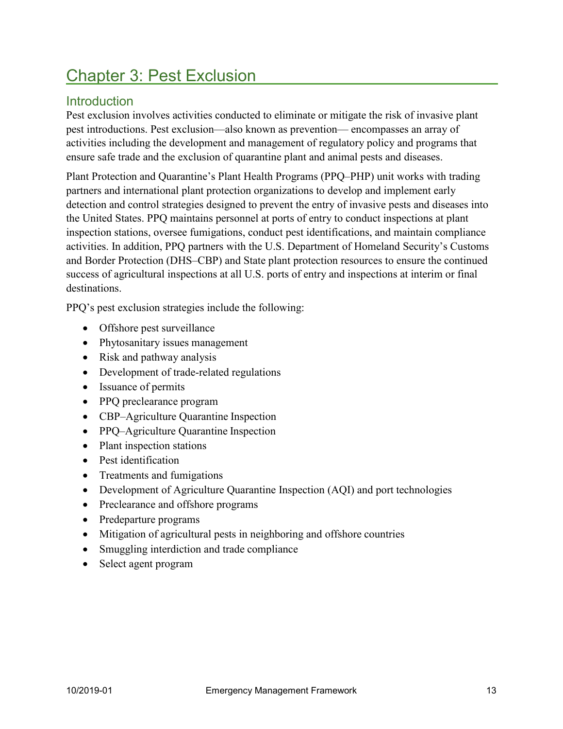# Chapter 3: Pest Exclusion

## Introduction

Pest exclusion involves activities conducted to eliminate or mitigate the risk of invasive plant pest introductions. Pest exclusion—also known as prevention— encompasses an array of activities including the development and management of regulatory policy and programs that ensure safe trade and the exclusion of quarantine plant and animal pests and diseases.

Plant Protection and Quarantine's Plant Health Programs (PPQ–PHP) unit works with trading partners and international plant protection organizations to develop and implement early detection and control strategies designed to prevent the entry of invasive pests and diseases into the United States. PPQ maintains personnel at ports of entry to conduct inspections at plant inspection stations, oversee fumigations, conduct pest identifications, and maintain compliance activities. In addition, PPQ partners with the U.S. Department of Homeland Security's Customs and Border Protection (DHS–CBP) and State plant protection resources to ensure the continued success of agricultural inspections at all U.S. ports of entry and inspections at interim or final destinations.

PPQ's pest exclusion strategies include the following:

- Offshore pest surveillance
- Phytosanitary issues management
- Risk and pathway analysis
- Development of trade-related regulations
- Issuance of permits
- PPQ preclearance program
- CBP–Agriculture Quarantine Inspection
- PPQ–Agriculture Quarantine Inspection
- Plant inspection stations
- Pest identification
- Treatments and fumigations
- Development of Agriculture Quarantine Inspection (AQI) and port technologies
- Preclearance and offshore programs
- Predeparture programs
- Mitigation of agricultural pests in neighboring and offshore countries
- Smuggling interdiction and trade compliance
- Select agent program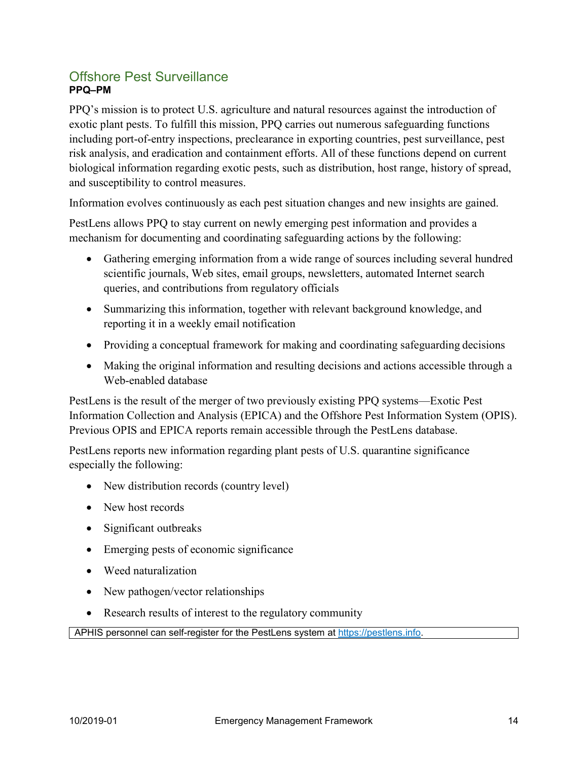## Offshore Pest Surveillance

**PPQ–PM**

PPQ's mission is to protect U.S. agriculture and natural resources against the introduction of exotic plant pests. To fulfill this mission, PPQ carries out numerous safeguarding functions including port-of-entry inspections, preclearance in exporting countries, pest surveillance, pest risk analysis, and eradication and containment efforts. All of these functions depend on current biological information regarding exotic pests, such as distribution, host range, history of spread, and susceptibility to control measures.

Information evolves continuously as each pest situation changes and new insights are gained.

PestLens allows PPQ to stay current on newly emerging pest information and provides a mechanism for documenting and coordinating safeguarding actions by the following:

- Gathering emerging information from a wide range of sources including several hundred scientific journals, Web sites, email groups, newsletters, automated Internet search queries, and contributions from regulatory officials
- Summarizing this information, together with relevant background knowledge, and reporting it in a weekly email notification
- Providing a conceptual framework for making and coordinating safeguarding decisions
- Making the original information and resulting decisions and actions accessible through a Web-enabled database

PestLens is the result of the merger of two previously existing PPQ systems—Exotic Pest Information Collection and Analysis (EPICA) and the Offshore Pest Information System (OPIS). Previous OPIS and EPICA reports remain accessible through the PestLens database.

PestLens reports new information regarding plant pests of U.S. quarantine significance especially the following:

- New distribution records (country level)
- New host records
- Significant outbreaks
- Emerging pests of economic significance
- Weed naturalization
- New pathogen/vector relationships
- Research results of interest to the regulatory community

APHIS personnel can self-register for the PestLens system at [https://pestlens.info](https://pestlens.info).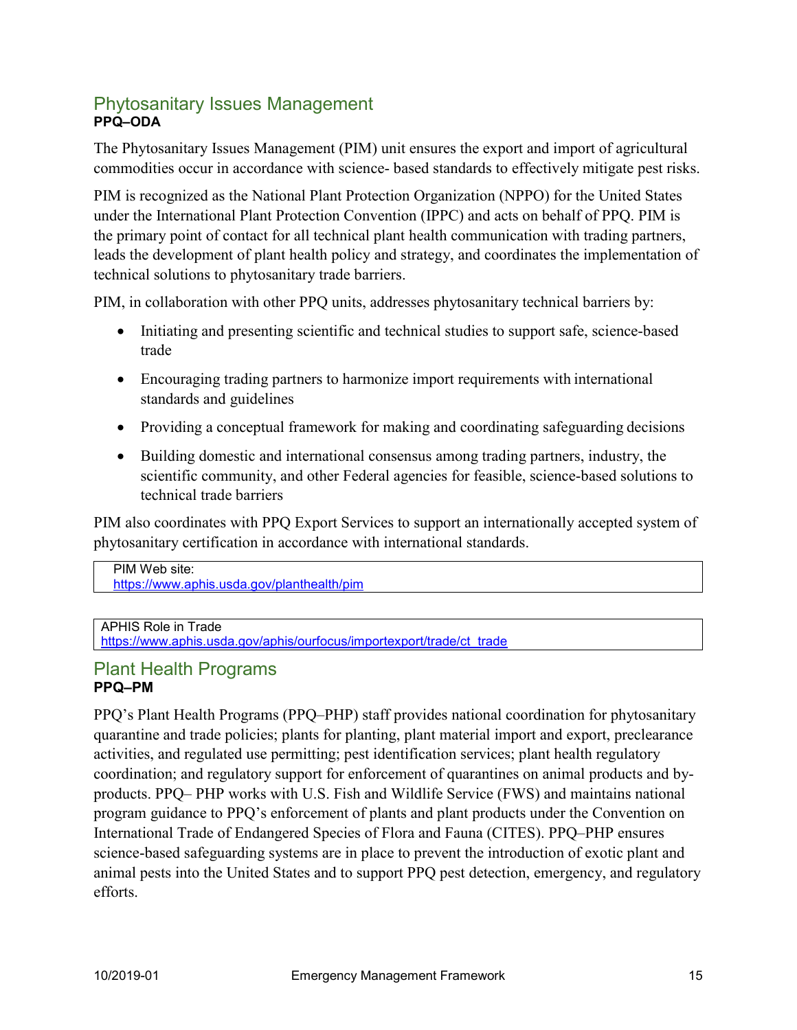## Phytosanitary Issues Management

**PPQ–ODA**

The Phytosanitary Issues Management (PIM) unit ensures the export and import of agricultural commodities occur in accordance with science- based standards to effectively mitigate pest risks.

PIM is recognized as the National Plant Protection Organization (NPPO) for the United States under the International Plant Protection Convention (IPPC) and acts on behalf of PPQ. PIM is the primary point of contact for all technical plant health communication with trading partners, leads the development of plant health policy and strategy, and coordinates the implementation of technical solutions to phytosanitary trade barriers.

PIM, in collaboration with other PPQ units, addresses phytosanitary technical barriers by:

- Initiating and presenting scientific and technical studies to support safe, science-based trade
- Encouraging trading partners to harmonize import requirements with international standards and guidelines
- Providing a conceptual framework for making and coordinating safeguarding decisions
- Building domestic and international consensus among trading partners, industry, the scientific community, and other Federal agencies for feasible, science-based solutions to technical trade barriers

PIM also coordinates with PPQ Export Services to support an internationally accepted system of phytosanitary certification in accordance with international standards.

| PIM Web site: https://www.aphis.usda.gov/planthealth/pim |
|---|

| APHIS Role in Trade https://www.aphis.usda.gov/aphis/ourfocus/importexport/trade/ct_trade |
|---|

## Plant Health Programs

**PPQ–PM**

PPQ's Plant Health Programs (PPQ–PHP) staff provides national coordination for phytosanitary quarantine and trade policies; plants for planting, plant material import and export, preclearance activities, and regulated use permitting; pest identification services; plant health regulatory coordination; and regulatory support for enforcement of quarantines on animal products and by-products. PPQ– PHP works with U.S. Fish and Wildlife Service (FWS) and maintains national program guidance to PPQ's enforcement of plants and plant products under the Convention on International Trade of Endangered Species of Flora and Fauna (CITES). PPQ–PHP ensures science-based safeguarding systems are in place to prevent the introduction of exotic plant and animal pests into the United States and to support PPQ pest detection, emergency, and regulatory efforts.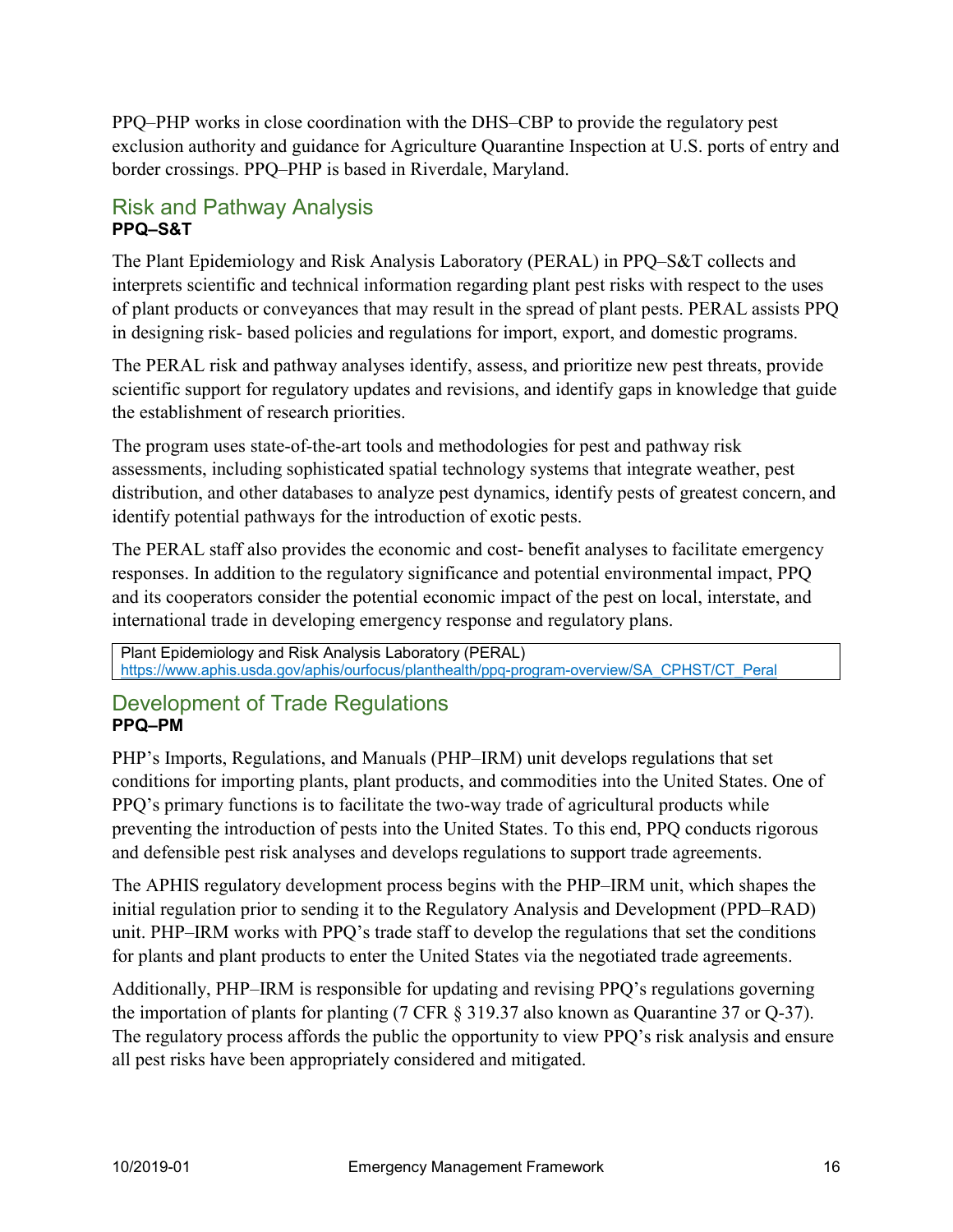PPQ–PHP works in close coordination with the DHS–CBP to provide the regulatory pest exclusion authority and guidance for Agriculture Quarantine Inspection at U.S. ports of entry and border crossings. PPQ–PHP is based in Riverdale, Maryland.

## Risk and Pathway Analysis

**PPQ–S&T**

The Plant Epidemiology and Risk Analysis Laboratory (PERAL) in PPQ–S&T collects and interprets scientific and technical information regarding plant pest risks with respect to the uses of plant products or conveyances that may result in the spread of plant pests. PERAL assists PPQ in designing risk- based policies and regulations for import, export, and domestic programs.

The PERAL risk and pathway analyses identify, assess, and prioritize new pest threats, provide scientific support for regulatory updates and revisions, and identify gaps in knowledge that guide the establishment of research priorities.

The program uses state-of-the-art tools and methodologies for pest and pathway risk assessments, including sophisticated spatial technology systems that integrate weather, pest distribution, and other databases to analyze pest dynamics, identify pests of greatest concern, and identify potential pathways for the introduction of exotic pests.

The PERAL staff also provides the economic and cost- benefit analyses to facilitate emergency responses. In addition to the regulatory significance and potential environmental impact, PPQ and its cooperators consider the potential economic impact of the pest on local, interstate, and international trade in developing emergency response and regulatory plans.

| Plant Epidemiology and Risk Analysis Laboratory (PERAL) https://www.aphis.usda.gov/aphis/ourfocus/planthealth/ppq-program-overview/SA_CPHST/CT_Peral |
|---|

## Development of Trade Regulations

**PPQ–PM**

PHP's Imports, Regulations, and Manuals (PHP–IRM) unit develops regulations that set conditions for importing plants, plant products, and commodities into the United States. One of PPQ's primary functions is to facilitate the two-way trade of agricultural products while preventing the introduction of pests into the United States. To this end, PPQ conducts rigorous and defensible pest risk analyses and develops regulations to support trade agreements.

The APHIS regulatory development process begins with the PHP–IRM unit, which shapes the initial regulation prior to sending it to the Regulatory Analysis and Development (PPD–RAD) unit. PHP–IRM works with PPQ's trade staff to develop the regulations that set the conditions for plants and plant products to enter the United States via the negotiated trade agreements.

Additionally, PHP–IRM is responsible for updating and revising PPQ's regulations governing the importation of plants for planting (7 CFR § 319.37 also known as Quarantine 37 or Q-37). The regulatory process affords the public the opportunity to view PPQ's risk analysis and ensure all pest risks have been appropriately considered and mitigated.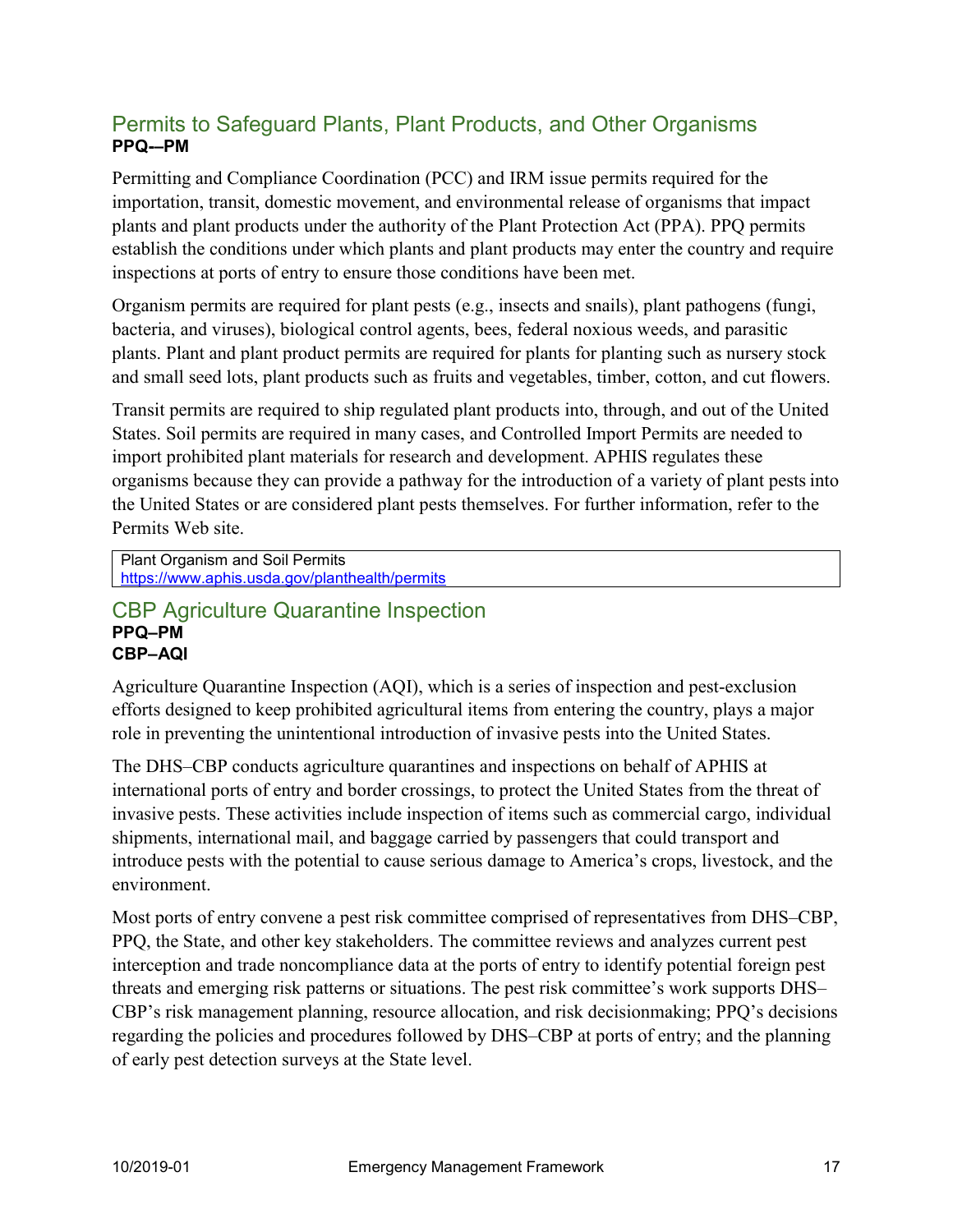## Permits to Safeguard Plants, Plant Products, and Other Organisms

**PPQ-–PM**

Permitting and Compliance Coordination (PCC) and IRM issue permits required for the importation, transit, domestic movement, and environmental release of organisms that impact plants and plant products under the authority of the Plant Protection Act (PPA). PPQ permits establish the conditions under which plants and plant products may enter the country and require inspections at ports of entry to ensure those conditions have been met.

Organism permits are required for plant pests (e.g., insects and snails), plant pathogens (fungi, bacteria, and viruses), biological control agents, bees, federal noxious weeds, and parasitic plants. Plant and plant product permits are required for plants for planting such as nursery stock and small seed lots, plant products such as fruits and vegetables, timber, cotton, and cut flowers.

Transit permits are required to ship regulated plant products into, through, and out of the United States. Soil permits are required in many cases, and Controlled Import Permits are needed to import prohibited plant materials for research and development. APHIS regulates these organisms because they can provide a pathway for the introduction of a variety of plant pests into the United States or are considered plant pests themselves. For further information, refer to the Permits Web site.

| Plant Organism and Soil Permits<br>https://www.aphis.usda.gov/planthealth/permits |
|---|

## CBP Agriculture Quarantine Inspection

**PPQ–PM**
**CBP–AQI**

Agriculture Quarantine Inspection (AQI), which is a series of inspection and pest-exclusion efforts designed to keep prohibited agricultural items from entering the country, plays a major role in preventing the unintentional introduction of invasive pests into the United States.

The DHS–CBP conducts agriculture quarantines and inspections on behalf of APHIS at international ports of entry and border crossings, to protect the United States from the threat of invasive pests. These activities include inspection of items such as commercial cargo, individual shipments, international mail, and baggage carried by passengers that could transport and introduce pests with the potential to cause serious damage to America's crops, livestock, and the environment.

Most ports of entry convene a pest risk committee comprised of representatives from DHS–CBP, PPQ, the State, and other key stakeholders. The committee reviews and analyzes current pest interception and trade noncompliance data at the ports of entry to identify potential foreign pest threats and emerging risk patterns or situations. The pest risk committee's work supports DHS–CBP's risk management planning, resource allocation, and risk decisionmaking; PPQ's decisions regarding the policies and procedures followed by DHS–CBP at ports of entry; and the planning of early pest detection surveys at the State level.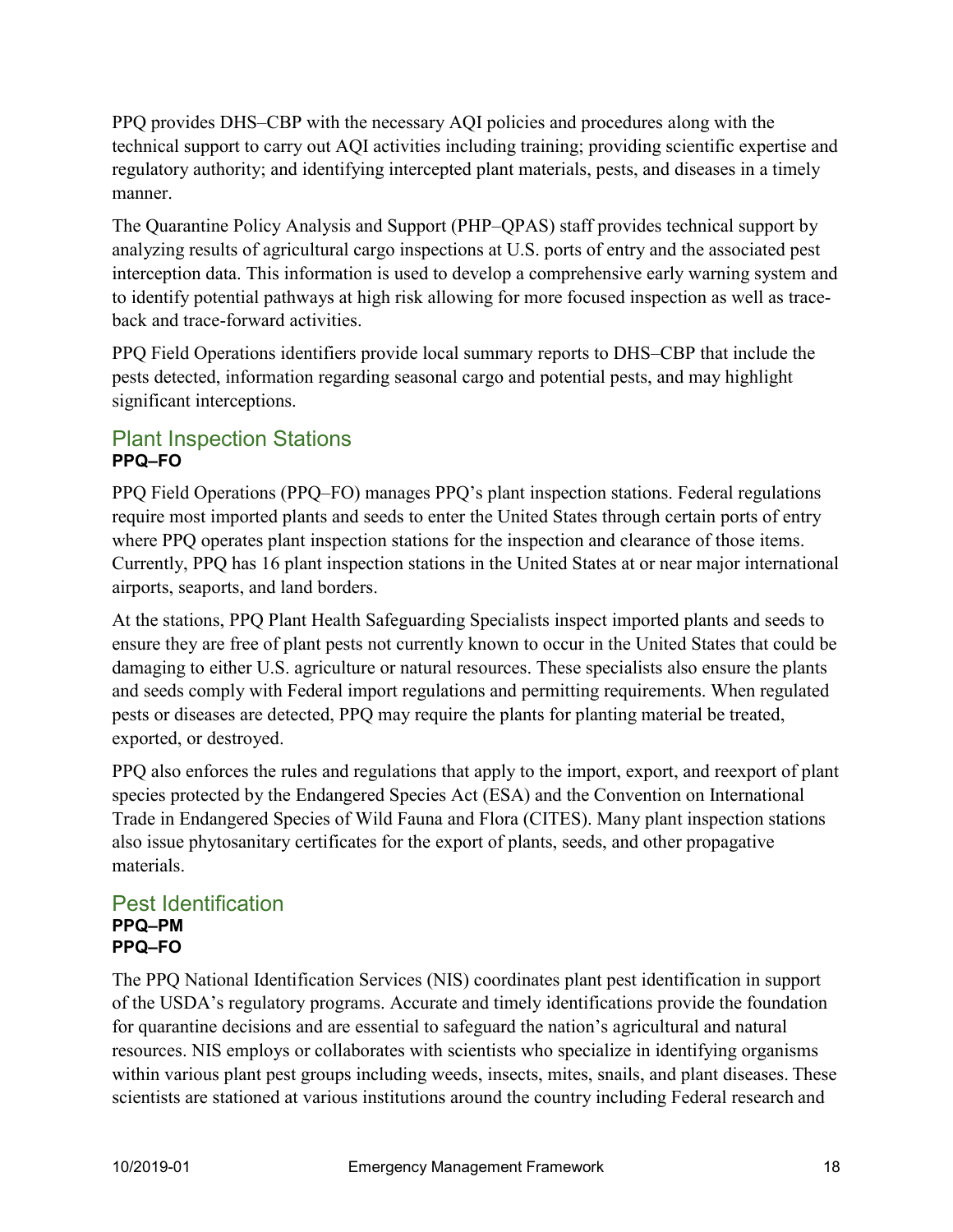PPQ provides DHS–CBP with the necessary AQI policies and procedures along with the technical support to carry out AQI activities including training; providing scientific expertise and regulatory authority; and identifying intercepted plant materials, pests, and diseases in a timely manner.

The Quarantine Policy Analysis and Support (PHP–QPAS) staff provides technical support by analyzing results of agricultural cargo inspections at U.S. ports of entry and the associated pest interception data. This information is used to develop a comprehensive early warning system and to identify potential pathways at high risk allowing for more focused inspection as well as trace-back and trace-forward activities.

PPQ Field Operations identifiers provide local summary reports to DHS–CBP that include the pests detected, information regarding seasonal cargo and potential pests, and may highlight significant interceptions.

## Plant Inspection Stations

**PPQ–FO**

PPQ Field Operations (PPQ–FO) manages PPQ's plant inspection stations. Federal regulations require most imported plants and seeds to enter the United States through certain ports of entry where PPQ operates plant inspection stations for the inspection and clearance of those items. Currently, PPQ has 16 plant inspection stations in the United States at or near major international airports, seaports, and land borders.

At the stations, PPQ Plant Health Safeguarding Specialists inspect imported plants and seeds to ensure they are free of plant pests not currently known to occur in the United States that could be damaging to either U.S. agriculture or natural resources. These specialists also ensure the plants and seeds comply with Federal import regulations and permitting requirements. When regulated pests or diseases are detected, PPQ may require the plants for planting material be treated, exported, or destroyed.

PPQ also enforces the rules and regulations that apply to the import, export, and reexport of plant species protected by the Endangered Species Act (ESA) and the Convention on International Trade in Endangered Species of Wild Fauna and Flora (CITES). Many plant inspection stations also issue phytosanitary certificates for the export of plants, seeds, and other propagative materials.

## Pest Identification

**PPQ–PM**
**PPQ–FO**

The PPQ National Identification Services (NIS) coordinates plant pest identification in support of the USDA's regulatory programs. Accurate and timely identifications provide the foundation for quarantine decisions and are essential to safeguard the nation's agricultural and natural resources. NIS employs or collaborates with scientists who specialize in identifying organisms within various plant pest groups including weeds, insects, mites, snails, and plant diseases. These scientists are stationed at various institutions around the country including Federal research and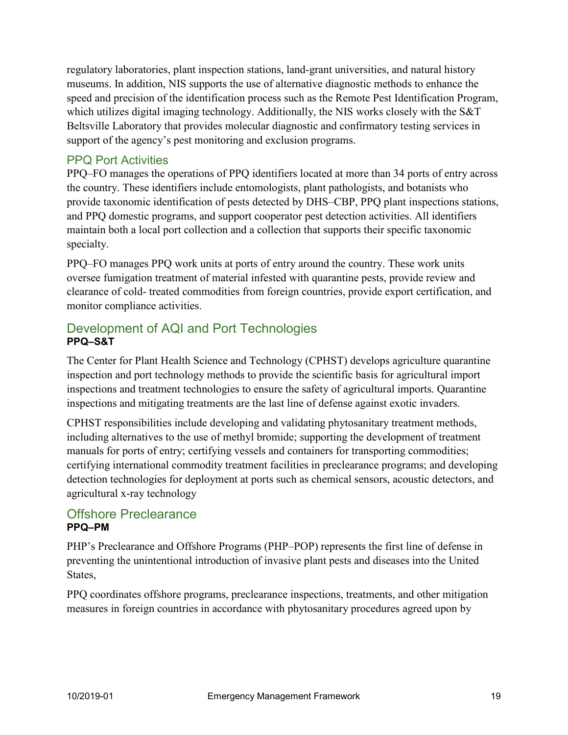regulatory laboratories, plant inspection stations, land-grant universities, and natural history museums. In addition, NIS supports the use of alternative diagnostic methods to enhance the speed and precision of the identification process such as the Remote Pest Identification Program, which utilizes digital imaging technology. Additionally, the NIS works closely with the S&T Beltsville Laboratory that provides molecular diagnostic and confirmatory testing services in support of the agency's pest monitoring and exclusion programs.

### PPQ Port Activities

PPQ–FO manages the operations of PPQ identifiers located at more than 34 ports of entry across the country. These identifiers include entomologists, plant pathologists, and botanists who provide taxonomic identification of pests detected by DHS–CBP, PPQ plant inspections stations, and PPQ domestic programs, and support cooperator pest detection activities. All identifiers maintain both a local port collection and a collection that supports their specific taxonomic specialty.

PPQ–FO manages PPQ work units at ports of entry around the country. These work units oversee fumigation treatment of material infested with quarantine pests, provide review and clearance of cold- treated commodities from foreign countries, provide export certification, and monitor compliance activities.

## Development of AQI and Port Technologies

**PPQ–S&T**

The Center for Plant Health Science and Technology (CPHST) develops agriculture quarantine inspection and port technology methods to provide the scientific basis for agricultural import inspections and treatment technologies to ensure the safety of agricultural imports. Quarantine inspections and mitigating treatments are the last line of defense against exotic invaders.

CPHST responsibilities include developing and validating phytosanitary treatment methods, including alternatives to the use of methyl bromide; supporting the development of treatment manuals for ports of entry; certifying vessels and containers for transporting commodities; certifying international commodity treatment facilities in preclearance programs; and developing detection technologies for deployment at ports such as chemical sensors, acoustic detectors, and agricultural x-ray technology

## Offshore Preclearance

**PPQ–PM**

PHP's Preclearance and Offshore Programs (PHP–POP) represents the first line of defense in preventing the unintentional introduction of invasive plant pests and diseases into the United States,

PPQ coordinates offshore programs, preclearance inspections, treatments, and other mitigation measures in foreign countries in accordance with phytosanitary procedures agreed upon by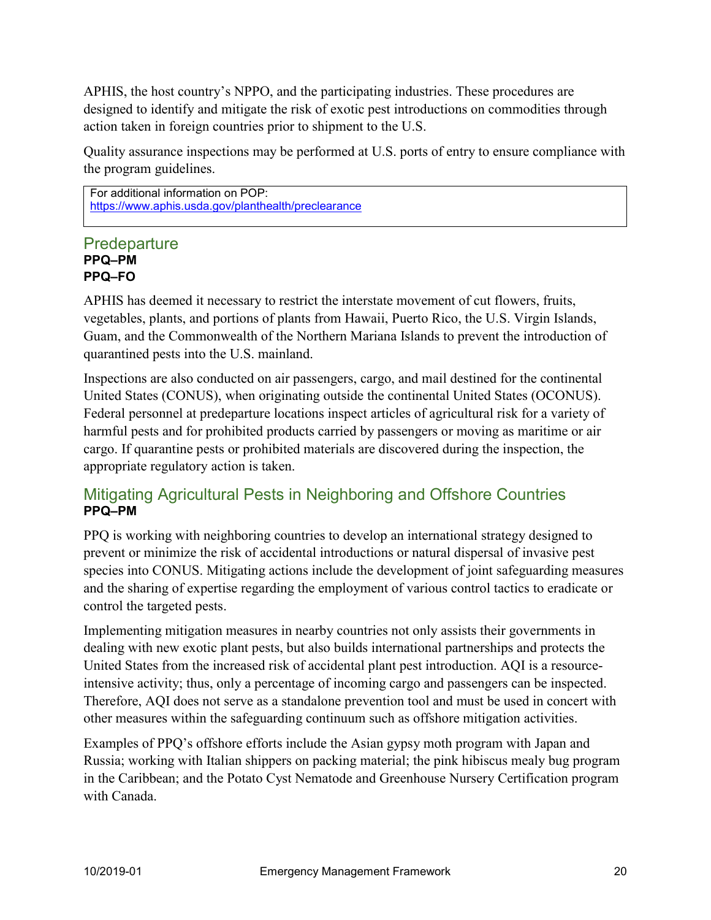APHIS, the host country's NPPO, and the participating industries. These procedures are designed to identify and mitigate the risk of exotic pest introductions on commodities through action taken in foreign countries prior to shipment to the U.S.

Quality assurance inspections may be performed at U.S. ports of entry to ensure compliance with the program guidelines.

> For additional information on POP:
> https://www.aphis.usda.gov/planthealth/preclearance

## Predeparture

**PPQ–PM**
**PPQ–FO**

APHIS has deemed it necessary to restrict the interstate movement of cut flowers, fruits, vegetables, plants, and portions of plants from Hawaii, Puerto Rico, the U.S. Virgin Islands, Guam, and the Commonwealth of the Northern Mariana Islands to prevent the introduction of quarantined pests into the U.S. mainland.

Inspections are also conducted on air passengers, cargo, and mail destined for the continental United States (CONUS), when originating outside the continental United States (OCONUS). Federal personnel at predeparture locations inspect articles of agricultural risk for a variety of harmful pests and for prohibited products carried by passengers or moving as maritime or air cargo. If quarantine pests or prohibited materials are discovered during the inspection, the appropriate regulatory action is taken.

## Mitigating Agricultural Pests in Neighboring and Offshore Countries

**PPQ–PM**

PPQ is working with neighboring countries to develop an international strategy designed to prevent or minimize the risk of accidental introductions or natural dispersal of invasive pest species into CONUS. Mitigating actions include the development of joint safeguarding measures and the sharing of expertise regarding the employment of various control tactics to eradicate or control the targeted pests.

Implementing mitigation measures in nearby countries not only assists their governments in dealing with new exotic plant pests, but also builds international partnerships and protects the United States from the increased risk of accidental plant pest introduction. AQI is a resource-intensive activity; thus, only a percentage of incoming cargo and passengers can be inspected. Therefore, AQI does not serve as a standalone prevention tool and must be used in concert with other measures within the safeguarding continuum such as offshore mitigation activities.

Examples of PPQ's offshore efforts include the Asian gypsy moth program with Japan and Russia; working with Italian shippers on packing material; the pink hibiscus mealy bug program in the Caribbean; and the Potato Cyst Nematode and Greenhouse Nursery Certification program with Canada.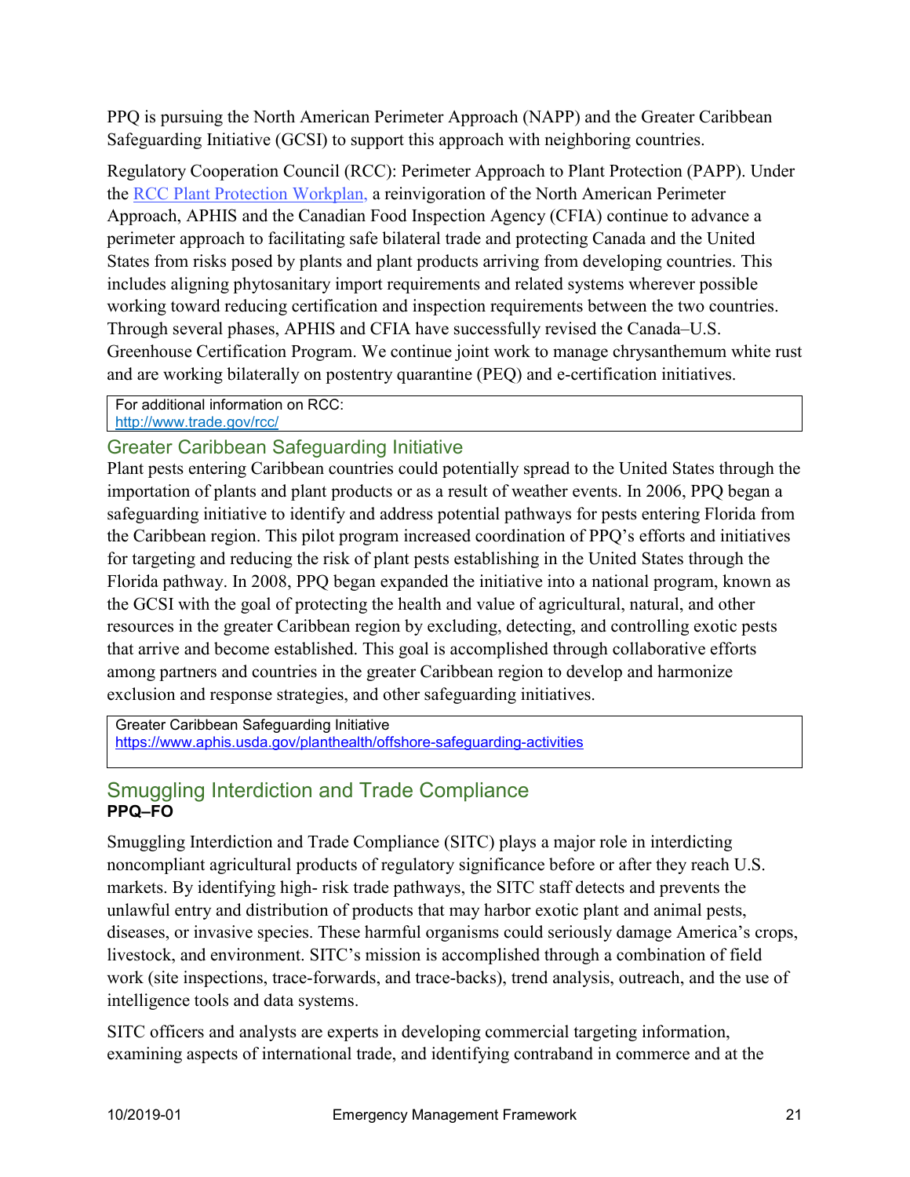PPQ is pursuing the North American Perimeter Approach (NAPP) and the Greater Caribbean Safeguarding Initiative (GCSI) to support this approach with neighboring countries.

Regulatory Cooperation Council (RCC): Perimeter Approach to Plant Protection (PAPP). Under the [RCC Plant Protection Workplan,](#) a reinvigoration of the North American Perimeter Approach, APHIS and the Canadian Food Inspection Agency (CFIA) continue to advance a perimeter approach to facilitating safe bilateral trade and protecting Canada and the United States from risks posed by plants and plant products arriving from developing countries. This includes aligning phytosanitary import requirements and related systems wherever possible working toward reducing certification and inspection requirements between the two countries. Through several phases, APHIS and CFIA have successfully revised the Canada–U.S. Greenhouse Certification Program. We continue joint work to manage chrysanthemum white rust and are working bilaterally on postentry quarantine (PEQ) and e-certification initiatives.

| For additional information on RCC: http://www.trade.gov/rcc/ |
|---|

## Greater Caribbean Safeguarding Initiative

Plant pests entering Caribbean countries could potentially spread to the United States through the importation of plants and plant products or as a result of weather events. In 2006, PPQ began a safeguarding initiative to identify and address potential pathways for pests entering Florida from the Caribbean region. This pilot program increased coordination of PPQ's efforts and initiatives for targeting and reducing the risk of plant pests establishing in the United States through the Florida pathway. In 2008, PPQ began expanded the initiative into a national program, known as the GCSI with the goal of protecting the health and value of agricultural, natural, and other resources in the greater Caribbean region by excluding, detecting, and controlling exotic pests that arrive and become established. This goal is accomplished through collaborative efforts among partners and countries in the greater Caribbean region to develop and harmonize exclusion and response strategies, and other safeguarding initiatives.

| Greater Caribbean Safeguarding Initiative https://www.aphis.usda.gov/planthealth/offshore-safeguarding-activities |
|---|

## Smuggling Interdiction and Trade Compliance

**PPQ–FO**

Smuggling Interdiction and Trade Compliance (SITC) plays a major role in interdicting noncompliant agricultural products of regulatory significance before or after they reach U.S. markets. By identifying high- risk trade pathways, the SITC staff detects and prevents the unlawful entry and distribution of products that may harbor exotic plant and animal pests, diseases, or invasive species. These harmful organisms could seriously damage America's crops, livestock, and environment. SITC's mission is accomplished through a combination of field work (site inspections, trace-forwards, and trace-backs), trend analysis, outreach, and the use of intelligence tools and data systems.

SITC officers and analysts are experts in developing commercial targeting information, examining aspects of international trade, and identifying contraband in commerce and at the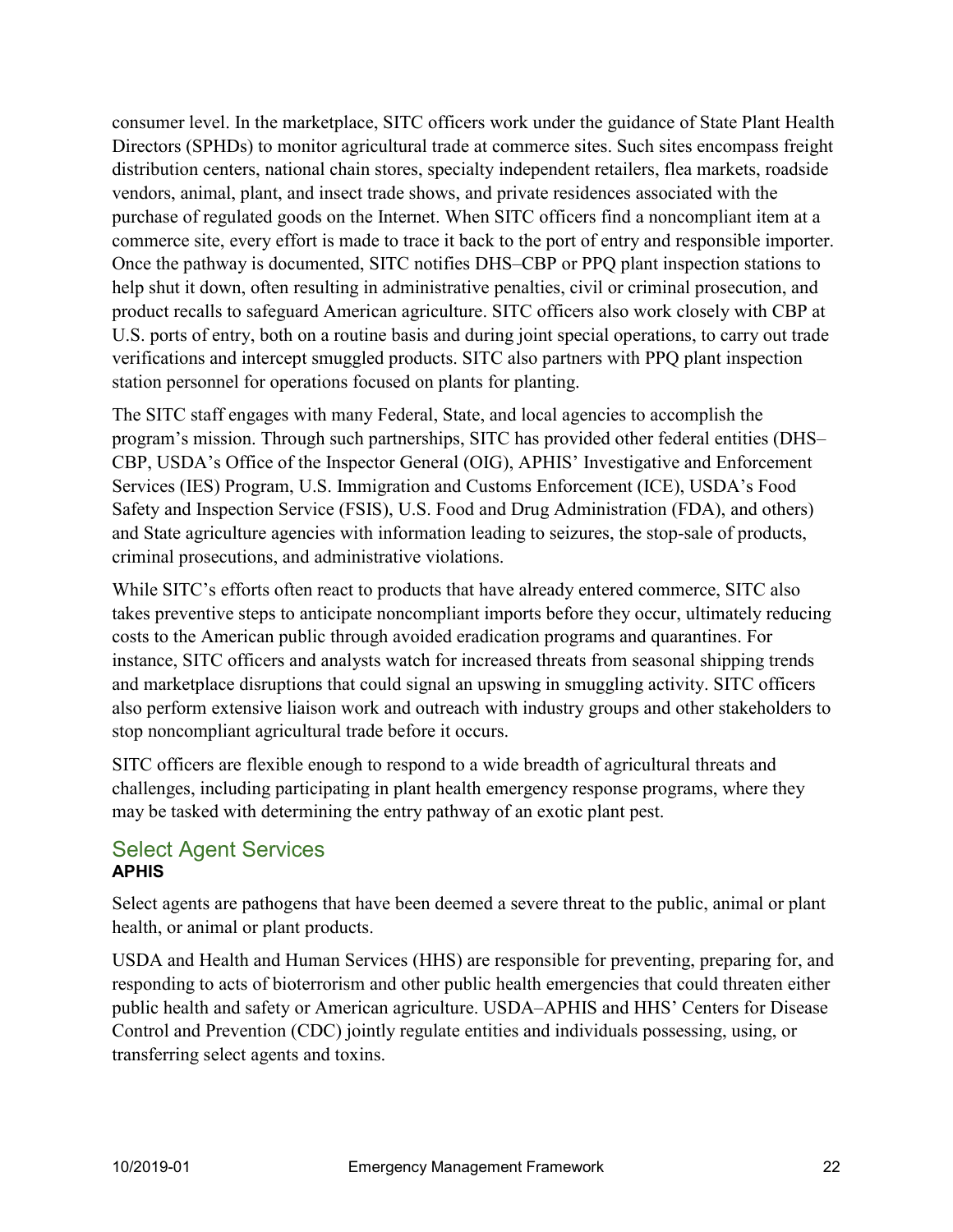consumer level. In the marketplace, SITC officers work under the guidance of State Plant Health Directors (SPHDs) to monitor agricultural trade at commerce sites. Such sites encompass freight distribution centers, national chain stores, specialty independent retailers, flea markets, roadside vendors, animal, plant, and insect trade shows, and private residences associated with the purchase of regulated goods on the Internet. When SITC officers find a noncompliant item at a commerce site, every effort is made to trace it back to the port of entry and responsible importer. Once the pathway is documented, SITC notifies DHS–CBP or PPQ plant inspection stations to help shut it down, often resulting in administrative penalties, civil or criminal prosecution, and product recalls to safeguard American agriculture. SITC officers also work closely with CBP at U.S. ports of entry, both on a routine basis and during joint special operations, to carry out trade verifications and intercept smuggled products. SITC also partners with PPQ plant inspection station personnel for operations focused on plants for planting.

The SITC staff engages with many Federal, State, and local agencies to accomplish the program's mission. Through such partnerships, SITC has provided other federal entities (DHS–CBP, USDA's Office of the Inspector General (OIG), APHIS' Investigative and Enforcement Services (IES) Program, U.S. Immigration and Customs Enforcement (ICE), USDA's Food Safety and Inspection Service (FSIS), U.S. Food and Drug Administration (FDA), and others) and State agriculture agencies with information leading to seizures, the stop-sale of products, criminal prosecutions, and administrative violations.

While SITC's efforts often react to products that have already entered commerce, SITC also takes preventive steps to anticipate noncompliant imports before they occur, ultimately reducing costs to the American public through avoided eradication programs and quarantines. For instance, SITC officers and analysts watch for increased threats from seasonal shipping trends and marketplace disruptions that could signal an upswing in smuggling activity. SITC officers also perform extensive liaison work and outreach with industry groups and other stakeholders to stop noncompliant agricultural trade before it occurs.

SITC officers are flexible enough to respond to a wide breadth of agricultural threats and challenges, including participating in plant health emergency response programs, where they may be tasked with determining the entry pathway of an exotic plant pest.

## Select Agent Services

**APHIS**

Select agents are pathogens that have been deemed a severe threat to the public, animal or plant health, or animal or plant products.

USDA and Health and Human Services (HHS) are responsible for preventing, preparing for, and responding to acts of bioterrorism and other public health emergencies that could threaten either public health and safety or American agriculture. USDA–APHIS and HHS' Centers for Disease Control and Prevention (CDC) jointly regulate entities and individuals possessing, using, or transferring select agents and toxins.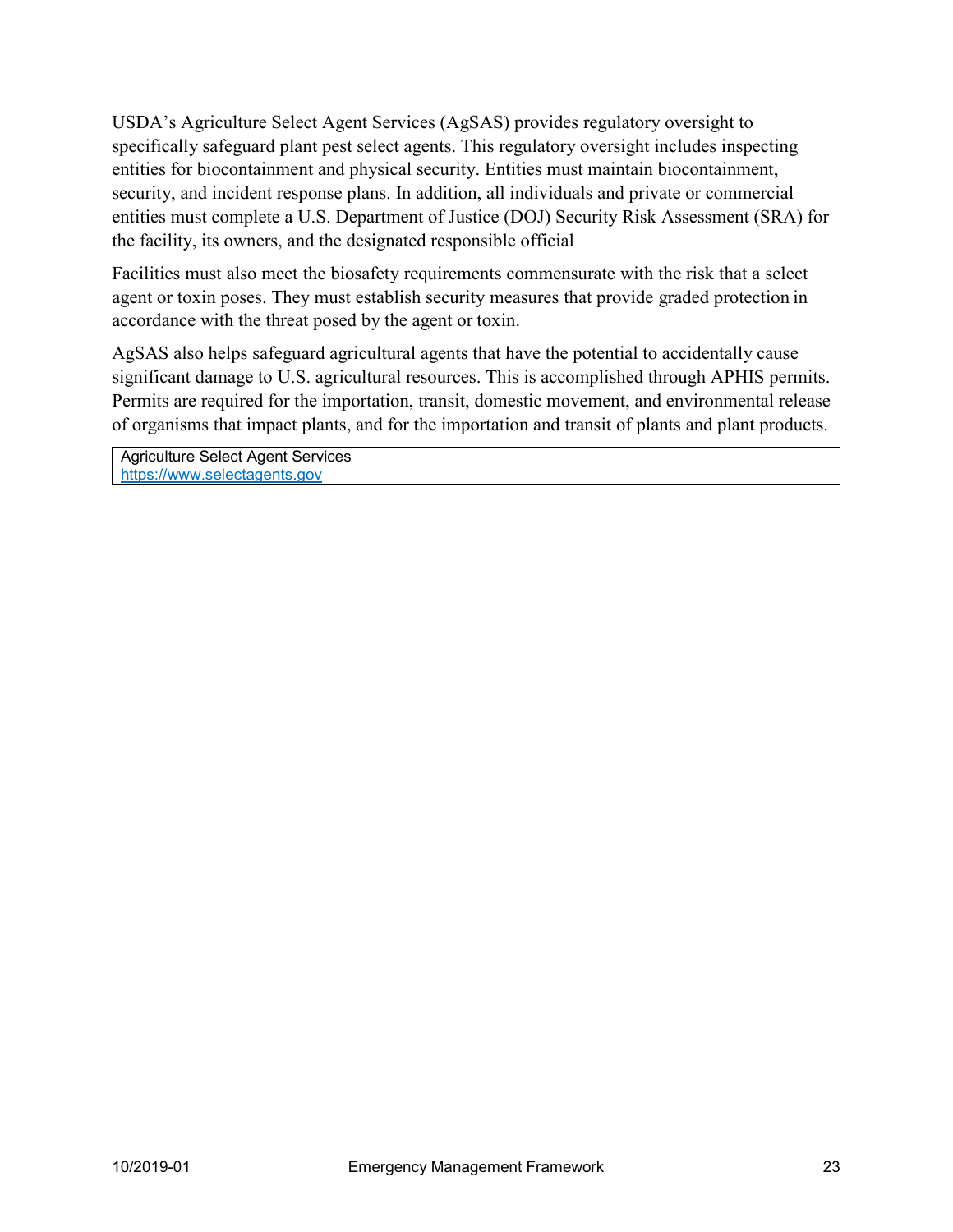USDA’s Agriculture Select Agent Services (AgSAS) provides regulatory oversight to specifically safeguard plant pest select agents. This regulatory oversight includes inspecting entities for biocontainment and physical security. Entities must maintain biocontainment, security, and incident response plans. In addition, all individuals and private or commercial entities must complete a U.S. Department of Justice (DOJ) Security Risk Assessment (SRA) for the facility, its owners, and the designated responsible official

Facilities must also meet the biosafety requirements commensurate with the risk that a select agent or toxin poses. They must establish security measures that provide graded protection in accordance with the threat posed by the agent or toxin.

AgSAS also helps safeguard agricultural agents that have the potential to accidentally cause significant damage to U.S. agricultural resources. This is accomplished through APHIS permits. Permits are required for the importation, transit, domestic movement, and environmental release of organisms that impact plants, and for the importation and transit of plants and plant products.

| Agriculture Select Agent Services<br>https://www.selectagents.gov |
|---|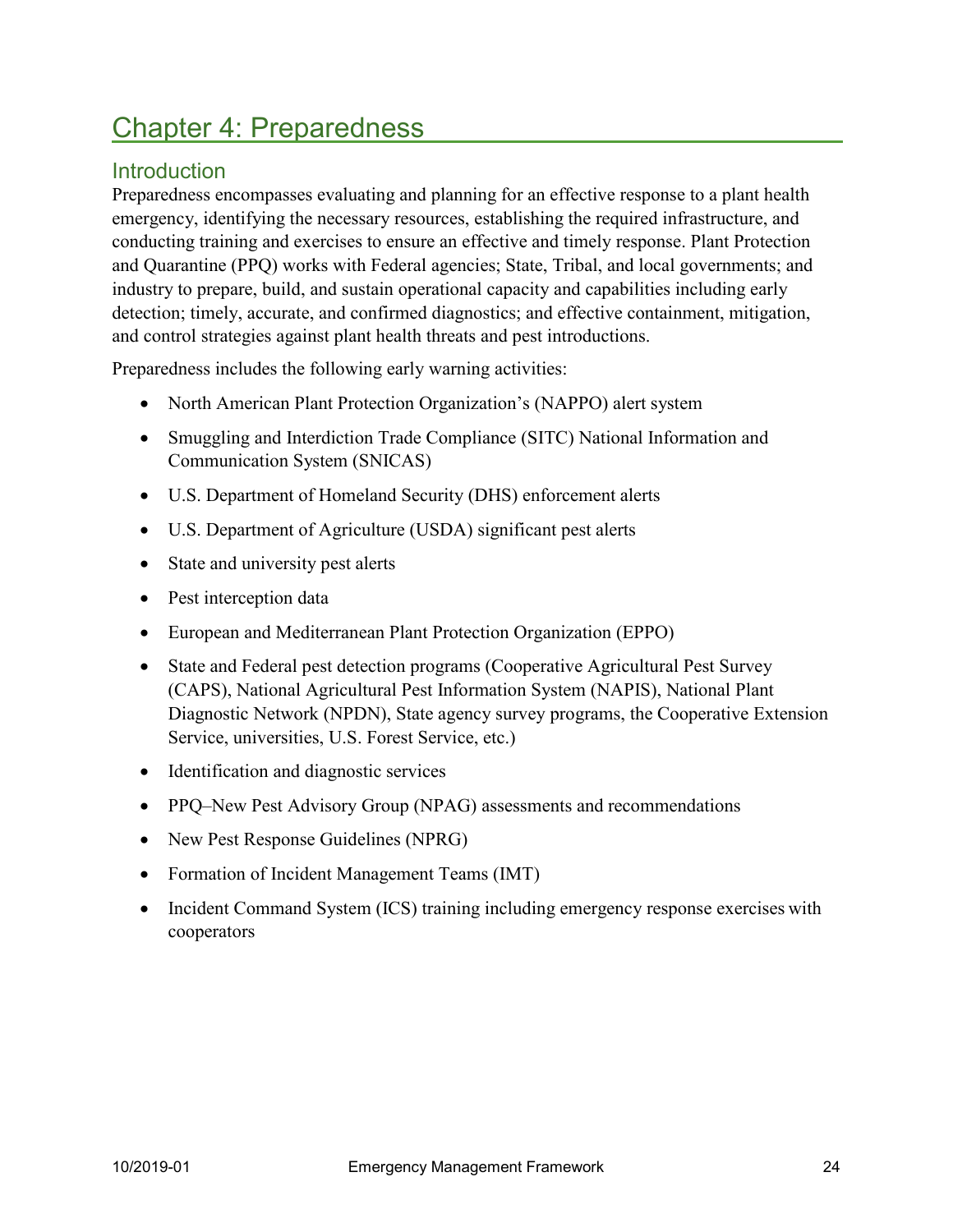# Chapter 4: Preparedness

## Introduction

Preparedness encompasses evaluating and planning for an effective response to a plant health emergency, identifying the necessary resources, establishing the required infrastructure, and conducting training and exercises to ensure an effective and timely response. Plant Protection and Quarantine (PPQ) works with Federal agencies; State, Tribal, and local governments; and industry to prepare, build, and sustain operational capacity and capabilities including early detection; timely, accurate, and confirmed diagnostics; and effective containment, mitigation, and control strategies against plant health threats and pest introductions.

Preparedness includes the following early warning activities:

- North American Plant Protection Organization's (NAPPO) alert system
- Smuggling and Interdiction Trade Compliance (SITC) National Information and Communication System (SNICAS)
- U.S. Department of Homeland Security (DHS) enforcement alerts
- U.S. Department of Agriculture (USDA) significant pest alerts
- State and university pest alerts
- Pest interception data
- European and Mediterranean Plant Protection Organization (EPPO)
- State and Federal pest detection programs (Cooperative Agricultural Pest Survey (CAPS), National Agricultural Pest Information System (NAPIS), National Plant Diagnostic Network (NPDN), State agency survey programs, the Cooperative Extension Service, universities, U.S. Forest Service, etc.)
- Identification and diagnostic services
- PPQ–New Pest Advisory Group (NPAG) assessments and recommendations
- New Pest Response Guidelines (NPRG)
- Formation of Incident Management Teams (IMT)
- Incident Command System (ICS) training including emergency response exercises with cooperators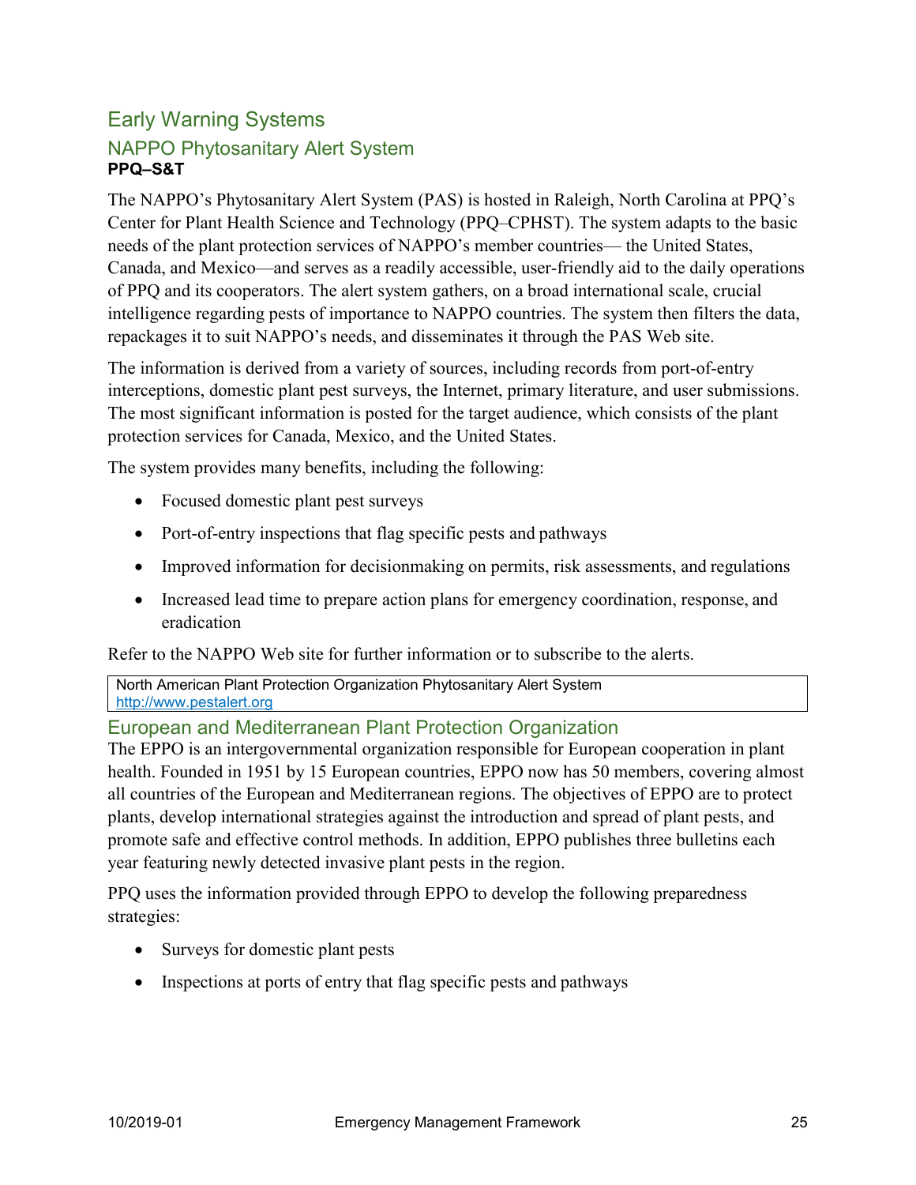## Early Warning Systems

### NAPPO Phytosanitary Alert System

**PPQ–S&T**

The NAPPO's Phytosanitary Alert System (PAS) is hosted in Raleigh, North Carolina at PPQ's Center for Plant Health Science and Technology (PPQ–CPHST). The system adapts to the basic needs of the plant protection services of NAPPO's member countries— the United States, Canada, and Mexico—and serves as a readily accessible, user-friendly aid to the daily operations of PPQ and its cooperators. The alert system gathers, on a broad international scale, crucial intelligence regarding pests of importance to NAPPO countries. The system then filters the data, repackages it to suit NAPPO's needs, and disseminates it through the PAS Web site.

The information is derived from a variety of sources, including records from port-of-entry interceptions, domestic plant pest surveys, the Internet, primary literature, and user submissions. The most significant information is posted for the target audience, which consists of the plant protection services for Canada, Mexico, and the United States.

The system provides many benefits, including the following:

- Focused domestic plant pest surveys
- Port-of-entry inspections that flag specific pests and pathways
- Improved information for decisionmaking on permits, risk assessments, and regulations
- Increased lead time to prepare action plans for emergency coordination, response, and eradication

Refer to the NAPPO Web site for further information or to subscribe to the alerts.

| North American Plant Protection Organization Phytosanitary Alert System<br>http://www.pestalert.org |
|---|

### European and Mediterranean Plant Protection Organization

The EPPO is an intergovernmental organization responsible for European cooperation in plant health. Founded in 1951 by 15 European countries, EPPO now has 50 members, covering almost all countries of the European and Mediterranean regions. The objectives of EPPO are to protect plants, develop international strategies against the introduction and spread of plant pests, and promote safe and effective control methods. In addition, EPPO publishes three bulletins each year featuring newly detected invasive plant pests in the region.

PPQ uses the information provided through EPPO to develop the following preparedness strategies:

- Surveys for domestic plant pests
- Inspections at ports of entry that flag specific pests and pathways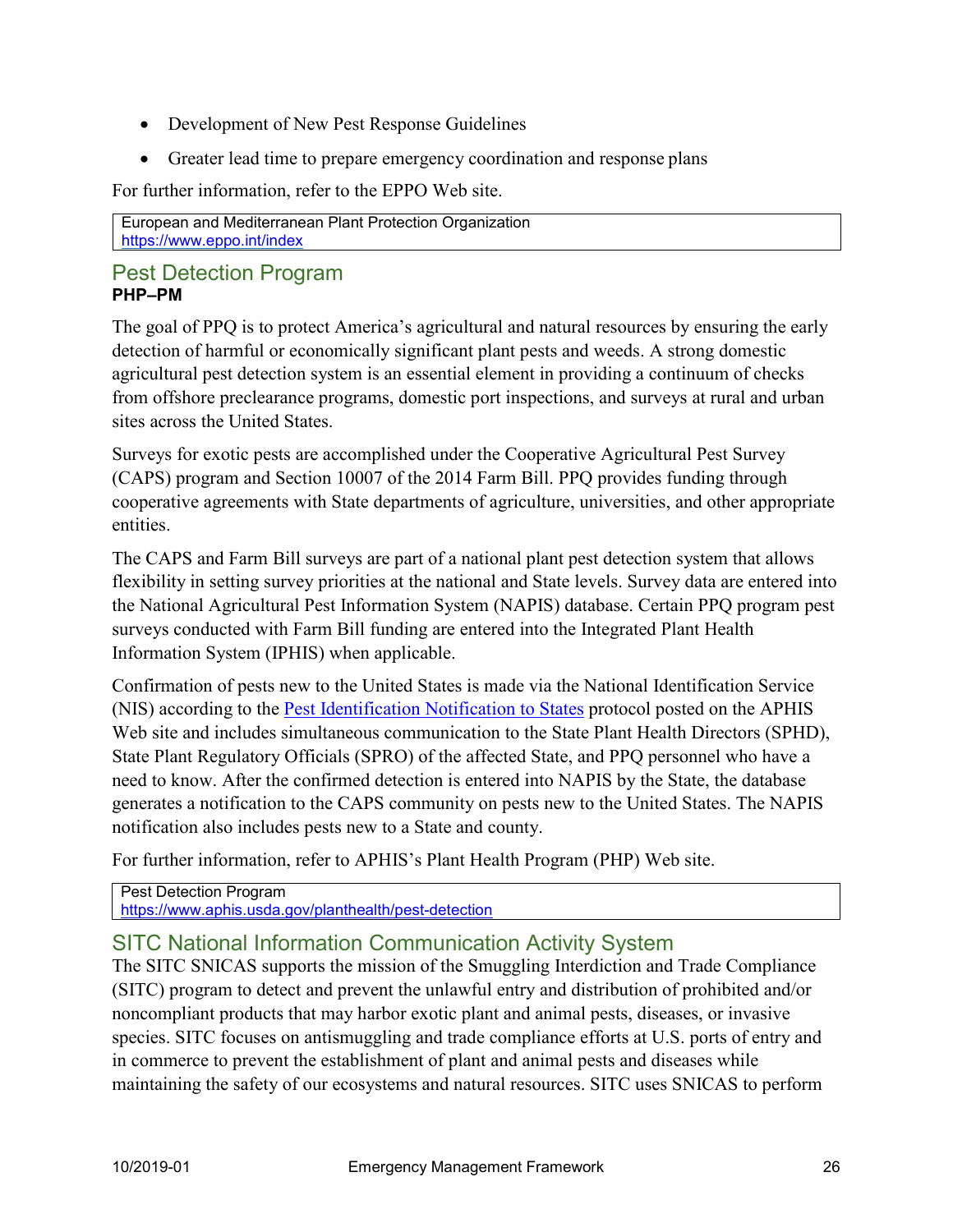- Development of New Pest Response Guidelines
- Greater lead time to prepare emergency coordination and response plans

For further information, refer to the EPPO Web site.

| European and Mediterranean Plant Protection Organization<br>https://www.eppo.int/index |
|---|

## Pest Detection Program

**PHP–PM**

The goal of PPQ is to protect America's agricultural and natural resources by ensuring the early detection of harmful or economically significant plant pests and weeds. A strong domestic agricultural pest detection system is an essential element in providing a continuum of checks from offshore preclearance programs, domestic port inspections, and surveys at rural and urban sites across the United States.

Surveys for exotic pests are accomplished under the Cooperative Agricultural Pest Survey (CAPS) program and Section 10007 of the 2014 Farm Bill. PPQ provides funding through cooperative agreements with State departments of agriculture, universities, and other appropriate entities.

The CAPS and Farm Bill surveys are part of a national plant pest detection system that allows flexibility in setting survey priorities at the national and State levels. Survey data are entered into the National Agricultural Pest Information System (NAPIS) database. Certain PPQ program pest surveys conducted with Farm Bill funding are entered into the Integrated Plant Health Information System (IPHIS) when applicable.

Confirmation of pests new to the United States is made via the National Identification Service (NIS) according to the Pest Identification Notification to States protocol posted on the APHIS Web site and includes simultaneous communication to the State Plant Health Directors (SPHD), State Plant Regulatory Officials (SPRO) of the affected State, and PPQ personnel who have a need to know. After the confirmed detection is entered into NAPIS by the State, the database generates a notification to the CAPS community on pests new to the United States. The NAPIS notification also includes pests new to a State and county.

For further information, refer to APHIS's Plant Health Program (PHP) Web site.

| Pest Detection Program<br>https://www.aphis.usda.gov/planthealth/pest-detection |
|---|

## SITC National Information Communication Activity System

The SITC SNICAS supports the mission of the Smuggling Interdiction and Trade Compliance (SITC) program to detect and prevent the unlawful entry and distribution of prohibited and/or noncompliant products that may harbor exotic plant and animal pests, diseases, or invasive species. SITC focuses on antismuggling and trade compliance efforts at U.S. ports of entry and in commerce to prevent the establishment of plant and animal pests and diseases while maintaining the safety of our ecosystems and natural resources. SITC uses SNICAS to perform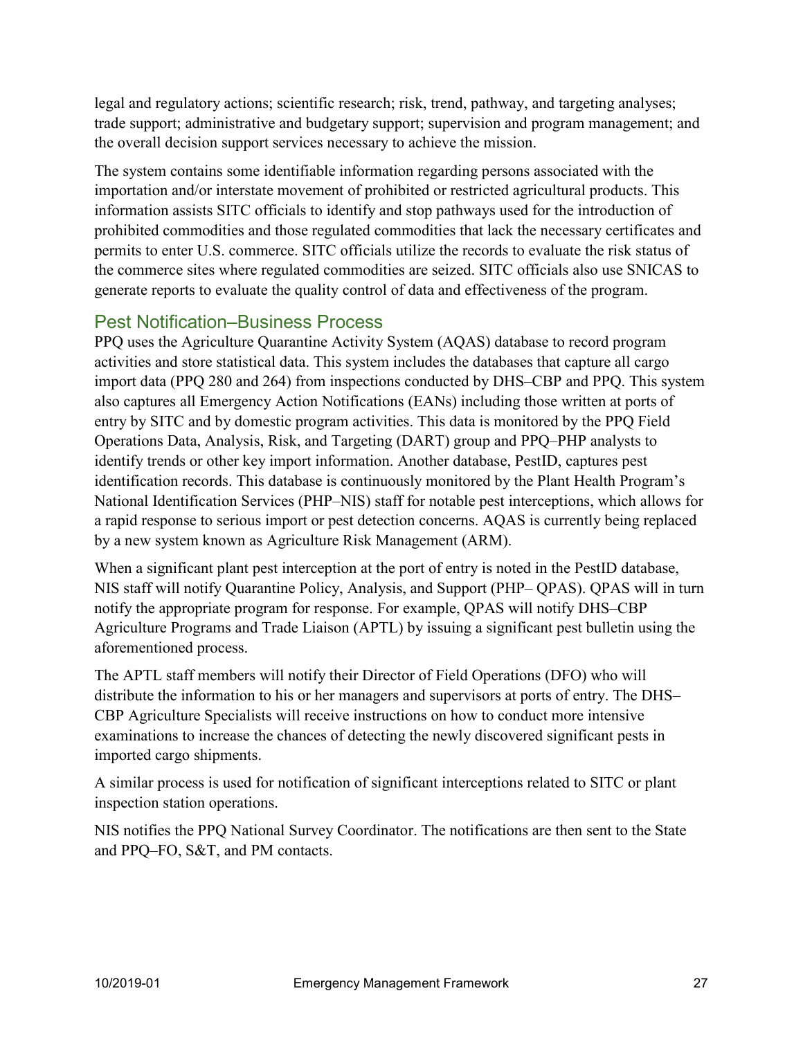legal and regulatory actions; scientific research; risk, trend, pathway, and targeting analyses; trade support; administrative and budgetary support; supervision and program management; and the overall decision support services necessary to achieve the mission.

The system contains some identifiable information regarding persons associated with the importation and/or interstate movement of prohibited or restricted agricultural products. This information assists SITC officials to identify and stop pathways used for the introduction of prohibited commodities and those regulated commodities that lack the necessary certificates and permits to enter U.S. commerce. SITC officials utilize the records to evaluate the risk status of the commerce sites where regulated commodities are seized. SITC officials also use SNICAS to generate reports to evaluate the quality control of data and effectiveness of the program.

## Pest Notification–Business Process

PPQ uses the Agriculture Quarantine Activity System (AQAS) database to record program activities and store statistical data. This system includes the databases that capture all cargo import data (PPQ 280 and 264) from inspections conducted by DHS–CBP and PPQ. This system also captures all Emergency Action Notifications (EANs) including those written at ports of entry by SITC and by domestic program activities. This data is monitored by the PPQ Field Operations Data, Analysis, Risk, and Targeting (DART) group and PPQ–PHP analysts to identify trends or other key import information. Another database, PestID, captures pest identification records. This database is continuously monitored by the Plant Health Program's National Identification Services (PHP–NIS) staff for notable pest interceptions, which allows for a rapid response to serious import or pest detection concerns. AQAS is currently being replaced by a new system known as Agriculture Risk Management (ARM).

When a significant plant pest interception at the port of entry is noted in the PestID database, NIS staff will notify Quarantine Policy, Analysis, and Support (PHP– QPAS). QPAS will in turn notify the appropriate program for response. For example, QPAS will notify DHS–CBP Agriculture Programs and Trade Liaison (APTL) by issuing a significant pest bulletin using the aforementioned process.

The APTL staff members will notify their Director of Field Operations (DFO) who will distribute the information to his or her managers and supervisors at ports of entry. The DHS–CBP Agriculture Specialists will receive instructions on how to conduct more intensive examinations to increase the chances of detecting the newly discovered significant pests in imported cargo shipments.

A similar process is used for notification of significant interceptions related to SITC or plant inspection station operations.

NIS notifies the PPQ National Survey Coordinator. The notifications are then sent to the State and PPQ–FO, S&T, and PM contacts.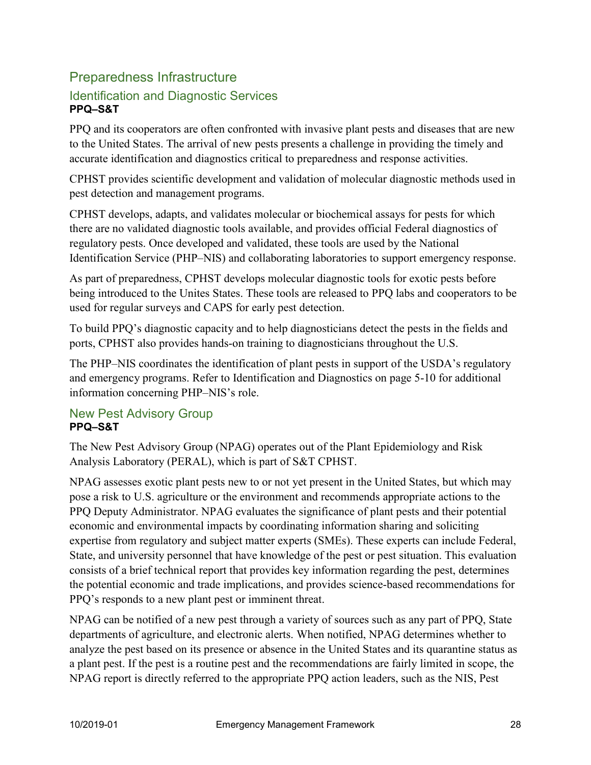## Preparedness Infrastructure

### Identification and Diagnostic Services

**PPQ–S&T**

PPQ and its cooperators are often confronted with invasive plant pests and diseases that are new to the United States. The arrival of new pests presents a challenge in providing the timely and accurate identification and diagnostics critical to preparedness and response activities.

CPHST provides scientific development and validation of molecular diagnostic methods used in pest detection and management programs.

CPHST develops, adapts, and validates molecular or biochemical assays for pests for which there are no validated diagnostic tools available, and provides official Federal diagnostics of regulatory pests. Once developed and validated, these tools are used by the National Identification Service (PHP–NIS) and collaborating laboratories to support emergency response.

As part of preparedness, CPHST develops molecular diagnostic tools for exotic pests before being introduced to the Unites States. These tools are released to PPQ labs and cooperators to be used for regular surveys and CAPS for early pest detection.

To build PPQ's diagnostic capacity and to help diagnosticians detect the pests in the fields and ports, CPHST also provides hands-on training to diagnosticians throughout the U.S.

The PHP–NIS coordinates the identification of plant pests in support of the USDA's regulatory and emergency programs. Refer to Identification and Diagnostics on page 5-10 for additional information concerning PHP–NIS's role.

### New Pest Advisory Group

**PPQ–S&T**

The New Pest Advisory Group (NPAG) operates out of the Plant Epidemiology and Risk Analysis Laboratory (PERAL), which is part of S&T CPHST.

NPAG assesses exotic plant pests new to or not yet present in the United States, but which may pose a risk to U.S. agriculture or the environment and recommends appropriate actions to the PPQ Deputy Administrator. NPAG evaluates the significance of plant pests and their potential economic and environmental impacts by coordinating information sharing and soliciting expertise from regulatory and subject matter experts (SMEs). These experts can include Federal, State, and university personnel that have knowledge of the pest or pest situation. This evaluation consists of a brief technical report that provides key information regarding the pest, determines the potential economic and trade implications, and provides science-based recommendations for PPQ's responds to a new plant pest or imminent threat.

NPAG can be notified of a new pest through a variety of sources such as any part of PPQ, State departments of agriculture, and electronic alerts. When notified, NPAG determines whether to analyze the pest based on its presence or absence in the United States and its quarantine status as a plant pest. If the pest is a routine pest and the recommendations are fairly limited in scope, the NPAG report is directly referred to the appropriate PPQ action leaders, such as the NIS, Pest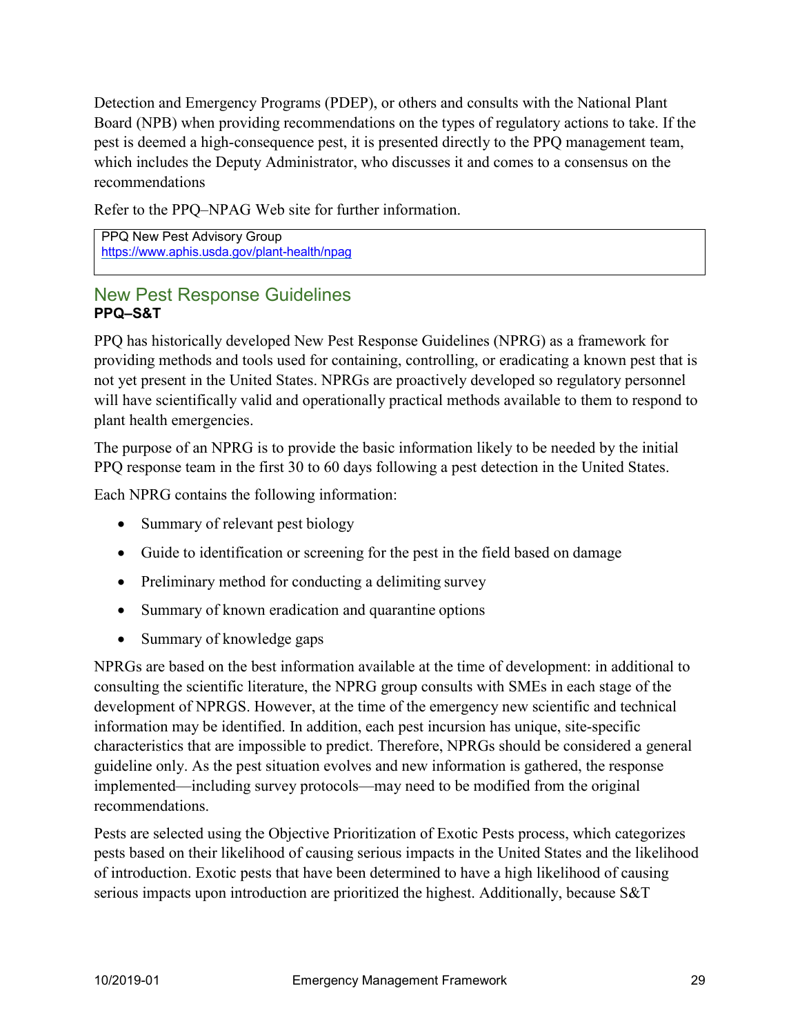Detection and Emergency Programs (PDEP), or others and consults with the National Plant Board (NPB) when providing recommendations on the types of regulatory actions to take. If the pest is deemed a high-consequence pest, it is presented directly to the PPQ management team, which includes the Deputy Administrator, who discusses it and comes to a consensus on the recommendations

Refer to the PPQ–NPAG Web site for further information.

| PPQ New Pest Advisory Group<br>https://www.aphis.usda.gov/plant-health/npag |
|---|

## New Pest Response Guidelines

**PPQ–S&T**

PPQ has historically developed New Pest Response Guidelines (NPRG) as a framework for providing methods and tools used for containing, controlling, or eradicating a known pest that is not yet present in the United States. NPRGs are proactively developed so regulatory personnel will have scientifically valid and operationally practical methods available to them to respond to plant health emergencies.

The purpose of an NPRG is to provide the basic information likely to be needed by the initial PPQ response team in the first 30 to 60 days following a pest detection in the United States.

Each NPRG contains the following information:

- Summary of relevant pest biology
- Guide to identification or screening for the pest in the field based on damage
- Preliminary method for conducting a delimiting survey
- Summary of known eradication and quarantine options
- Summary of knowledge gaps

NPRGs are based on the best information available at the time of development: in additional to consulting the scientific literature, the NPRG group consults with SMEs in each stage of the development of NPRGS. However, at the time of the emergency new scientific and technical information may be identified. In addition, each pest incursion has unique, site-specific characteristics that are impossible to predict. Therefore, NPRGs should be considered a general guideline only. As the pest situation evolves and new information is gathered, the response implemented—including survey protocols—may need to be modified from the original recommendations.

Pests are selected using the Objective Prioritization of Exotic Pests process, which categorizes pests based on their likelihood of causing serious impacts in the United States and the likelihood of introduction. Exotic pests that have been determined to have a high likelihood of causing serious impacts upon introduction are prioritized the highest. Additionally, because S&T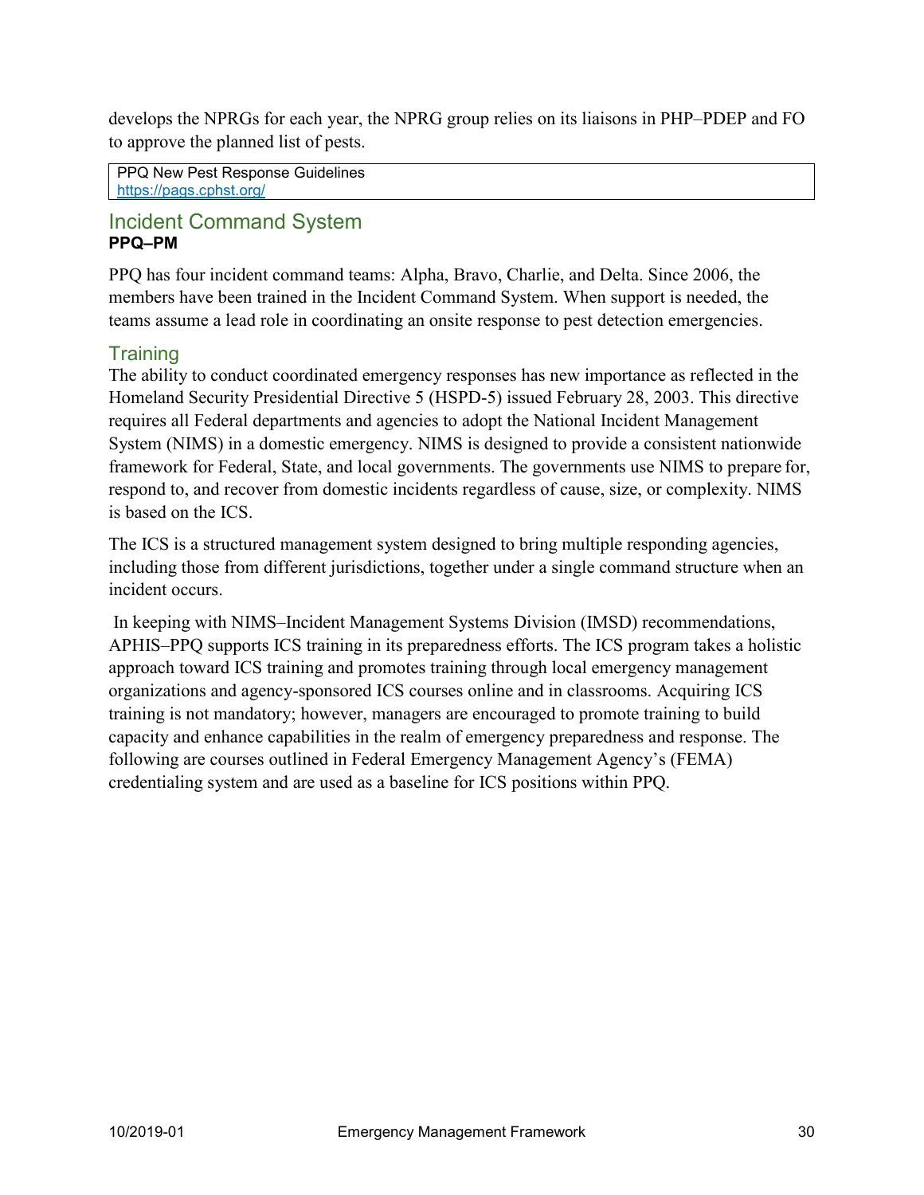develops the NPRGs for each year, the NPRG group relies on its liaisons in PHP–PDEP and FO to approve the planned list of pests.

| PPQ New Pest Response Guidelines<br>https://pags.cphst.org/ |
|---|

## Incident Command System

**PPQ–PM**

PPQ has four incident command teams: Alpha, Bravo, Charlie, and Delta. Since 2006, the members have been trained in the Incident Command System. When support is needed, the teams assume a lead role in coordinating an onsite response to pest detection emergencies.

### Training

The ability to conduct coordinated emergency responses has new importance as reflected in the Homeland Security Presidential Directive 5 (HSPD-5) issued February 28, 2003. This directive requires all Federal departments and agencies to adopt the National Incident Management System (NIMS) in a domestic emergency. NIMS is designed to provide a consistent nationwide framework for Federal, State, and local governments. The governments use NIMS to prepare for, respond to, and recover from domestic incidents regardless of cause, size, or complexity. NIMS is based on the ICS.

The ICS is a structured management system designed to bring multiple responding agencies, including those from different jurisdictions, together under a single command structure when an incident occurs.

In keeping with NIMS–Incident Management Systems Division (IMSD) recommendations, APHIS–PPQ supports ICS training in its preparedness efforts. The ICS program takes a holistic approach toward ICS training and promotes training through local emergency management organizations and agency-sponsored ICS courses online and in classrooms. Acquiring ICS training is not mandatory; however, managers are encouraged to promote training to build capacity and enhance capabilities in the realm of emergency preparedness and response. The following are courses outlined in Federal Emergency Management Agency's (FEMA) credentialing system and are used as a baseline for ICS positions within PPQ.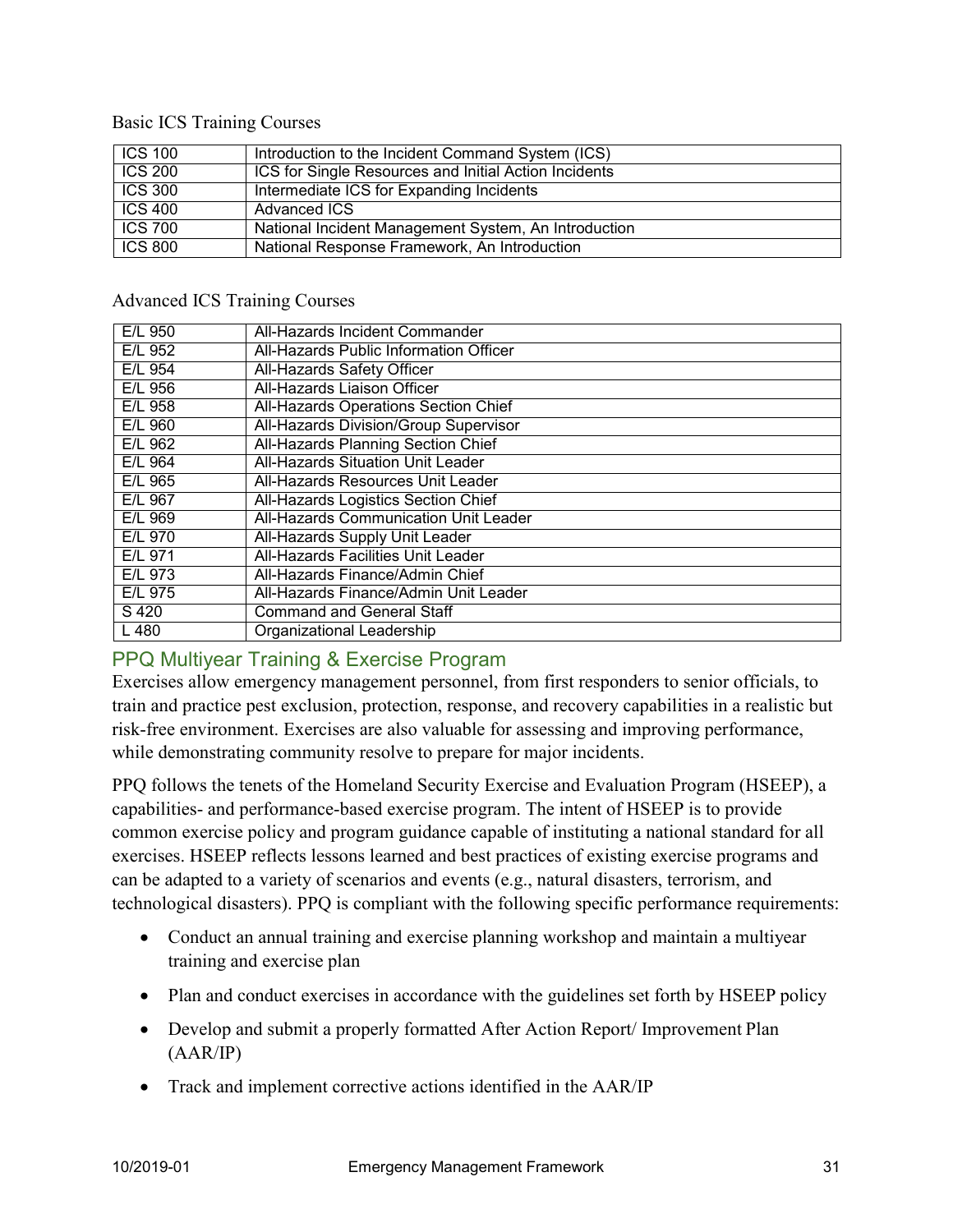Basic ICS Training Courses

| | |
|---|---|
| ICS 100 | Introduction to the Incident Command System (ICS) |
| ICS 200 | ICS for Single Resources and Initial Action Incidents |
| ICS 300 | Intermediate ICS for Expanding Incidents |
| ICS 400 | Advanced ICS |
| ICS 700 | National Incident Management System, An Introduction |
| ICS 800 | National Response Framework, An Introduction |

Advanced ICS Training Courses

| | |
|---|---|
| E/L 950 | All-Hazards Incident Commander |
| E/L 952 | All-Hazards Public Information Officer |
| E/L 954 | All-Hazards Safety Officer |
| E/L 956 | All-Hazards Liaison Officer |
| E/L 958 | All-Hazards Operations Section Chief |
| E/L 960 | All-Hazards Division/Group Supervisor |
| E/L 962 | All-Hazards Planning Section Chief |
| E/L 964 | All-Hazards Situation Unit Leader |
| E/L 965 | All-Hazards Resources Unit Leader |
| E/L 967 | All-Hazards Logistics Section Chief |
| E/L 969 | All-Hazards Communication Unit Leader |
| E/L 970 | All-Hazards Supply Unit Leader |
| E/L 971 | All-Hazards Facilities Unit Leader |
| E/L 973 | All-Hazards Finance/Admin Chief |
| E/L 975 | All-Hazards Finance/Admin Unit Leader |
| S 420 | Command and General Staff |
| L 480 | Organizational Leadership |

## PPQ Multiyear Training & Exercise Program

Exercises allow emergency management personnel, from first responders to senior officials, to train and practice pest exclusion, protection, response, and recovery capabilities in a realistic but risk-free environment. Exercises are also valuable for assessing and improving performance, while demonstrating community resolve to prepare for major incidents.

PPQ follows the tenets of the Homeland Security Exercise and Evaluation Program (HSEEP), a capabilities- and performance-based exercise program. The intent of HSEEP is to provide common exercise policy and program guidance capable of instituting a national standard for all exercises. HSEEP reflects lessons learned and best practices of existing exercise programs and can be adapted to a variety of scenarios and events (e.g., natural disasters, terrorism, and technological disasters). PPQ is compliant with the following specific performance requirements:

- Conduct an annual training and exercise planning workshop and maintain a multiyear training and exercise plan
- Plan and conduct exercises in accordance with the guidelines set forth by HSEEP policy
- Develop and submit a properly formatted After Action Report/ Improvement Plan (AAR/IP)
- Track and implement corrective actions identified in the AAR/IP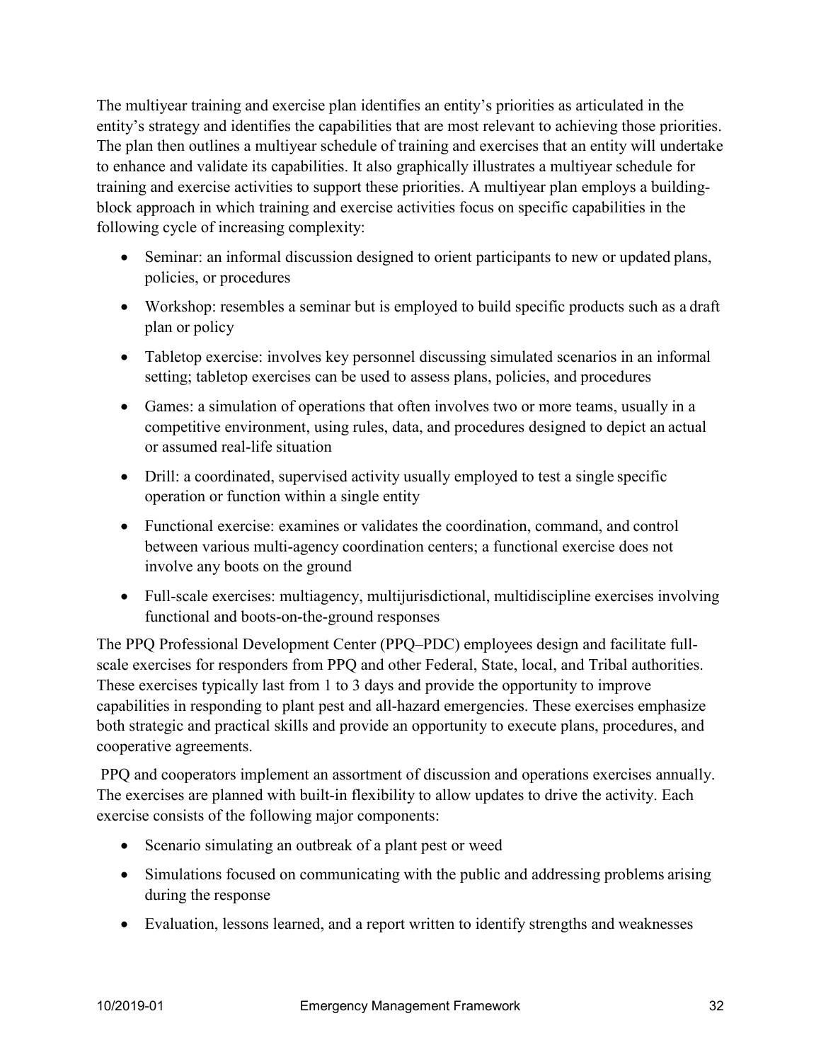The multiyear training and exercise plan identifies an entity's priorities as articulated in the entity's strategy and identifies the capabilities that are most relevant to achieving those priorities. The plan then outlines a multiyear schedule of training and exercises that an entity will undertake to enhance and validate its capabilities. It also graphically illustrates a multiyear schedule for training and exercise activities to support these priorities. A multiyear plan employs a building-block approach in which training and exercise activities focus on specific capabilities in the following cycle of increasing complexity:

- Seminar: an informal discussion designed to orient participants to new or updated plans, policies, or procedures
- Workshop: resembles a seminar but is employed to build specific products such as a draft plan or policy
- Tabletop exercise: involves key personnel discussing simulated scenarios in an informal setting; tabletop exercises can be used to assess plans, policies, and procedures
- Games: a simulation of operations that often involves two or more teams, usually in a competitive environment, using rules, data, and procedures designed to depict an actual or assumed real-life situation
- Drill: a coordinated, supervised activity usually employed to test a single specific operation or function within a single entity
- Functional exercise: examines or validates the coordination, command, and control between various multi-agency coordination centers; a functional exercise does not involve any boots on the ground
- Full-scale exercises: multiagency, multijurisdictional, multidiscipline exercises involving functional and boots-on-the-ground responses

The PPQ Professional Development Center (PPQ–PDC) employees design and facilitate full-scale exercises for responders from PPQ and other Federal, State, local, and Tribal authorities. These exercises typically last from 1 to 3 days and provide the opportunity to improve capabilities in responding to plant pest and all-hazard emergencies. These exercises emphasize both strategic and practical skills and provide an opportunity to execute plans, procedures, and cooperative agreements.

PPQ and cooperators implement an assortment of discussion and operations exercises annually. The exercises are planned with built-in flexibility to allow updates to drive the activity. Each exercise consists of the following major components:

- Scenario simulating an outbreak of a plant pest or weed
- Simulations focused on communicating with the public and addressing problems arising during the response
- Evaluation, lessons learned, and a report written to identify strengths and weaknesses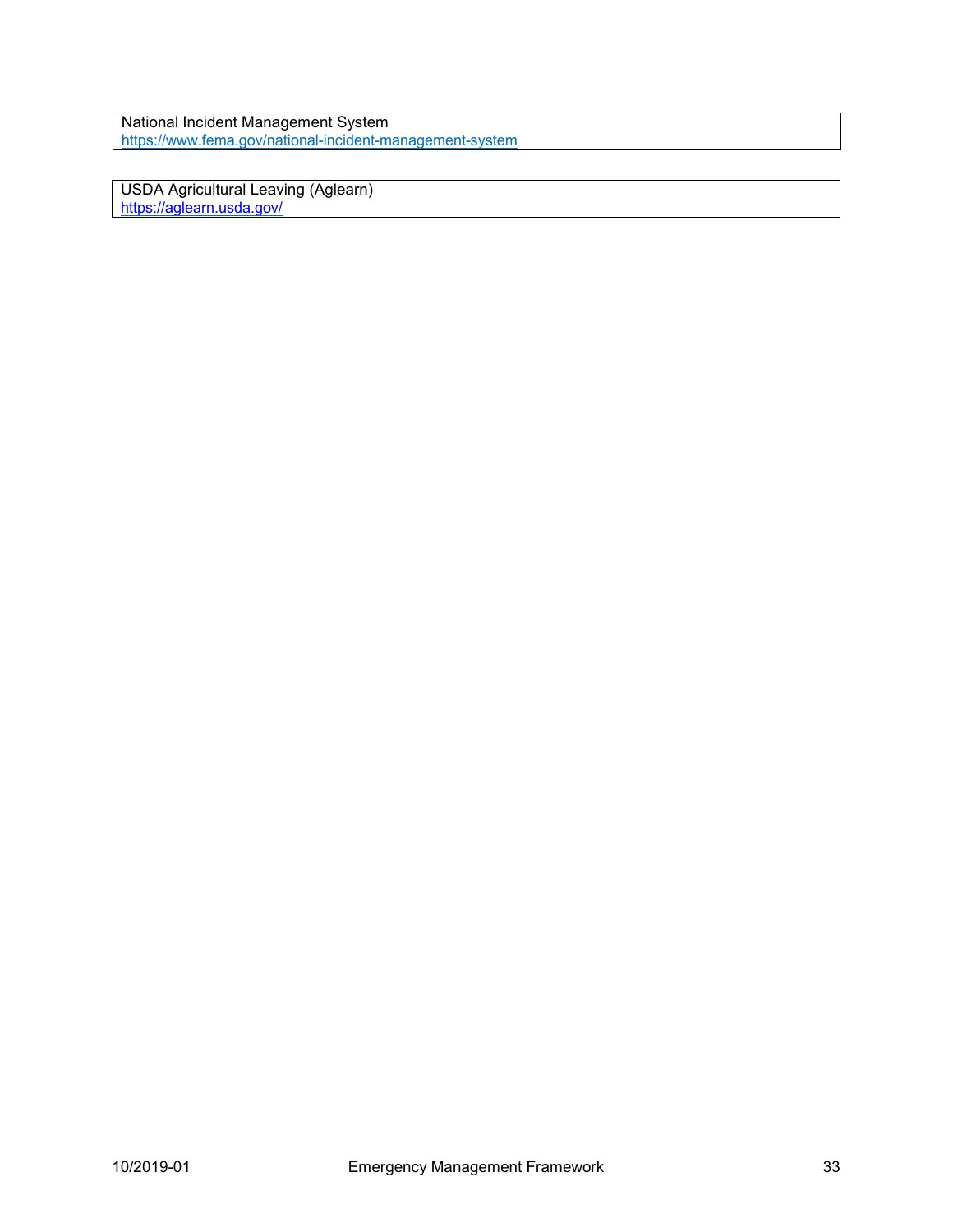National Incident Management System
https://www.fema.gov/national-incident-management-system

USDA Agricultural Leaving (Aglearn)
https://aglearn.usda.gov/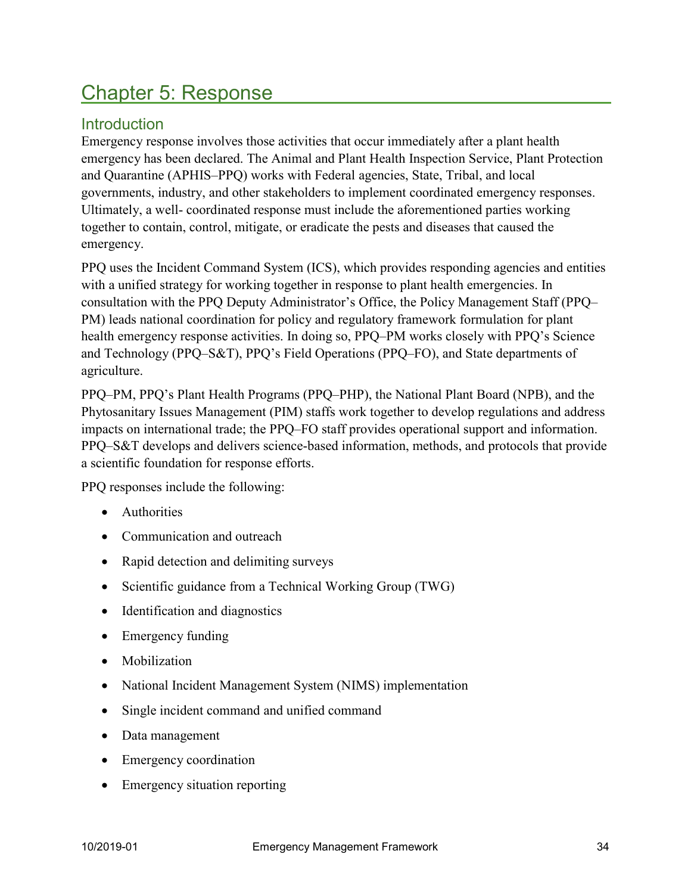# Chapter 5: Response

## Introduction

Emergency response involves those activities that occur immediately after a plant health emergency has been declared. The Animal and Plant Health Inspection Service, Plant Protection and Quarantine (APHIS–PPQ) works with Federal agencies, State, Tribal, and local governments, industry, and other stakeholders to implement coordinated emergency responses. Ultimately, a well- coordinated response must include the aforementioned parties working together to contain, control, mitigate, or eradicate the pests and diseases that caused the emergency.

PPQ uses the Incident Command System (ICS), which provides responding agencies and entities with a unified strategy for working together in response to plant health emergencies. In consultation with the PPQ Deputy Administrator's Office, the Policy Management Staff (PPQ–PM) leads national coordination for policy and regulatory framework formulation for plant health emergency response activities. In doing so, PPQ–PM works closely with PPQ's Science and Technology (PPQ–S&T), PPQ's Field Operations (PPQ–FO), and State departments of agriculture.

PPQ–PM, PPQ's Plant Health Programs (PPQ–PHP), the National Plant Board (NPB), and the Phytosanitary Issues Management (PIM) staffs work together to develop regulations and address impacts on international trade; the PPQ–FO staff provides operational support and information. PPQ–S&T develops and delivers science-based information, methods, and protocols that provide a scientific foundation for response efforts.

PPQ responses include the following:

- Authorities
- Communication and outreach
- Rapid detection and delimiting surveys
- Scientific guidance from a Technical Working Group (TWG)
- Identification and diagnostics
- Emergency funding
- Mobilization
- National Incident Management System (NIMS) implementation
- Single incident command and unified command
- Data management
- Emergency coordination
- Emergency situation reporting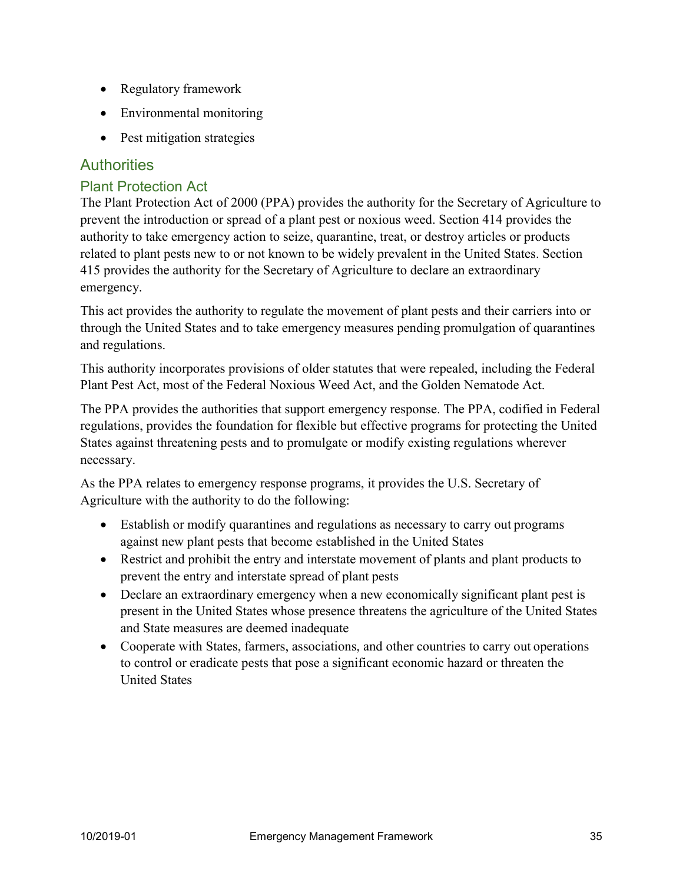- Regulatory framework
- Environmental monitoring
- Pest mitigation strategies

## Authorities

### Plant Protection Act

The Plant Protection Act of 2000 (PPA) provides the authority for the Secretary of Agriculture to prevent the introduction or spread of a plant pest or noxious weed. Section 414 provides the authority to take emergency action to seize, quarantine, treat, or destroy articles or products related to plant pests new to or not known to be widely prevalent in the United States. Section 415 provides the authority for the Secretary of Agriculture to declare an extraordinary emergency.

This act provides the authority to regulate the movement of plant pests and their carriers into or through the United States and to take emergency measures pending promulgation of quarantines and regulations.

This authority incorporates provisions of older statutes that were repealed, including the Federal Plant Pest Act, most of the Federal Noxious Weed Act, and the Golden Nematode Act.

The PPA provides the authorities that support emergency response. The PPA, codified in Federal regulations, provides the foundation for flexible but effective programs for protecting the United States against threatening pests and to promulgate or modify existing regulations wherever necessary.

As the PPA relates to emergency response programs, it provides the U.S. Secretary of Agriculture with the authority to do the following:

- Establish or modify quarantines and regulations as necessary to carry out programs against new plant pests that become established in the United States
- Restrict and prohibit the entry and interstate movement of plants and plant products to prevent the entry and interstate spread of plant pests
- Declare an extraordinary emergency when a new economically significant plant pest is present in the United States whose presence threatens the agriculture of the United States and State measures are deemed inadequate
- Cooperate with States, farmers, associations, and other countries to carry out operations to control or eradicate pests that pose a significant economic hazard or threaten the United States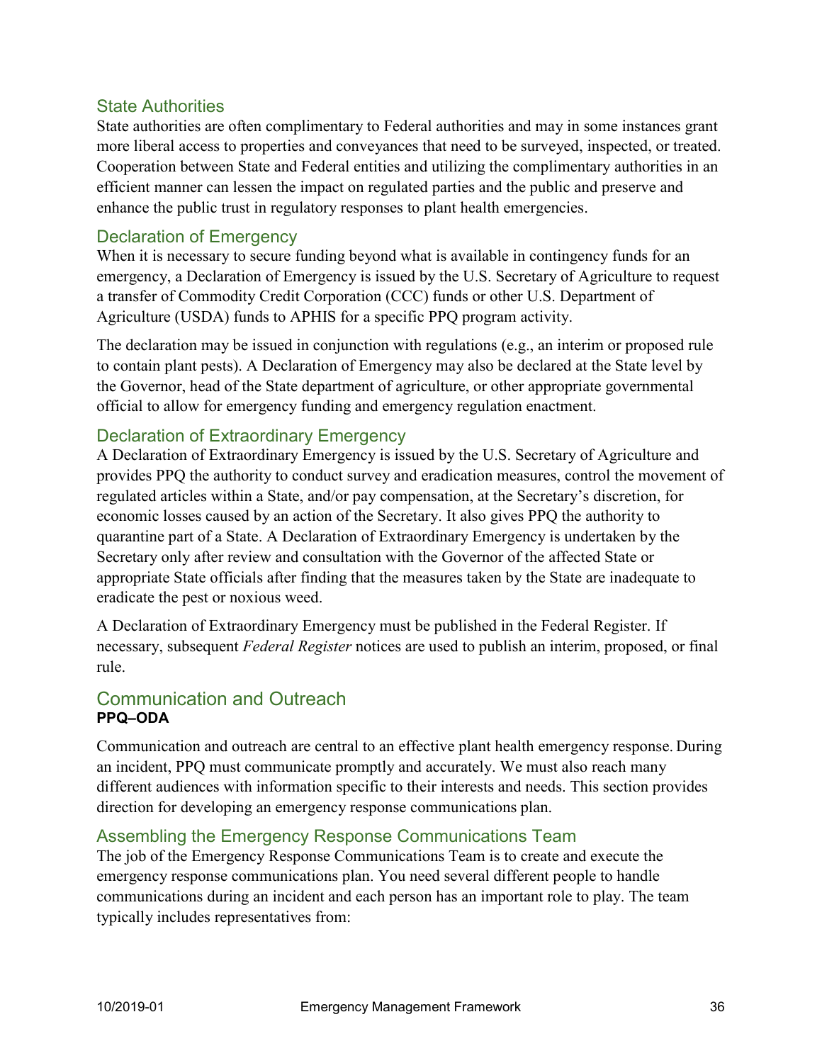## State Authorities

State authorities are often complimentary to Federal authorities and may in some instances grant more liberal access to properties and conveyances that need to be surveyed, inspected, or treated. Cooperation between State and Federal entities and utilizing the complimentary authorities in an efficient manner can lessen the impact on regulated parties and the public and preserve and enhance the public trust in regulatory responses to plant health emergencies.

## Declaration of Emergency

When it is necessary to secure funding beyond what is available in contingency funds for an emergency, a Declaration of Emergency is issued by the U.S. Secretary of Agriculture to request a transfer of Commodity Credit Corporation (CCC) funds or other U.S. Department of Agriculture (USDA) funds to APHIS for a specific PPQ program activity.

The declaration may be issued in conjunction with regulations (e.g., an interim or proposed rule to contain plant pests). A Declaration of Emergency may also be declared at the State level by the Governor, head of the State department of agriculture, or other appropriate governmental official to allow for emergency funding and emergency regulation enactment.

## Declaration of Extraordinary Emergency

A Declaration of Extraordinary Emergency is issued by the U.S. Secretary of Agriculture and provides PPQ the authority to conduct survey and eradication measures, control the movement of regulated articles within a State, and/or pay compensation, at the Secretary's discretion, for economic losses caused by an action of the Secretary. It also gives PPQ the authority to quarantine part of a State. A Declaration of Extraordinary Emergency is undertaken by the Secretary only after review and consultation with the Governor of the affected State or appropriate State officials after finding that the measures taken by the State are inadequate to eradicate the pest or noxious weed.

A Declaration of Extraordinary Emergency must be published in the Federal Register. If necessary, subsequent *Federal Register* notices are used to publish an interim, proposed, or final rule.

# Communication and Outreach

**PPQ–ODA**

Communication and outreach are central to an effective plant health emergency response. During an incident, PPQ must communicate promptly and accurately. We must also reach many different audiences with information specific to their interests and needs. This section provides direction for developing an emergency response communications plan.

## Assembling the Emergency Response Communications Team

The job of the Emergency Response Communications Team is to create and execute the emergency response communications plan. You need several different people to handle communications during an incident and each person has an important role to play. The team typically includes representatives from: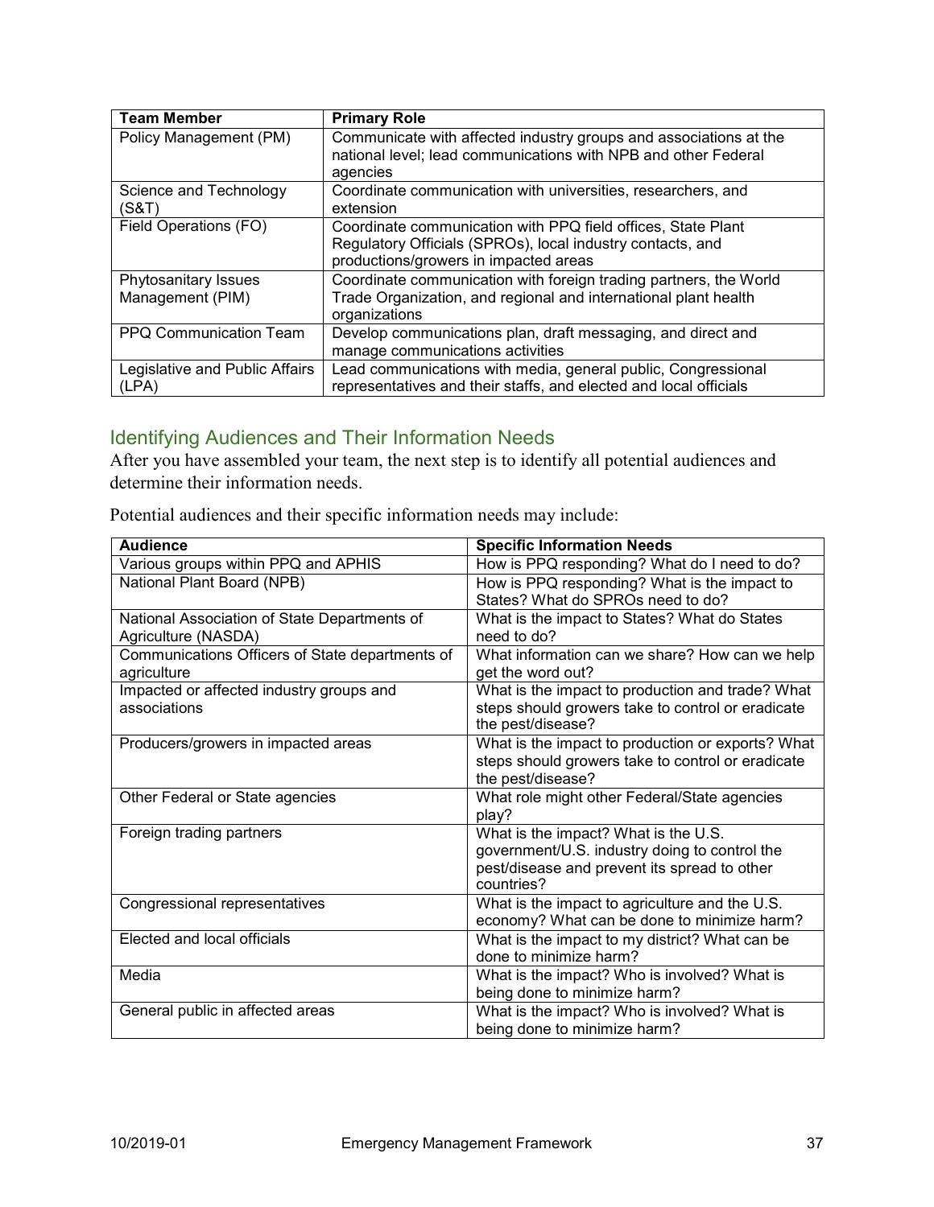| Team Member | Primary Role |
| --- | --- |
| Policy Management (PM) | Communicate with affected industry groups and associations at the national level; lead communications with NPB and other Federal agencies |
| Science and Technology (S&T) | Coordinate communication with universities, researchers, and extension |
| Field Operations (FO) | Coordinate communication with PPQ field offices, State Plant Regulatory Officials (SPROs), local industry contacts, and productions/growers in impacted areas |
| Phytosanitary Issues Management (PIM) | Coordinate communication with foreign trading partners, the World Trade Organization, and regional and international plant health organizations |
| PPQ Communication Team | Develop communications plan, draft messaging, and direct and manage communications activities |
| Legislative and Public Affairs (LPA) | Lead communications with media, general public, Congressional representatives and their staffs, and elected and local officials |

## Identifying Audiences and Their Information Needs

After you have assembled your team, the next step is to identify all potential audiences and determine their information needs.

Potential audiences and their specific information needs may include:

| Audience | Specific Information Needs |
| --- | --- |
| Various groups within PPQ and APHIS | How is PPQ responding? What do I need to do? |
| National Plant Board (NPB) | How is PPQ responding? What is the impact to States? What do SPROs need to do? |
| National Association of State Departments of Agriculture (NASDA) | What is the impact to States? What do States need to do? |
| Communications Officers of State departments of agriculture | What information can we share? How can we help get the word out? |
| Impacted or affected industry groups and associations | What is the impact to production and trade? What steps should growers take to control or eradicate the pest/disease? |
| Producers/growers in impacted areas | What is the impact to production or exports? What steps should growers take to control or eradicate the pest/disease? |
| Other Federal or State agencies | What role might other Federal/State agencies play? |
| Foreign trading partners | What is the impact? What is the U.S. government/U.S. industry doing to control the pest/disease and prevent its spread to other countries? |
| Congressional representatives | What is the impact to agriculture and the U.S. economy? What can be done to minimize harm? |
| Elected and local officials | What is the impact to my district? What can be done to minimize harm? |
| Media | What is the impact? Who is involved? What is being done to minimize harm? |
| General public in affected areas | What is the impact? Who is involved? What is being done to minimize harm? |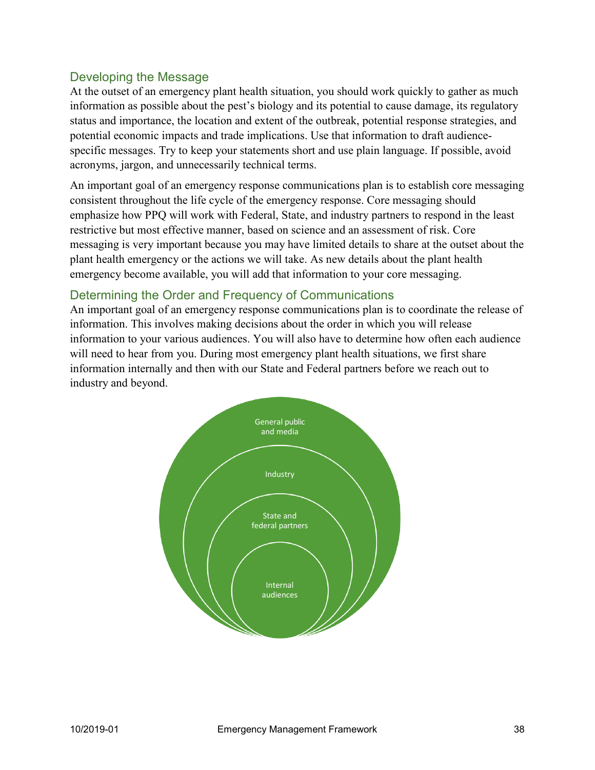## Developing the Message

At the outset of an emergency plant health situation, you should work quickly to gather as much information as possible about the pest's biology and its potential to cause damage, its regulatory status and importance, the location and extent of the outbreak, potential response strategies, and potential economic impacts and trade implications. Use that information to draft audience-specific messages. Try to keep your statements short and use plain language. If possible, avoid acronyms, jargon, and unnecessarily technical terms.

An important goal of an emergency response communications plan is to establish core messaging consistent throughout the life cycle of the emergency response. Core messaging should emphasize how PPQ will work with Federal, State, and industry partners to respond in the least restrictive but most effective manner, based on science and an assessment of risk. Core messaging is very important because you may have limited details to share at the outset about the plant health emergency or the actions we will take. As new details about the plant health emergency become available, you will add that information to your core messaging.

## Determining the Order and Frequency of Communications

An important goal of an emergency response communications plan is to coordinate the release of information. This involves making decisions about the order in which you will release information to your various audiences. You will also have to determine how often each audience will need to hear from you. During most emergency plant health situations, we first share information internally and then with our State and Federal partners before we reach out to industry and beyond.

General public and media

Industry

State and federal partners

Internal audiences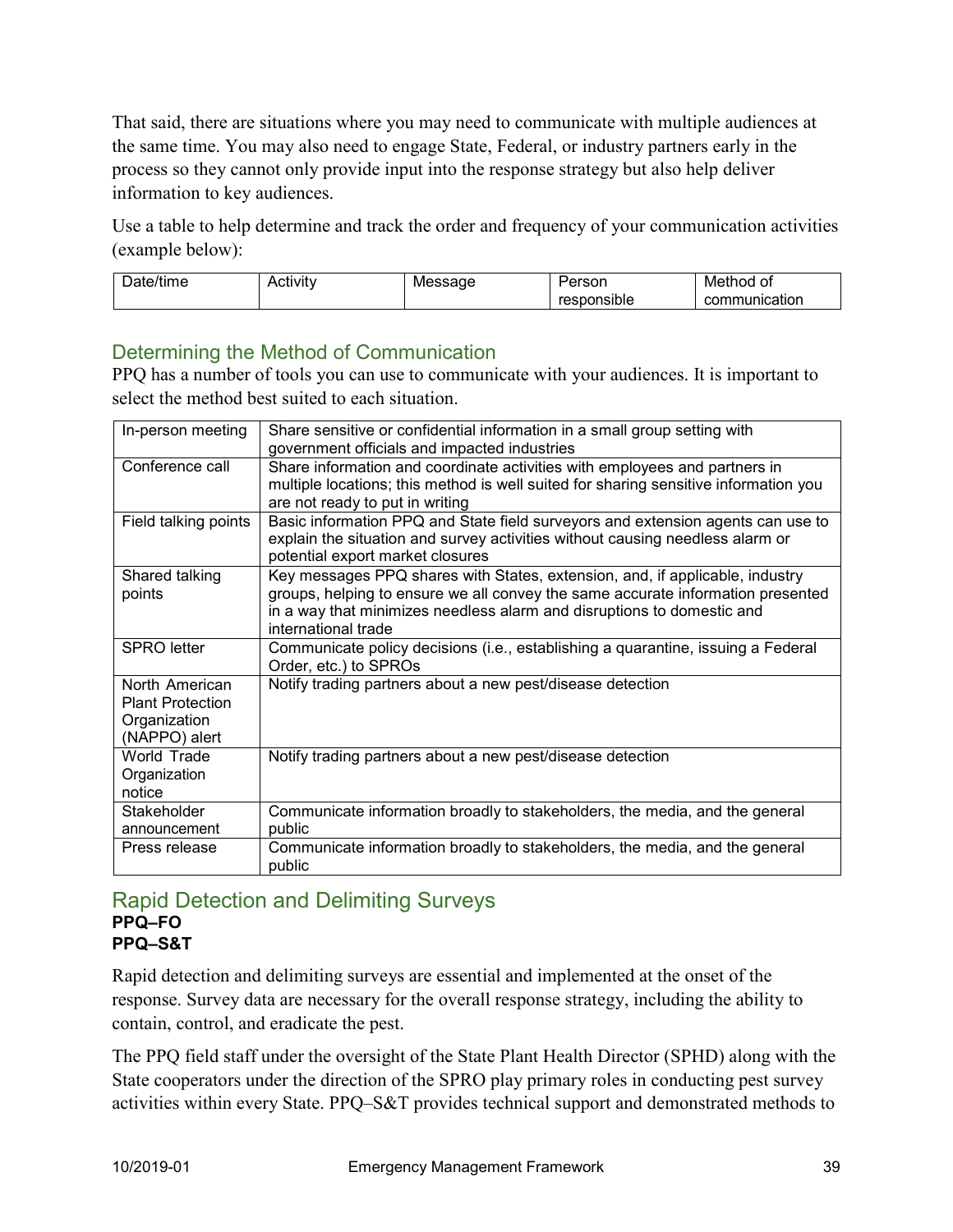That said, there are situations where you may need to communicate with multiple audiences at the same time. You may also need to engage State, Federal, or industry partners early in the process so they cannot only provide input into the response strategy but also help deliver information to key audiences.

Use a table to help determine and track the order and frequency of your communication activities (example below):

| Date/time | Activity | Message | Person responsible | Method of communication |
|---|---|---|---|---|

## Determining the Method of Communication

PPQ has a number of tools you can use to communicate with your audiences. It is important to select the method best suited to each situation.

| | |
|---|---|
| In-person meeting | Share sensitive or confidential information in a small group setting with government officials and impacted industries |
| Conference call | Share information and coordinate activities with employees and partners in multiple locations; this method is well suited for sharing sensitive information you are not ready to put in writing |
| Field talking points | Basic information PPQ and State field surveyors and extension agents can use to explain the situation and survey activities without causing needless alarm or potential export market closures |
| Shared talking points | Key messages PPQ shares with States, extension, and, if applicable, industry groups, helping to ensure we all convey the same accurate information presented in a way that minimizes needless alarm and disruptions to domestic and international trade |
| SPRO letter | Communicate policy decisions (i.e., establishing a quarantine, issuing a Federal Order, etc.) to SPROs |
| North American Plant Protection Organization (NAPPO) alert | Notify trading partners about a new pest/disease detection |
| World Trade Organization notice | Notify trading partners about a new pest/disease detection |
| Stakeholder announcement | Communicate information broadly to stakeholders, the media, and the general public |
| Press release | Communicate information broadly to stakeholders, the media, and the general public |

## Rapid Detection and Delimiting Surveys

**PPQ–FO**
**PPQ–S&T**

Rapid detection and delimiting surveys are essential and implemented at the onset of the response. Survey data are necessary for the overall response strategy, including the ability to contain, control, and eradicate the pest.

The PPQ field staff under the oversight of the State Plant Health Director (SPHD) along with the State cooperators under the direction of the SPRO play primary roles in conducting pest survey activities within every State. PPQ–S&T provides technical support and demonstrated methods to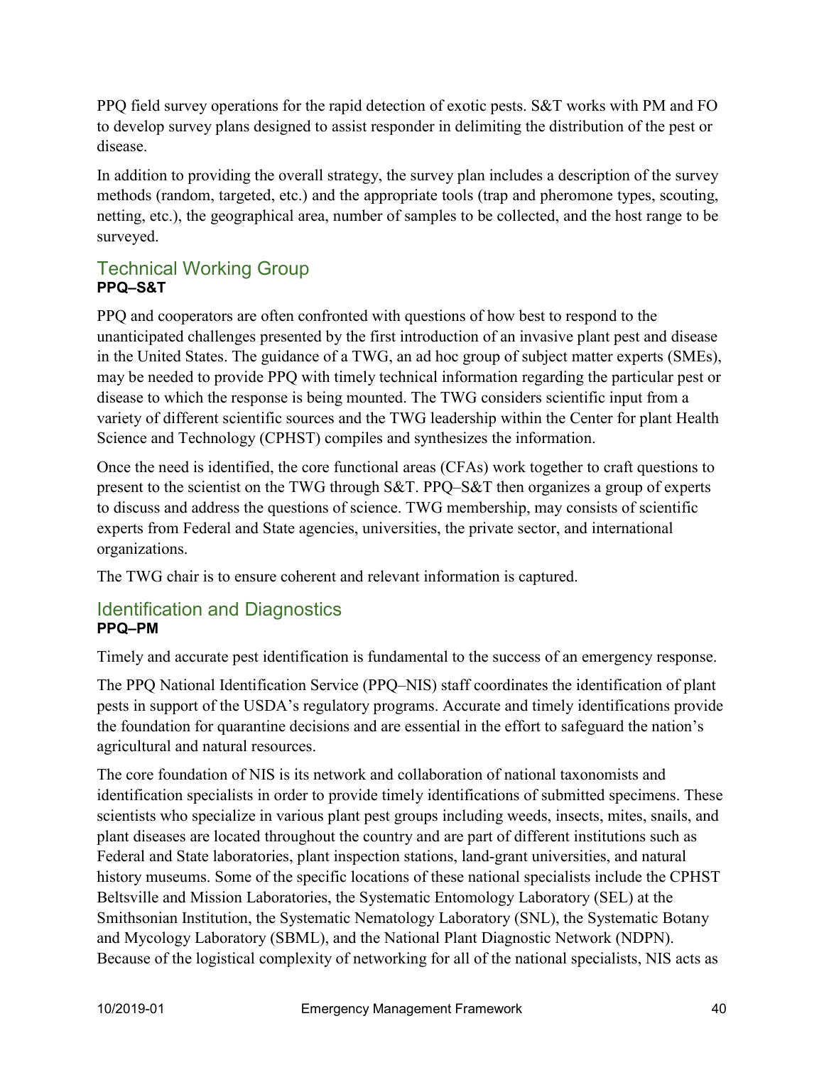PPQ field survey operations for the rapid detection of exotic pests. S&T works with PM and FO to develop survey plans designed to assist responder in delimiting the distribution of the pest or disease.

In addition to providing the overall strategy, the survey plan includes a description of the survey methods (random, targeted, etc.) and the appropriate tools (trap and pheromone types, scouting, netting, etc.), the geographical area, number of samples to be collected, and the host range to be surveyed.

## Technical Working Group

**PPQ–S&T**

PPQ and cooperators are often confronted with questions of how best to respond to the unanticipated challenges presented by the first introduction of an invasive plant pest and disease in the United States. The guidance of a TWG, an ad hoc group of subject matter experts (SMEs), may be needed to provide PPQ with timely technical information regarding the particular pest or disease to which the response is being mounted. The TWG considers scientific input from a variety of different scientific sources and the TWG leadership within the Center for plant Health Science and Technology (CPHST) compiles and synthesizes the information.

Once the need is identified, the core functional areas (CFAs) work together to craft questions to present to the scientist on the TWG through S&T. PPQ–S&T then organizes a group of experts to discuss and address the questions of science. TWG membership, may consists of scientific experts from Federal and State agencies, universities, the private sector, and international organizations.

The TWG chair is to ensure coherent and relevant information is captured.

## Identification and Diagnostics

**PPQ–PM**

Timely and accurate pest identification is fundamental to the success of an emergency response.

The PPQ National Identification Service (PPQ–NIS) staff coordinates the identification of plant pests in support of the USDA's regulatory programs. Accurate and timely identifications provide the foundation for quarantine decisions and are essential in the effort to safeguard the nation's agricultural and natural resources.

The core foundation of NIS is its network and collaboration of national taxonomists and identification specialists in order to provide timely identifications of submitted specimens. These scientists who specialize in various plant pest groups including weeds, insects, mites, snails, and plant diseases are located throughout the country and are part of different institutions such as Federal and State laboratories, plant inspection stations, land-grant universities, and natural history museums. Some of the specific locations of these national specialists include the CPHST Beltsville and Mission Laboratories, the Systematic Entomology Laboratory (SEL) at the Smithsonian Institution, the Systematic Nematology Laboratory (SNL), the Systematic Botany and Mycology Laboratory (SBML), and the National Plant Diagnostic Network (NDPN). Because of the logistical complexity of networking for all of the national specialists, NIS acts as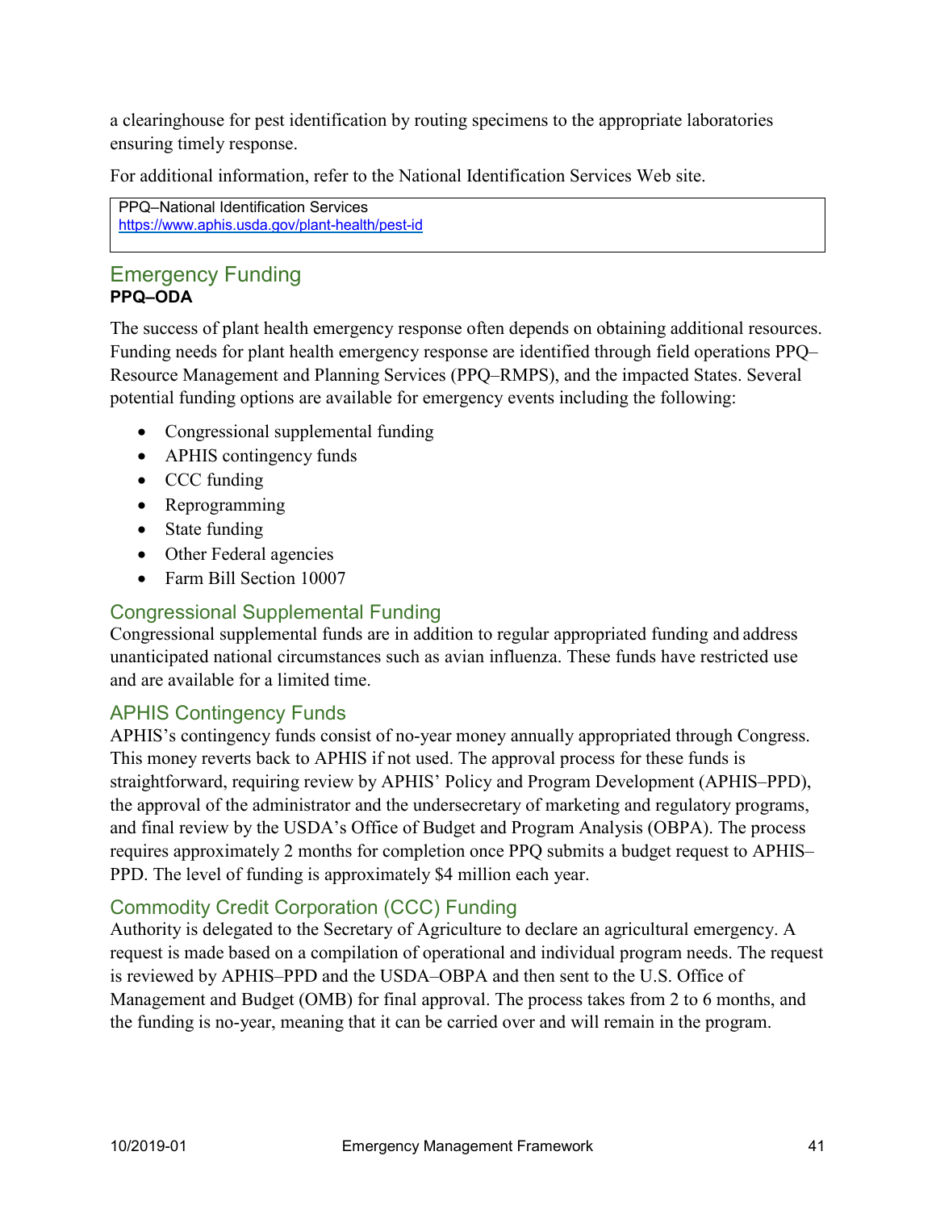a clearinghouse for pest identification by routing specimens to the appropriate laboratories ensuring timely response.

For additional information, refer to the National Identification Services Web site.

PPQ–National Identification Services
https://www.aphis.usda.gov/plant-health/pest-id

## Emergency Funding

**PPQ–ODA**

The success of plant health emergency response often depends on obtaining additional resources. Funding needs for plant health emergency response are identified through field operations PPQ–Resource Management and Planning Services (PPQ–RMPS), and the impacted States. Several potential funding options are available for emergency events including the following:

- Congressional supplemental funding
- APHIS contingency funds
- CCC funding
- Reprogramming
- State funding
- Other Federal agencies
- Farm Bill Section 10007

### Congressional Supplemental Funding

Congressional supplemental funds are in addition to regular appropriated funding and address unanticipated national circumstances such as avian influenza. These funds have restricted use and are available for a limited time.

### APHIS Contingency Funds

APHIS's contingency funds consist of no-year money annually appropriated through Congress. This money reverts back to APHIS if not used. The approval process for these funds is straightforward, requiring review by APHIS' Policy and Program Development (APHIS–PPD), the approval of the administrator and the undersecretary of marketing and regulatory programs, and final review by the USDA's Office of Budget and Program Analysis (OBPA). The process requires approximately 2 months for completion once PPQ submits a budget request to APHIS–PPD. The level of funding is approximately $4 million each year.

### Commodity Credit Corporation (CCC) Funding

Authority is delegated to the Secretary of Agriculture to declare an agricultural emergency. A request is made based on a compilation of operational and individual program needs. The request is reviewed by APHIS–PPD and the USDA–OBPA and then sent to the U.S. Office of Management and Budget (OMB) for final approval. The process takes from 2 to 6 months, and the funding is no-year, meaning that it can be carried over and will remain in the program.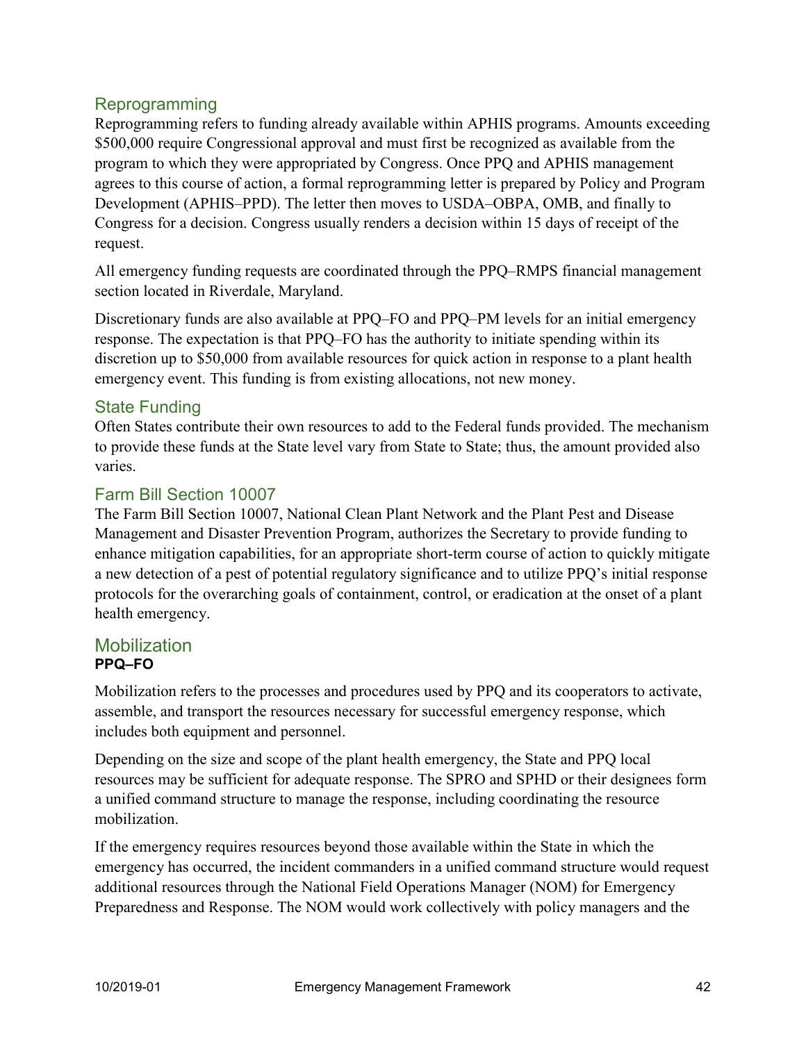## Reprogramming

Reprogramming refers to funding already available within APHIS programs. Amounts exceeding \$500,000 require Congressional approval and must first be recognized as available from the program to which they were appropriated by Congress. Once PPQ and APHIS management agrees to this course of action, a formal reprogramming letter is prepared by Policy and Program Development (APHIS–PPD). The letter then moves to USDA–OBPA, OMB, and finally to Congress for a decision. Congress usually renders a decision within 15 days of receipt of the request.

All emergency funding requests are coordinated through the PPQ–RMPS financial management section located in Riverdale, Maryland.

Discretionary funds are also available at PPQ–FO and PPQ–PM levels for an initial emergency response. The expectation is that PPQ–FO has the authority to initiate spending within its discretion up to \$50,000 from available resources for quick action in response to a plant health emergency event. This funding is from existing allocations, not new money.

## State Funding

Often States contribute their own resources to add to the Federal funds provided. The mechanism to provide these funds at the State level vary from State to State; thus, the amount provided also varies.

## Farm Bill Section 10007

The Farm Bill Section 10007, National Clean Plant Network and the Plant Pest and Disease Management and Disaster Prevention Program, authorizes the Secretary to provide funding to enhance mitigation capabilities, for an appropriate short-term course of action to quickly mitigate a new detection of a pest of potential regulatory significance and to utilize PPQ's initial response protocols for the overarching goals of containment, control, or eradication at the onset of a plant health emergency.

# Mobilization

**PPQ–FO**

Mobilization refers to the processes and procedures used by PPQ and its cooperators to activate, assemble, and transport the resources necessary for successful emergency response, which includes both equipment and personnel.

Depending on the size and scope of the plant health emergency, the State and PPQ local resources may be sufficient for adequate response. The SPRO and SPHD or their designees form a unified command structure to manage the response, including coordinating the resource mobilization.

If the emergency requires resources beyond those available within the State in which the emergency has occurred, the incident commanders in a unified command structure would request additional resources through the National Field Operations Manager (NOM) for Emergency Preparedness and Response. The NOM would work collectively with policy managers and the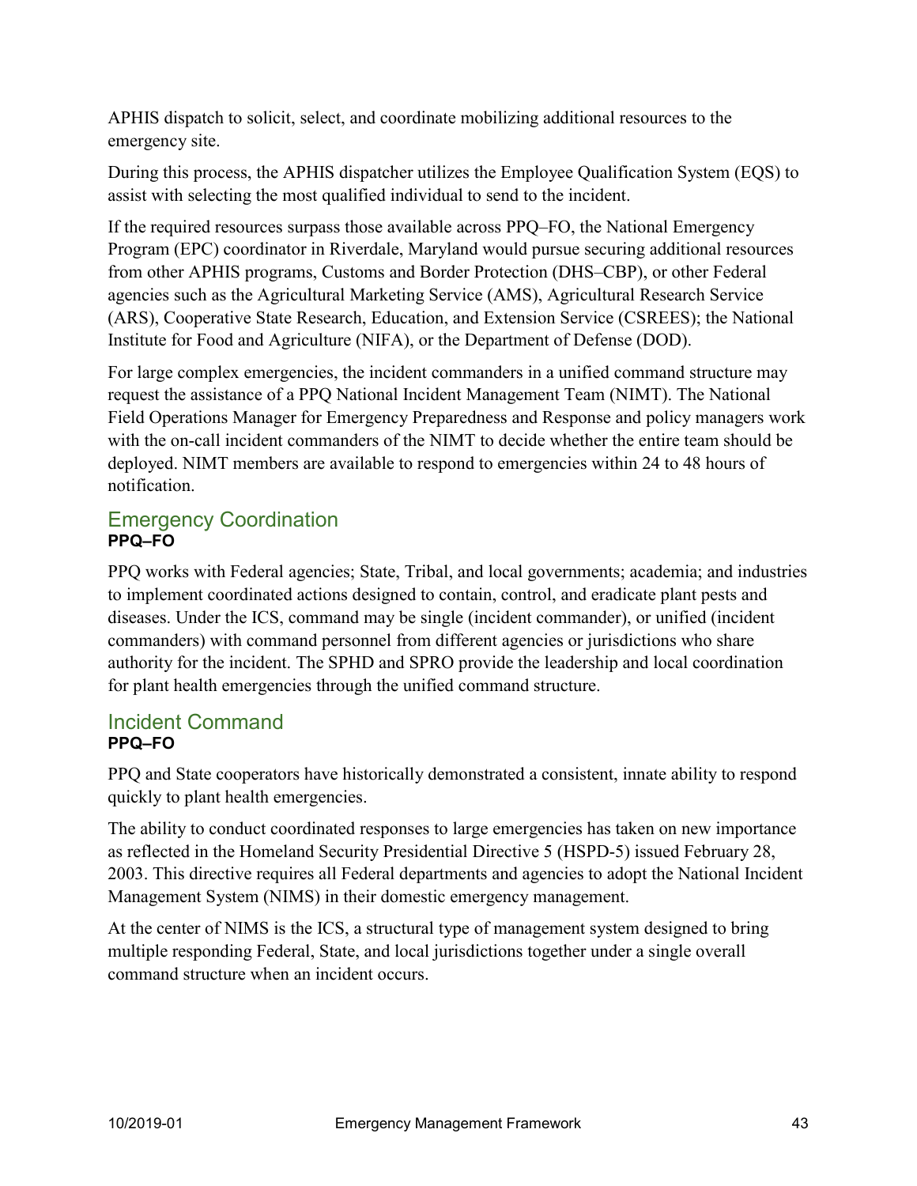APHIS dispatch to solicit, select, and coordinate mobilizing additional resources to the emergency site.

During this process, the APHIS dispatcher utilizes the Employee Qualification System (EQS) to assist with selecting the most qualified individual to send to the incident.

If the required resources surpass those available across PPQ–FO, the National Emergency Program (EPC) coordinator in Riverdale, Maryland would pursue securing additional resources from other APHIS programs, Customs and Border Protection (DHS–CBP), or other Federal agencies such as the Agricultural Marketing Service (AMS), Agricultural Research Service (ARS), Cooperative State Research, Education, and Extension Service (CSREES); the National Institute for Food and Agriculture (NIFA), or the Department of Defense (DOD).

For large complex emergencies, the incident commanders in a unified command structure may request the assistance of a PPQ National Incident Management Team (NIMT). The National Field Operations Manager for Emergency Preparedness and Response and policy managers work with the on-call incident commanders of the NIMT to decide whether the entire team should be deployed. NIMT members are available to respond to emergencies within 24 to 48 hours of notification.

## Emergency Coordination

**PPQ–FO**

PPQ works with Federal agencies; State, Tribal, and local governments; academia; and industries to implement coordinated actions designed to contain, control, and eradicate plant pests and diseases. Under the ICS, command may be single (incident commander), or unified (incident commanders) with command personnel from different agencies or jurisdictions who share authority for the incident. The SPHD and SPRO provide the leadership and local coordination for plant health emergencies through the unified command structure.

## Incident Command

**PPQ–FO**

PPQ and State cooperators have historically demonstrated a consistent, innate ability to respond quickly to plant health emergencies.

The ability to conduct coordinated responses to large emergencies has taken on new importance as reflected in the Homeland Security Presidential Directive 5 (HSPD-5) issued February 28, 2003. This directive requires all Federal departments and agencies to adopt the National Incident Management System (NIMS) in their domestic emergency management.

At the center of NIMS is the ICS, a structural type of management system designed to bring multiple responding Federal, State, and local jurisdictions together under a single overall command structure when an incident occurs.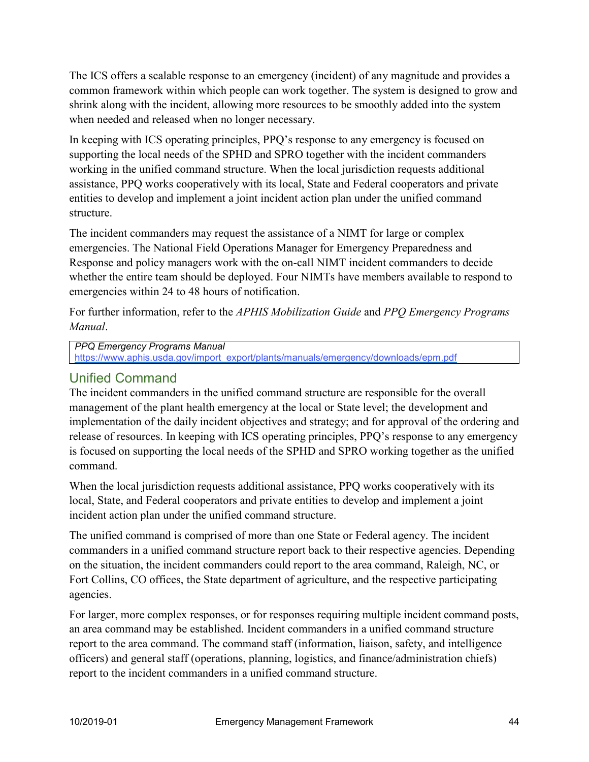The ICS offers a scalable response to an emergency (incident) of any magnitude and provides a common framework within which people can work together. The system is designed to grow and shrink along with the incident, allowing more resources to be smoothly added into the system when needed and released when no longer necessary.

In keeping with ICS operating principles, PPQ's response to any emergency is focused on supporting the local needs of the SPHD and SPRO together with the incident commanders working in the unified command structure. When the local jurisdiction requests additional assistance, PPQ works cooperatively with its local, State and Federal cooperators and private entities to develop and implement a joint incident action plan under the unified command structure.

The incident commanders may request the assistance of a NIMT for large or complex emergencies. The National Field Operations Manager for Emergency Preparedness and Response and policy managers work with the on-call NIMT incident commanders to decide whether the entire team should be deployed. Four NIMTs have members available to respond to emergencies within 24 to 48 hours of notification.

For further information, refer to the *APHIS Mobilization Guide* and *PPQ Emergency Programs Manual*.

| *PPQ Emergency Programs Manual* https://www.aphis.usda.gov/import_export/plants/manuals/emergency/downloads/epm.pdf |
|---|

## Unified Command

The incident commanders in the unified command structure are responsible for the overall management of the plant health emergency at the local or State level; the development and implementation of the daily incident objectives and strategy; and for approval of the ordering and release of resources. In keeping with ICS operating principles, PPQ's response to any emergency is focused on supporting the local needs of the SPHD and SPRO working together as the unified command.

When the local jurisdiction requests additional assistance, PPQ works cooperatively with its local, State, and Federal cooperators and private entities to develop and implement a joint incident action plan under the unified command structure.

The unified command is comprised of more than one State or Federal agency. The incident commanders in a unified command structure report back to their respective agencies. Depending on the situation, the incident commanders could report to the area command, Raleigh, NC, or Fort Collins, CO offices, the State department of agriculture, and the respective participating agencies.

For larger, more complex responses, or for responses requiring multiple incident command posts, an area command may be established. Incident commanders in a unified command structure report to the area command. The command staff (information, liaison, safety, and intelligence officers) and general staff (operations, planning, logistics, and finance/administration chiefs) report to the incident commanders in a unified command structure.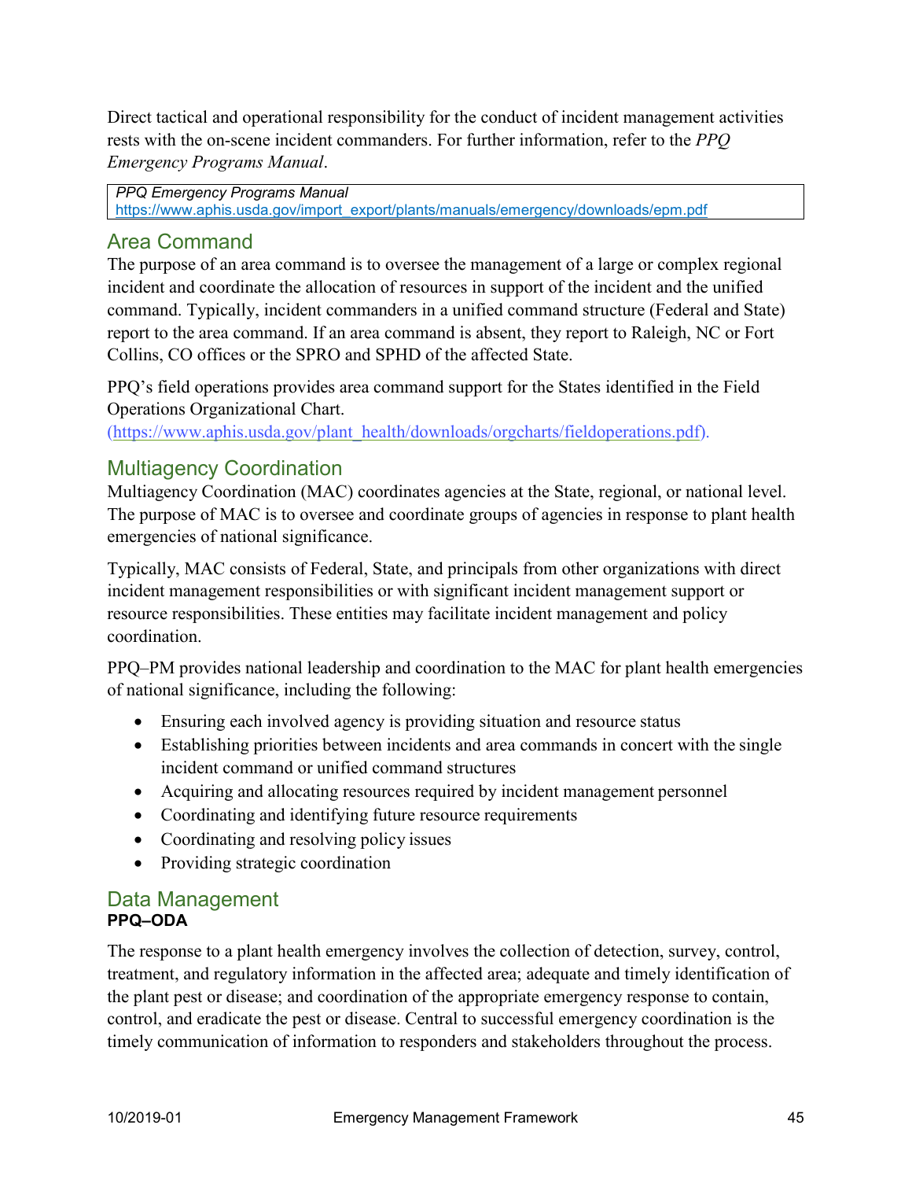Direct tactical and operational responsibility for the conduct of incident management activities rests with the on-scene incident commanders. For further information, refer to the *PPQ Emergency Programs Manual*.

| *PPQ Emergency Programs Manual* |
|---|
| https://www.aphis.usda.gov/import_export/plants/manuals/emergency/downloads/epm.pdf |

## Area Command

The purpose of an area command is to oversee the management of a large or complex regional incident and coordinate the allocation of resources in support of the incident and the unified command. Typically, incident commanders in a unified command structure (Federal and State) report to the area command. If an area command is absent, they report to Raleigh, NC or Fort Collins, CO offices or the SPRO and SPHD of the affected State.

PPQ's field operations provides area command support for the States identified in the Field Operations Organizational Chart. (https://www.aphis.usda.gov/plant_health/downloads/orgcharts/fieldoperations.pdf).

## Multiagency Coordination

Multiagency Coordination (MAC) coordinates agencies at the State, regional, or national level. The purpose of MAC is to oversee and coordinate groups of agencies in response to plant health emergencies of national significance.

Typically, MAC consists of Federal, State, and principals from other organizations with direct incident management responsibilities or with significant incident management support or resource responsibilities. These entities may facilitate incident management and policy coordination.

PPQ–PM provides national leadership and coordination to the MAC for plant health emergencies of national significance, including the following:

- Ensuring each involved agency is providing situation and resource status
- Establishing priorities between incidents and area commands in concert with the single incident command or unified command structures
- Acquiring and allocating resources required by incident management personnel
- Coordinating and identifying future resource requirements
- Coordinating and resolving policy issues
- Providing strategic coordination

## Data Management

**PPQ–ODA**

The response to a plant health emergency involves the collection of detection, survey, control, treatment, and regulatory information in the affected area; adequate and timely identification of the plant pest or disease; and coordination of the appropriate emergency response to contain, control, and eradicate the pest or disease. Central to successful emergency coordination is the timely communication of information to responders and stakeholders throughout the process.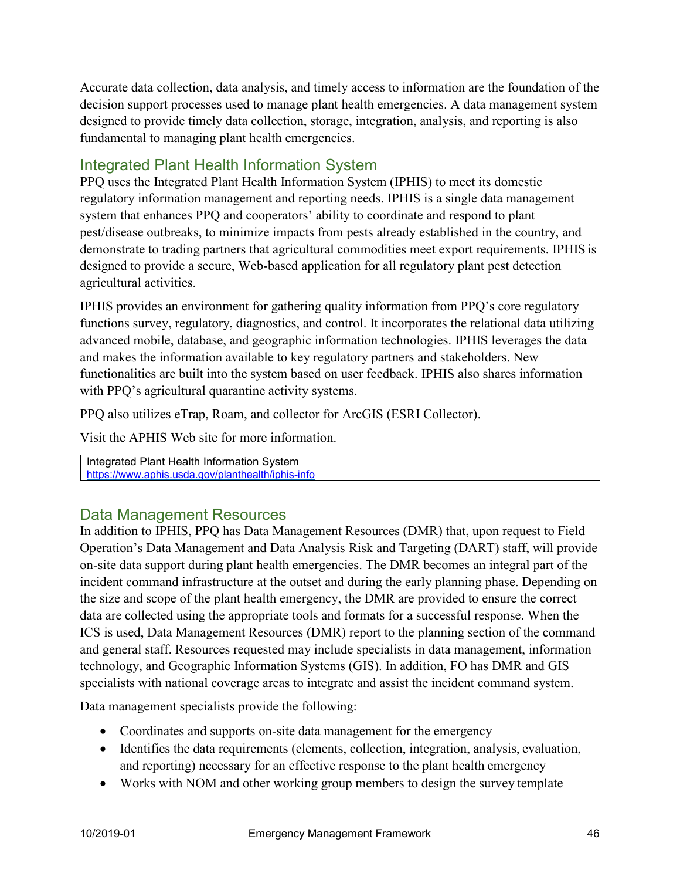Accurate data collection, data analysis, and timely access to information are the foundation of the decision support processes used to manage plant health emergencies. A data management system designed to provide timely data collection, storage, integration, analysis, and reporting is also fundamental to managing plant health emergencies.

## Integrated Plant Health Information System

PPQ uses the Integrated Plant Health Information System (IPHIS) to meet its domestic regulatory information management and reporting needs. IPHIS is a single data management system that enhances PPQ and cooperators' ability to coordinate and respond to plant pest/disease outbreaks, to minimize impacts from pests already established in the country, and demonstrate to trading partners that agricultural commodities meet export requirements. IPHIS is designed to provide a secure, Web-based application for all regulatory plant pest detection agricultural activities.

IPHIS provides an environment for gathering quality information from PPQ's core regulatory functions survey, regulatory, diagnostics, and control. It incorporates the relational data utilizing advanced mobile, database, and geographic information technologies. IPHIS leverages the data and makes the information available to key regulatory partners and stakeholders. New functionalities are built into the system based on user feedback. IPHIS also shares information with PPQ's agricultural quarantine activity systems.

PPQ also utilizes eTrap, Roam, and collector for ArcGIS (ESRI Collector).

Visit the APHIS Web site for more information.

| Integrated Plant Health Information System<br>https://www.aphis.usda.gov/planthealth/iphis-info |
| --- |

## Data Management Resources

In addition to IPHIS, PPQ has Data Management Resources (DMR) that, upon request to Field Operation's Data Management and Data Analysis Risk and Targeting (DART) staff, will provide on-site data support during plant health emergencies. The DMR becomes an integral part of the incident command infrastructure at the outset and during the early planning phase. Depending on the size and scope of the plant health emergency, the DMR are provided to ensure the correct data are collected using the appropriate tools and formats for a successful response. When the ICS is used, Data Management Resources (DMR) report to the planning section of the command and general staff. Resources requested may include specialists in data management, information technology, and Geographic Information Systems (GIS). In addition, FO has DMR and GIS specialists with national coverage areas to integrate and assist the incident command system.

Data management specialists provide the following:

- Coordinates and supports on-site data management for the emergency
- Identifies the data requirements (elements, collection, integration, analysis, evaluation, and reporting) necessary for an effective response to the plant health emergency
- Works with NOM and other working group members to design the survey template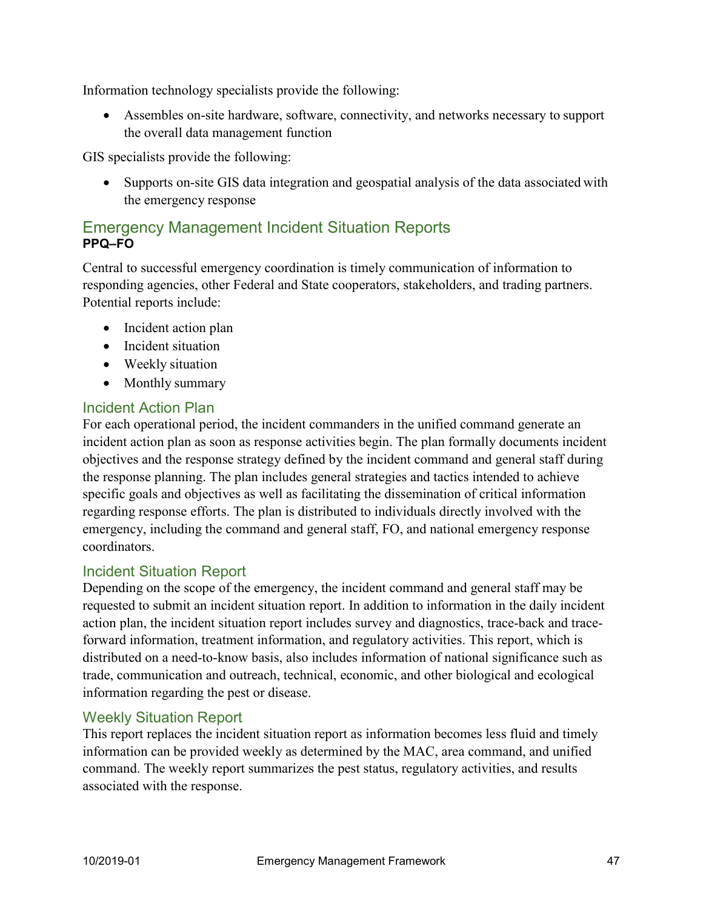Information technology specialists provide the following:

- Assembles on-site hardware, software, connectivity, and networks necessary to support the overall data management function

GIS specialists provide the following:

- Supports on-site GIS data integration and geospatial analysis of the data associated with the emergency response

## Emergency Management Incident Situation Reports

**PPQ–FO**

Central to successful emergency coordination is timely communication of information to responding agencies, other Federal and State cooperators, stakeholders, and trading partners. Potential reports include:

- Incident action plan
- Incident situation
- Weekly situation
- Monthly summary

### Incident Action Plan

For each operational period, the incident commanders in the unified command generate an incident action plan as soon as response activities begin. The plan formally documents incident objectives and the response strategy defined by the incident command and general staff during the response planning. The plan includes general strategies and tactics intended to achieve specific goals and objectives as well as facilitating the dissemination of critical information regarding response efforts. The plan is distributed to individuals directly involved with the emergency, including the command and general staff, FO, and national emergency response coordinators.

### Incident Situation Report

Depending on the scope of the emergency, the incident command and general staff may be requested to submit an incident situation report. In addition to information in the daily incident action plan, the incident situation report includes survey and diagnostics, trace-back and trace-forward information, treatment information, and regulatory activities. This report, which is distributed on a need-to-know basis, also includes information of national significance such as trade, communication and outreach, technical, economic, and other biological and ecological information regarding the pest or disease.

### Weekly Situation Report

This report replaces the incident situation report as information becomes less fluid and timely information can be provided weekly as determined by the MAC, area command, and unified command. The weekly report summarizes the pest status, regulatory activities, and results associated with the response.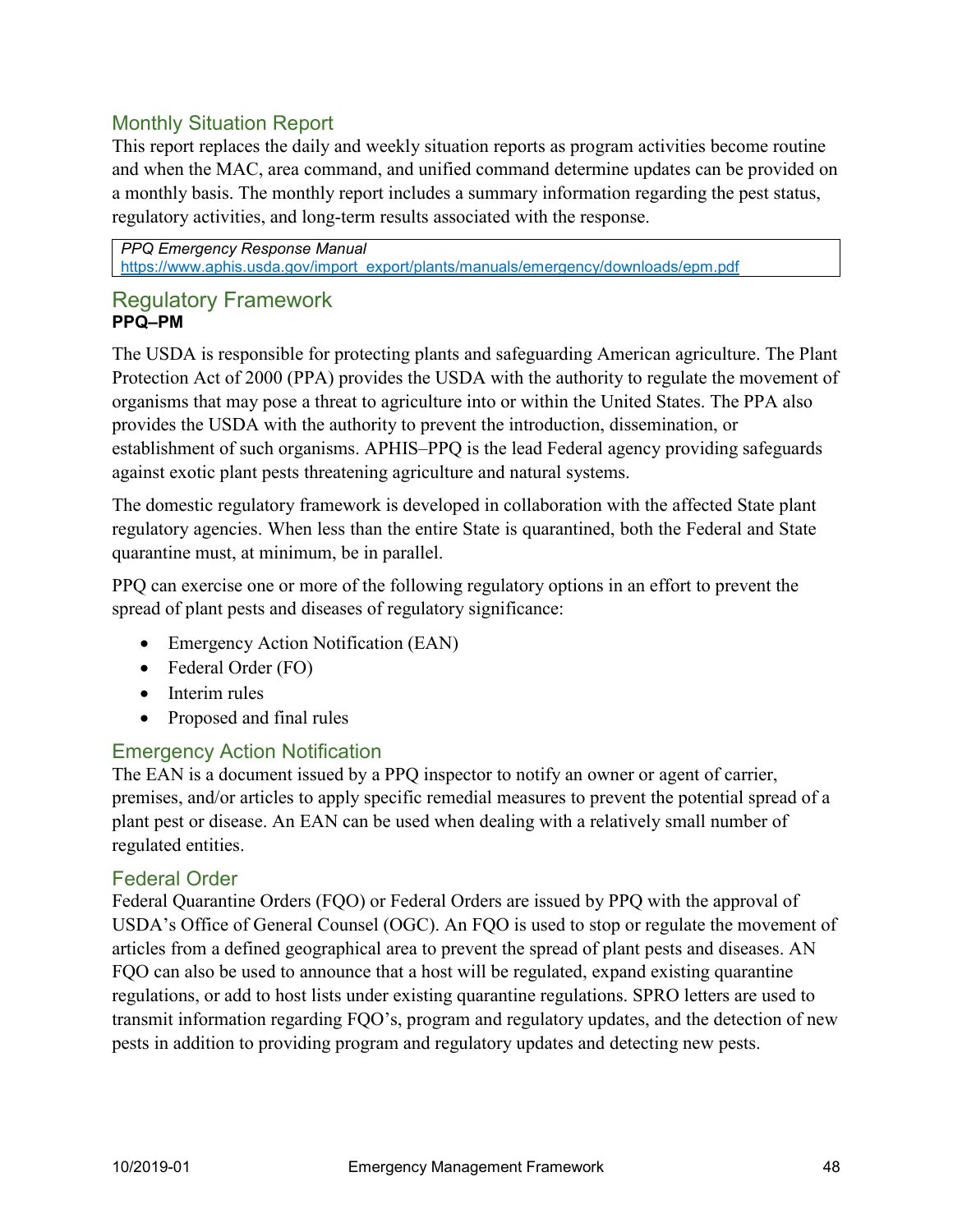## Monthly Situation Report

This report replaces the daily and weekly situation reports as program activities become routine and when the MAC, area command, and unified command determine updates can be provided on a monthly basis. The monthly report includes a summary information regarding the pest status, regulatory activities, and long-term results associated with the response.

> *PPQ Emergency Response Manual*
> https://www.aphis.usda.gov/import_export/plants/manuals/emergency/downloads/epm.pdf

## Regulatory Framework

**PPQ–PM**

The USDA is responsible for protecting plants and safeguarding American agriculture. The Plant Protection Act of 2000 (PPA) provides the USDA with the authority to regulate the movement of organisms that may pose a threat to agriculture into or within the United States. The PPA also provides the USDA with the authority to prevent the introduction, dissemination, or establishment of such organisms. APHIS–PPQ is the lead Federal agency providing safeguards against exotic plant pests threatening agriculture and natural systems.

The domestic regulatory framework is developed in collaboration with the affected State plant regulatory agencies. When less than the entire State is quarantined, both the Federal and State quarantine must, at minimum, be in parallel.

PPQ can exercise one or more of the following regulatory options in an effort to prevent the spread of plant pests and diseases of regulatory significance:

- Emergency Action Notification (EAN)
- Federal Order (FO)
- Interim rules
- Proposed and final rules

## Emergency Action Notification

The EAN is a document issued by a PPQ inspector to notify an owner or agent of carrier, premises, and/or articles to apply specific remedial measures to prevent the potential spread of a plant pest or disease. An EAN can be used when dealing with a relatively small number of regulated entities.

## Federal Order

Federal Quarantine Orders (FQO) or Federal Orders are issued by PPQ with the approval of USDA's Office of General Counsel (OGC). An FQO is used to stop or regulate the movement of articles from a defined geographical area to prevent the spread of plant pests and diseases. AN FQO can also be used to announce that a host will be regulated, expand existing quarantine regulations, or add to host lists under existing quarantine regulations. SPRO letters are used to transmit information regarding FQO's, program and regulatory updates, and the detection of new pests in addition to providing program and regulatory updates and detecting new pests.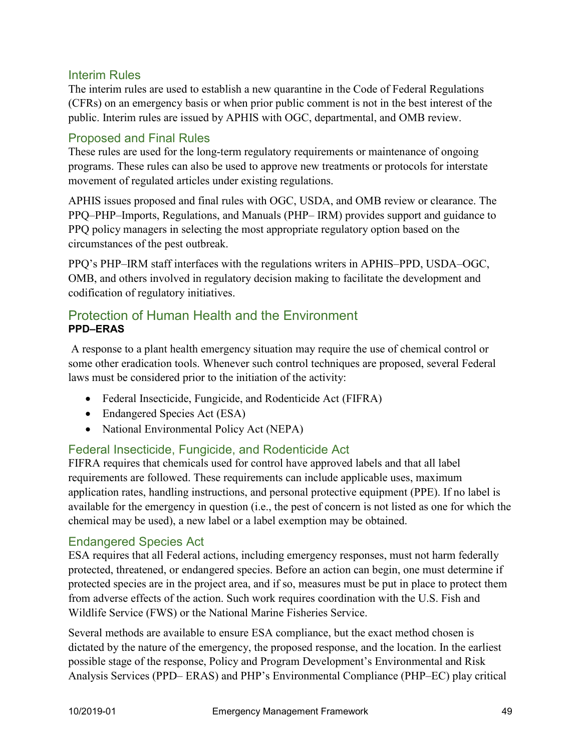### Interim Rules

The interim rules are used to establish a new quarantine in the Code of Federal Regulations (CFRs) on an emergency basis or when prior public comment is not in the best interest of the public. Interim rules are issued by APHIS with OGC, departmental, and OMB review.

### Proposed and Final Rules

These rules are used for the long-term regulatory requirements or maintenance of ongoing programs. These rules can also be used to approve new treatments or protocols for interstate movement of regulated articles under existing regulations.

APHIS issues proposed and final rules with OGC, USDA, and OMB review or clearance. The PPQ–PHP–Imports, Regulations, and Manuals (PHP– IRM) provides support and guidance to PPQ policy managers in selecting the most appropriate regulatory option based on the circumstances of the pest outbreak.

PPQ's PHP–IRM staff interfaces with the regulations writers in APHIS–PPD, USDA–OGC, OMB, and others involved in regulatory decision making to facilitate the development and codification of regulatory initiatives.

## Protection of Human Health and the Environment

**PPD–ERAS**

A response to a plant health emergency situation may require the use of chemical control or some other eradication tools. Whenever such control techniques are proposed, several Federal laws must be considered prior to the initiation of the activity:

- Federal Insecticide, Fungicide, and Rodenticide Act (FIFRA)
- Endangered Species Act (ESA)
- National Environmental Policy Act (NEPA)

### Federal Insecticide, Fungicide, and Rodenticide Act

FIFRA requires that chemicals used for control have approved labels and that all label requirements are followed. These requirements can include applicable uses, maximum application rates, handling instructions, and personal protective equipment (PPE). If no label is available for the emergency in question (i.e., the pest of concern is not listed as one for which the chemical may be used), a new label or a label exemption may be obtained.

### Endangered Species Act

ESA requires that all Federal actions, including emergency responses, must not harm federally protected, threatened, or endangered species. Before an action can begin, one must determine if protected species are in the project area, and if so, measures must be put in place to protect them from adverse effects of the action. Such work requires coordination with the U.S. Fish and Wildlife Service (FWS) or the National Marine Fisheries Service.

Several methods are available to ensure ESA compliance, but the exact method chosen is dictated by the nature of the emergency, the proposed response, and the location. In the earliest possible stage of the response, Policy and Program Development's Environmental and Risk Analysis Services (PPD– ERAS) and PHP's Environmental Compliance (PHP–EC) play critical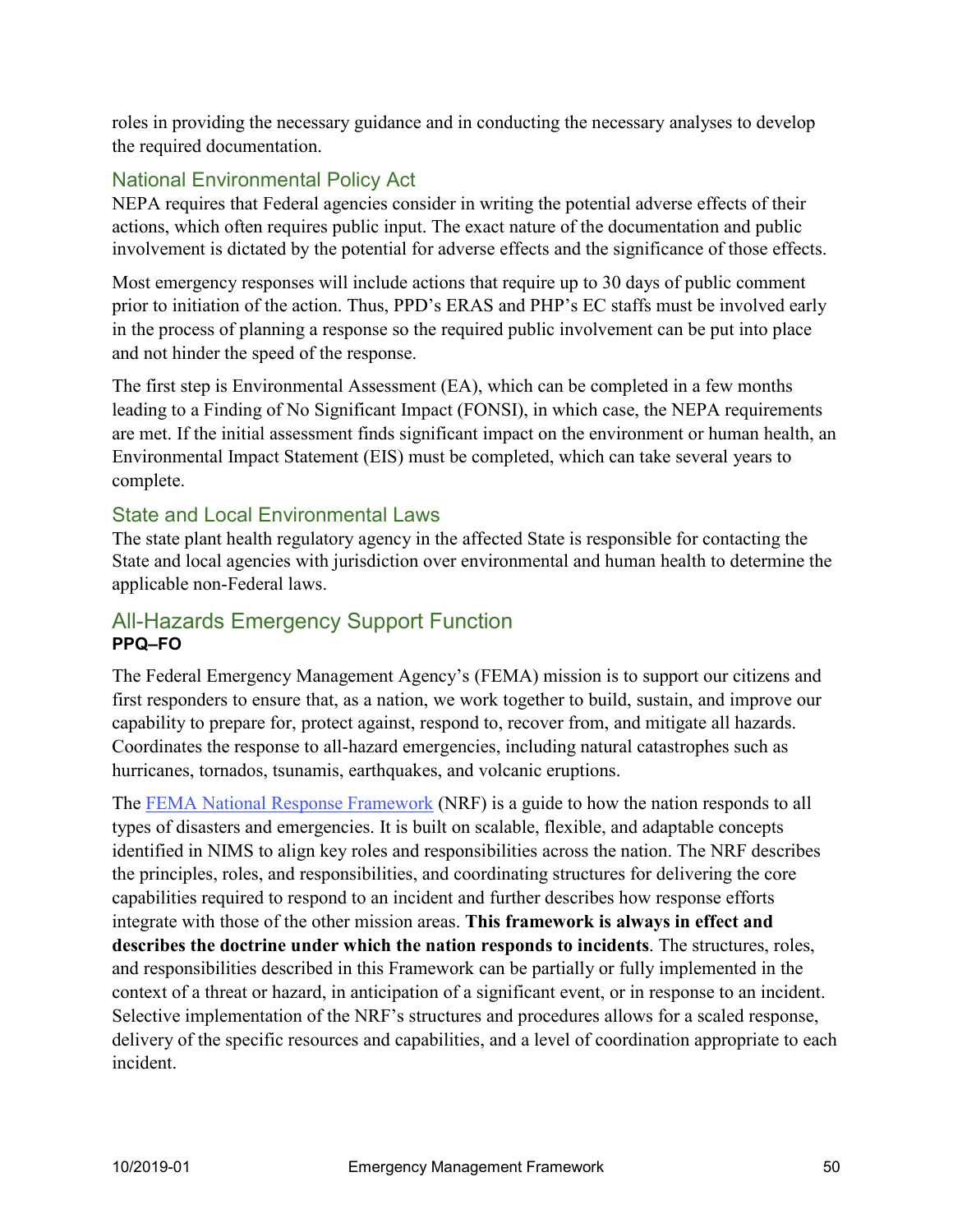roles in providing the necessary guidance and in conducting the necessary analyses to develop the required documentation.

### National Environmental Policy Act

NEPA requires that Federal agencies consider in writing the potential adverse effects of their actions, which often requires public input. The exact nature of the documentation and public involvement is dictated by the potential for adverse effects and the significance of those effects.

Most emergency responses will include actions that require up to 30 days of public comment prior to initiation of the action. Thus, PPD's ERAS and PHP's EC staffs must be involved early in the process of planning a response so the required public involvement can be put into place and not hinder the speed of the response.

The first step is Environmental Assessment (EA), which can be completed in a few months leading to a Finding of No Significant Impact (FONSI), in which case, the NEPA requirements are met. If the initial assessment finds significant impact on the environment or human health, an Environmental Impact Statement (EIS) must be completed, which can take several years to complete.

### State and Local Environmental Laws

The state plant health regulatory agency in the affected State is responsible for contacting the State and local agencies with jurisdiction over environmental and human health to determine the applicable non-Federal laws.

## All-Hazards Emergency Support Function

**PPQ–FO**

The Federal Emergency Management Agency's (FEMA) mission is to support our citizens and first responders to ensure that, as a nation, we work together to build, sustain, and improve our capability to prepare for, protect against, respond to, recover from, and mitigate all hazards. Coordinates the response to all-hazard emergencies, including natural catastrophes such as hurricanes, tornados, tsunamis, earthquakes, and volcanic eruptions.

The FEMA National Response Framework (NRF) is a guide to how the nation responds to all types of disasters and emergencies. It is built on scalable, flexible, and adaptable concepts identified in NIMS to align key roles and responsibilities across the nation. The NRF describes the principles, roles, and responsibilities, and coordinating structures for delivering the core capabilities required to respond to an incident and further describes how response efforts integrate with those of the other mission areas. **This framework is always in effect and describes the doctrine under which the nation responds to incidents**. The structures, roles, and responsibilities described in this Framework can be partially or fully implemented in the context of a threat or hazard, in anticipation of a significant event, or in response to an incident. Selective implementation of the NRF's structures and procedures allows for a scaled response, delivery of the specific resources and capabilities, and a level of coordination appropriate to each incident.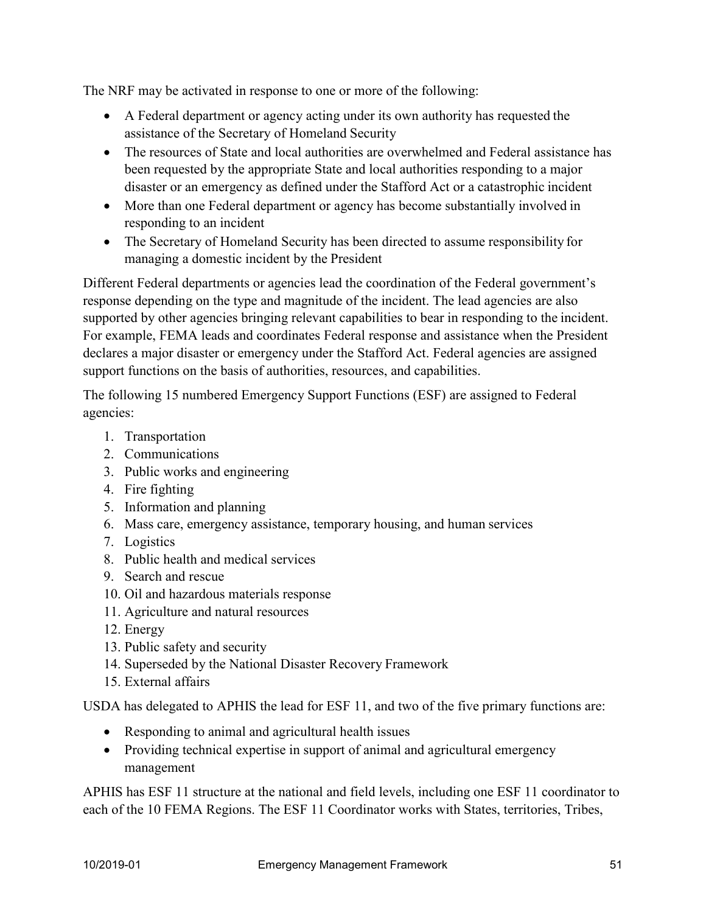The NRF may be activated in response to one or more of the following:

- A Federal department or agency acting under its own authority has requested the assistance of the Secretary of Homeland Security
- The resources of State and local authorities are overwhelmed and Federal assistance has been requested by the appropriate State and local authorities responding to a major disaster or an emergency as defined under the Stafford Act or a catastrophic incident
- More than one Federal department or agency has become substantially involved in responding to an incident
- The Secretary of Homeland Security has been directed to assume responsibility for managing a domestic incident by the President

Different Federal departments or agencies lead the coordination of the Federal government's response depending on the type and magnitude of the incident. The lead agencies are also supported by other agencies bringing relevant capabilities to bear in responding to the incident. For example, FEMA leads and coordinates Federal response and assistance when the President declares a major disaster or emergency under the Stafford Act. Federal agencies are assigned support functions on the basis of authorities, resources, and capabilities.

The following 15 numbered Emergency Support Functions (ESF) are assigned to Federal agencies:

1. Transportation
2. Communications
3. Public works and engineering
4. Fire fighting
5. Information and planning
6. Mass care, emergency assistance, temporary housing, and human services
7. Logistics
8. Public health and medical services
9. Search and rescue
10. Oil and hazardous materials response
11. Agriculture and natural resources
12. Energy
13. Public safety and security
14. Superseded by the National Disaster Recovery Framework
15. External affairs

USDA has delegated to APHIS the lead for ESF 11, and two of the five primary functions are:

- Responding to animal and agricultural health issues
- Providing technical expertise in support of animal and agricultural emergency management

APHIS has ESF 11 structure at the national and field levels, including one ESF 11 coordinator to each of the 10 FEMA Regions. The ESF 11 Coordinator works with States, territories, Tribes,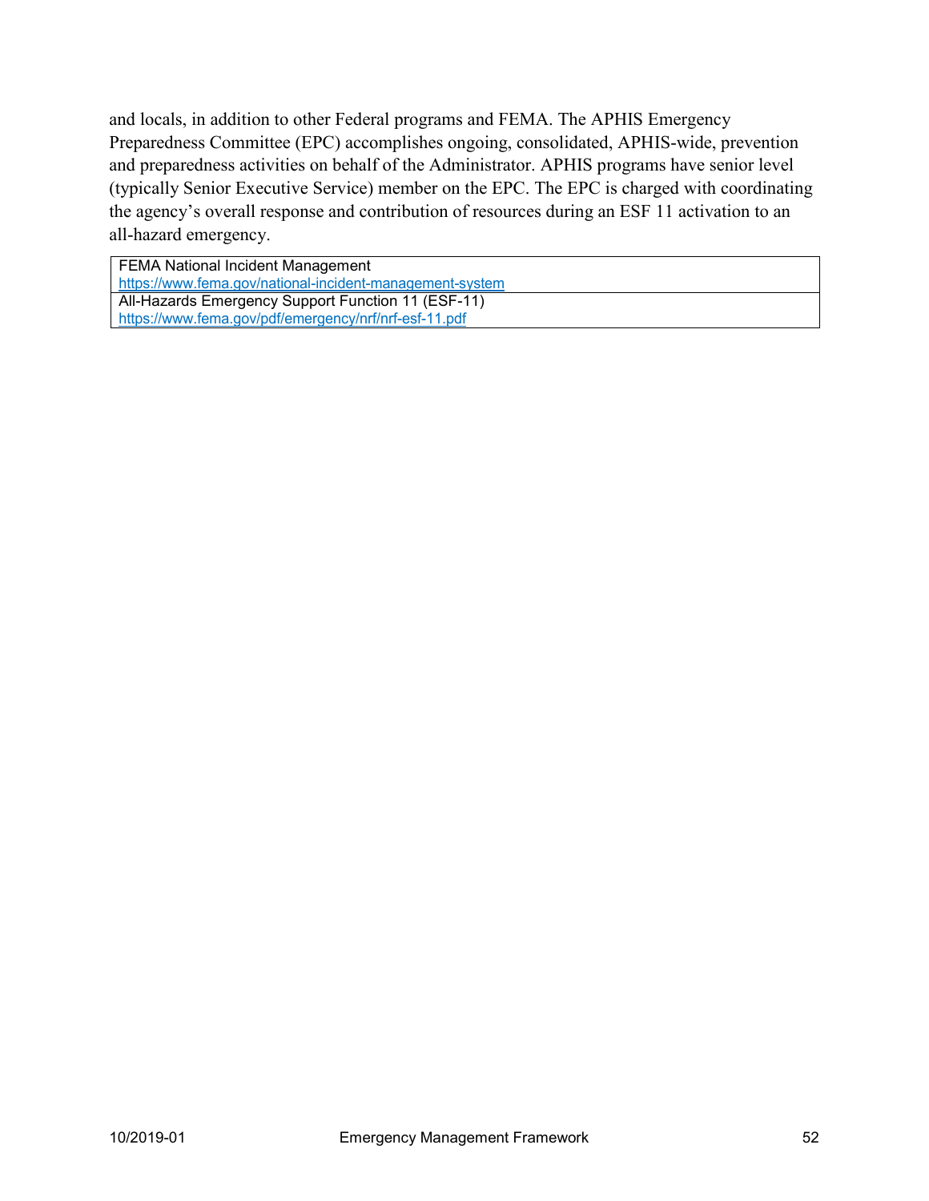and locals, in addition to other Federal programs and FEMA. The APHIS Emergency Preparedness Committee (EPC) accomplishes ongoing, consolidated, APHIS-wide, prevention and preparedness activities on behalf of the Administrator. APHIS programs have senior level (typically Senior Executive Service) member on the EPC. The EPC is charged with coordinating the agency's overall response and contribution of resources during an ESF 11 activation to an all-hazard emergency.

| FEMA National Incident Management<br>https://www.fema.gov/national-incident-management-system |
|---|
| All-Hazards Emergency Support Function 11 (ESF-11)<br>https://www.fema.gov/pdf/emergency/nrf/nrf-esf-11.pdf |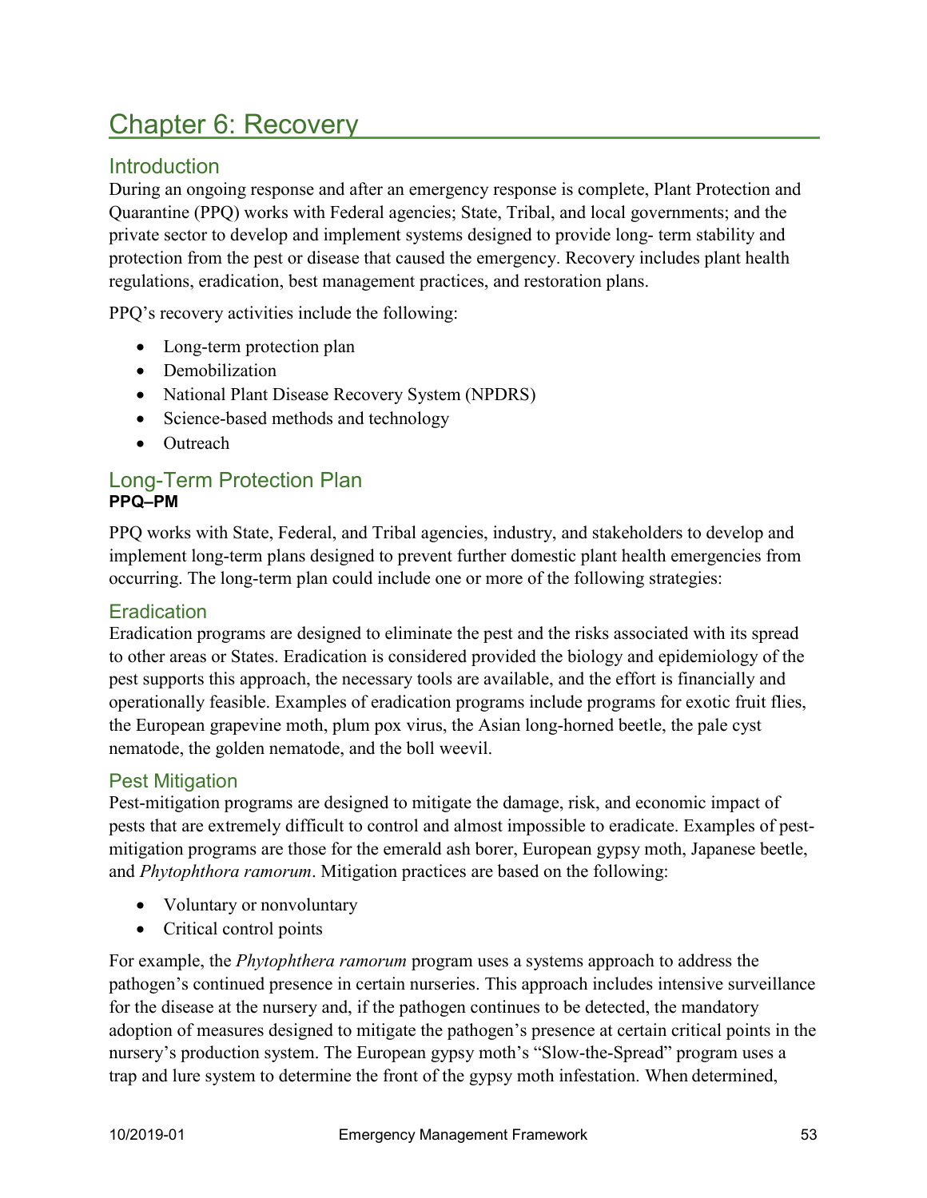# Chapter 6: Recovery

## Introduction

During an ongoing response and after an emergency response is complete, Plant Protection and Quarantine (PPQ) works with Federal agencies; State, Tribal, and local governments; and the private sector to develop and implement systems designed to provide long- term stability and protection from the pest or disease that caused the emergency. Recovery includes plant health regulations, eradication, best management practices, and restoration plans.

PPQ's recovery activities include the following:

- Long-term protection plan
- Demobilization
- National Plant Disease Recovery System (NPDRS)
- Science-based methods and technology
- Outreach

## Long-Term Protection Plan

**PPQ–PM**

PPQ works with State, Federal, and Tribal agencies, industry, and stakeholders to develop and implement long-term plans designed to prevent further domestic plant health emergencies from occurring. The long-term plan could include one or more of the following strategies:

### Eradication

Eradication programs are designed to eliminate the pest and the risks associated with its spread to other areas or States. Eradication is considered provided the biology and epidemiology of the pest supports this approach, the necessary tools are available, and the effort is financially and operationally feasible. Examples of eradication programs include programs for exotic fruit flies, the European grapevine moth, plum pox virus, the Asian long-horned beetle, the pale cyst nematode, the golden nematode, and the boll weevil.

### Pest Mitigation

Pest-mitigation programs are designed to mitigate the damage, risk, and economic impact of pests that are extremely difficult to control and almost impossible to eradicate. Examples of pest-mitigation programs are those for the emerald ash borer, European gypsy moth, Japanese beetle, and *Phytophthora ramorum*. Mitigation practices are based on the following:

- Voluntary or nonvoluntary
- Critical control points

For example, the *Phytophthera ramorum* program uses a systems approach to address the pathogen's continued presence in certain nurseries. This approach includes intensive surveillance for the disease at the nursery and, if the pathogen continues to be detected, the mandatory adoption of measures designed to mitigate the pathogen's presence at certain critical points in the nursery's production system. The European gypsy moth's "Slow-the-Spread" program uses a trap and lure system to determine the front of the gypsy moth infestation. When determined,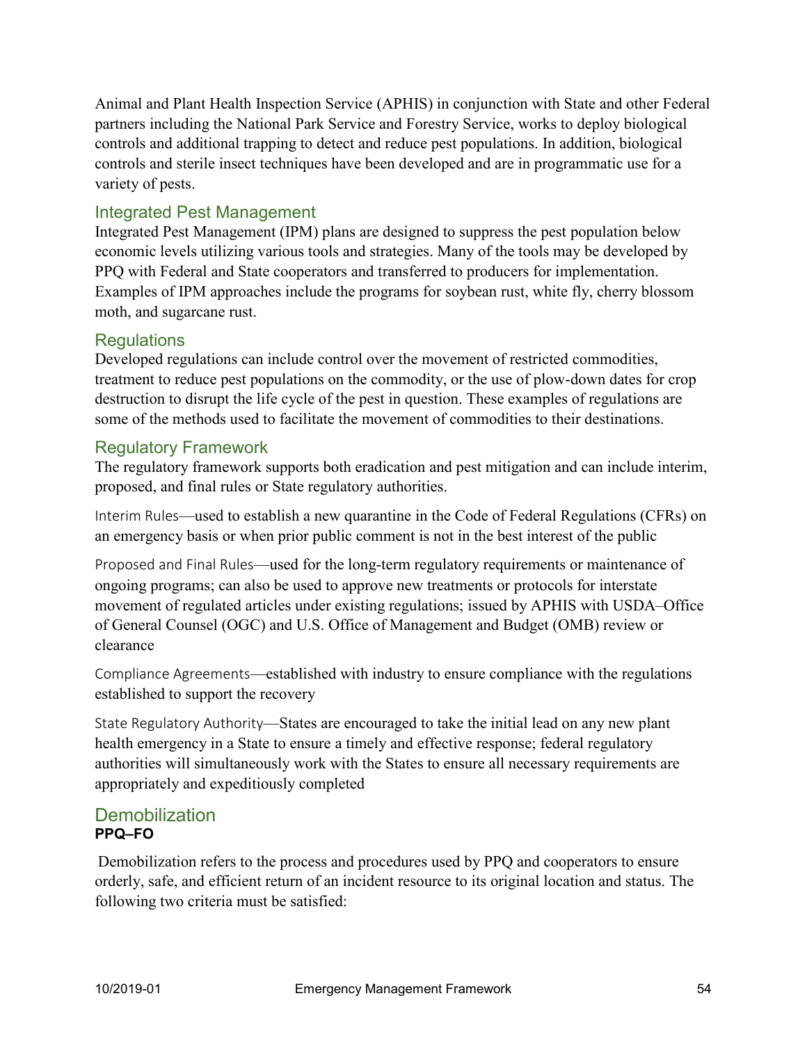Animal and Plant Health Inspection Service (APHIS) in conjunction with State and other Federal partners including the National Park Service and Forestry Service, works to deploy biological controls and additional trapping to detect and reduce pest populations. In addition, biological controls and sterile insect techniques have been developed and are in programmatic use for a variety of pests.

### Integrated Pest Management

Integrated Pest Management (IPM) plans are designed to suppress the pest population below economic levels utilizing various tools and strategies. Many of the tools may be developed by PPQ with Federal and State cooperators and transferred to producers for implementation. Examples of IPM approaches include the programs for soybean rust, white fly, cherry blossom moth, and sugarcane rust.

### Regulations

Developed regulations can include control over the movement of restricted commodities, treatment to reduce pest populations on the commodity, or the use of plow-down dates for crop destruction to disrupt the life cycle of the pest in question. These examples of regulations are some of the methods used to facilitate the movement of commodities to their destinations.

### Regulatory Framework

The regulatory framework supports both eradication and pest mitigation and can include interim, proposed, and final rules or State regulatory authorities.

Interim Rules—used to establish a new quarantine in the Code of Federal Regulations (CFRs) on an emergency basis or when prior public comment is not in the best interest of the public

Proposed and Final Rules—used for the long-term regulatory requirements or maintenance of ongoing programs; can also be used to approve new treatments or protocols for interstate movement of regulated articles under existing regulations; issued by APHIS with USDA–Office of General Counsel (OGC) and U.S. Office of Management and Budget (OMB) review or clearance

Compliance Agreements—established with industry to ensure compliance with the regulations established to support the recovery

State Regulatory Authority—States are encouraged to take the initial lead on any new plant health emergency in a State to ensure a timely and effective response; federal regulatory authorities will simultaneously work with the States to ensure all necessary requirements are appropriately and expeditiously completed

## Demobilization

**PPQ–FO**

Demobilization refers to the process and procedures used by PPQ and cooperators to ensure orderly, safe, and efficient return of an incident resource to its original location and status. The following two criteria must be satisfied: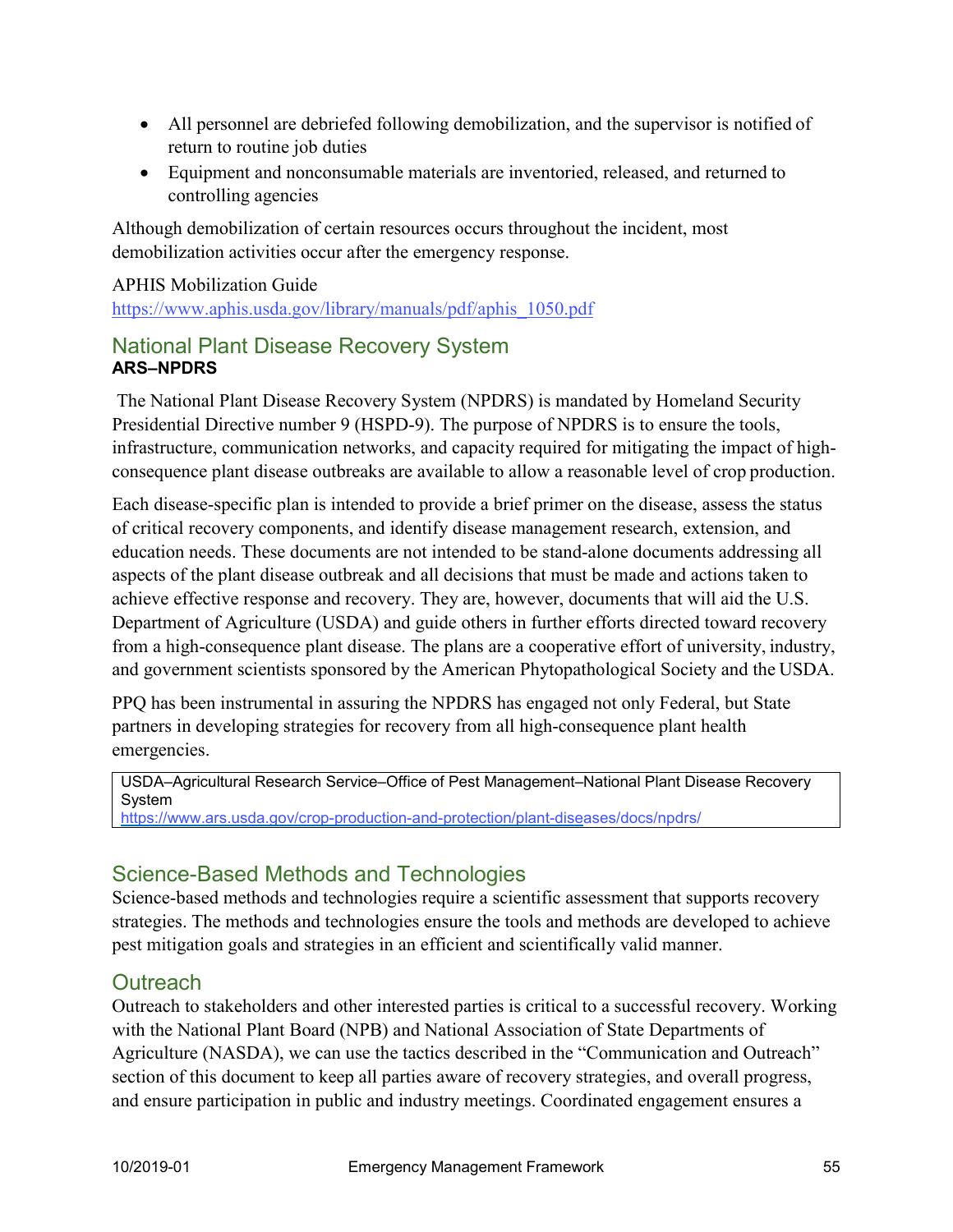- All personnel are debriefed following demobilization, and the supervisor is notified of return to routine job duties
- Equipment and nonconsumable materials are inventoried, released, and returned to controlling agencies

Although demobilization of certain resources occurs throughout the incident, most demobilization activities occur after the emergency response.

APHIS Mobilization Guide
https://www.aphis.usda.gov/library/manuals/pdf/aphis_1050.pdf

## National Plant Disease Recovery System

**ARS–NPDRS**

The National Plant Disease Recovery System (NPDRS) is mandated by Homeland Security Presidential Directive number 9 (HSPD-9). The purpose of NPDRS is to ensure the tools, infrastructure, communication networks, and capacity required for mitigating the impact of high-consequence plant disease outbreaks are available to allow a reasonable level of crop production.

Each disease-specific plan is intended to provide a brief primer on the disease, assess the status of critical recovery components, and identify disease management research, extension, and education needs. These documents are not intended to be stand-alone documents addressing all aspects of the plant disease outbreak and all decisions that must be made and actions taken to achieve effective response and recovery. They are, however, documents that will aid the U.S. Department of Agriculture (USDA) and guide others in further efforts directed toward recovery from a high-consequence plant disease. The plans are a cooperative effort of university, industry, and government scientists sponsored by the American Phytopathological Society and the USDA.

PPQ has been instrumental in assuring the NPDRS has engaged not only Federal, but State partners in developing strategies for recovery from all high-consequence plant health emergencies.

| USDA–Agricultural Research Service–Office of Pest Management–National Plant Disease Recovery System<br>https://www.ars.usda.gov/crop-production-and-protection/plant-diseases/docs/npdrs/ |
|---|

## Science-Based Methods and Technologies

Science-based methods and technologies require a scientific assessment that supports recovery strategies. The methods and technologies ensure the tools and methods are developed to achieve pest mitigation goals and strategies in an efficient and scientifically valid manner.

## Outreach

Outreach to stakeholders and other interested parties is critical to a successful recovery. Working with the National Plant Board (NPB) and National Association of State Departments of Agriculture (NASDA), we can use the tactics described in the "Communication and Outreach" section of this document to keep all parties aware of recovery strategies, and overall progress, and ensure participation in public and industry meetings. Coordinated engagement ensures a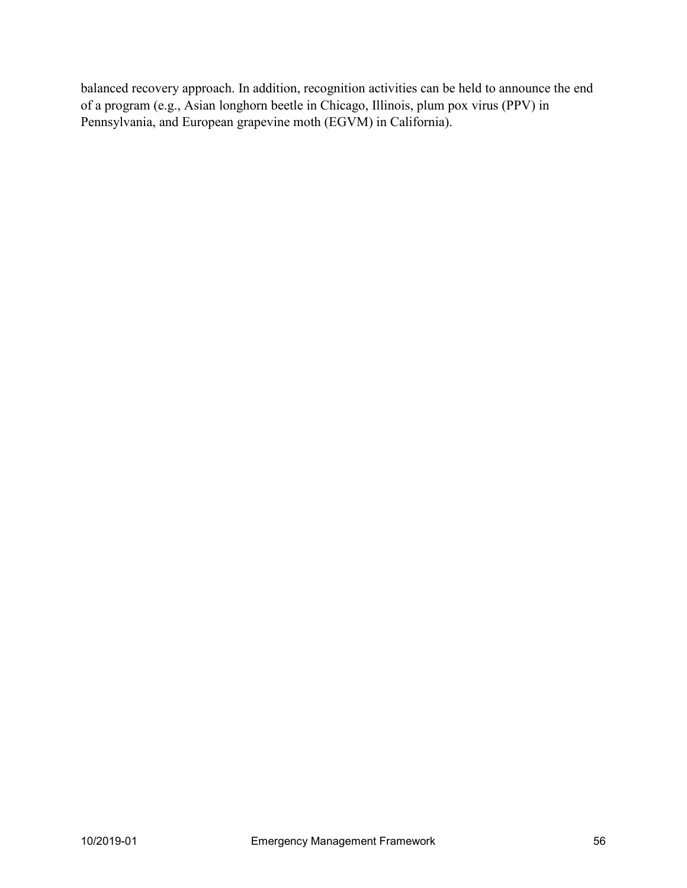balanced recovery approach. In addition, recognition activities can be held to announce the end of a program (e.g., Asian longhorn beetle in Chicago, Illinois, plum pox virus (PPV) in Pennsylvania, and European grapevine moth (EGVM) in California).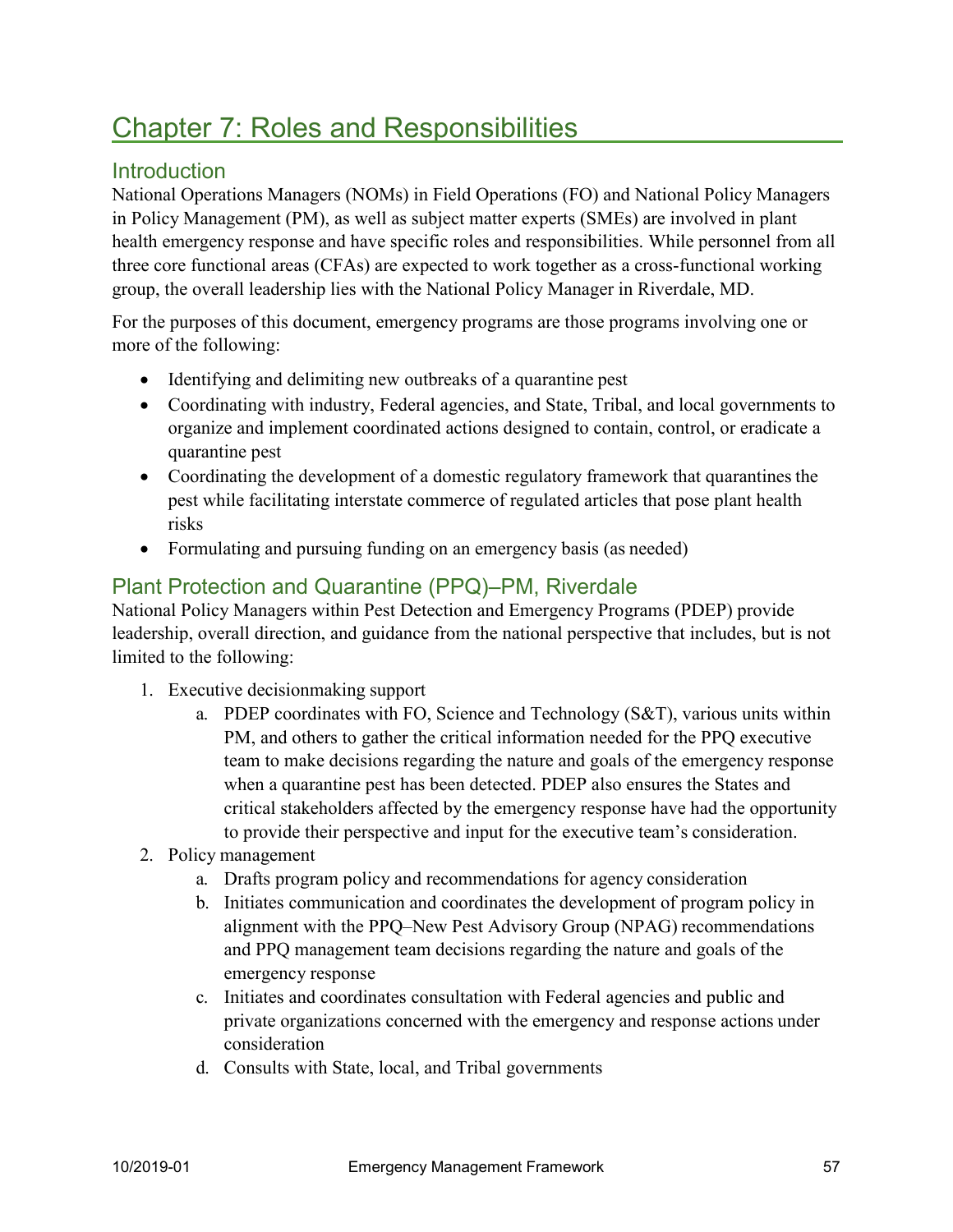# Chapter 7: Roles and Responsibilities

## Introduction

National Operations Managers (NOMs) in Field Operations (FO) and National Policy Managers in Policy Management (PM), as well as subject matter experts (SMEs) are involved in plant health emergency response and have specific roles and responsibilities. While personnel from all three core functional areas (CFAs) are expected to work together as a cross-functional working group, the overall leadership lies with the National Policy Manager in Riverdale, MD.

For the purposes of this document, emergency programs are those programs involving one or more of the following:

- Identifying and delimiting new outbreaks of a quarantine pest
- Coordinating with industry, Federal agencies, and State, Tribal, and local governments to organize and implement coordinated actions designed to contain, control, or eradicate a quarantine pest
- Coordinating the development of a domestic regulatory framework that quarantines the pest while facilitating interstate commerce of regulated articles that pose plant health risks
- Formulating and pursuing funding on an emergency basis (as needed)

## Plant Protection and Quarantine (PPQ)–PM, Riverdale

National Policy Managers within Pest Detection and Emergency Programs (PDEP) provide leadership, overall direction, and guidance from the national perspective that includes, but is not limited to the following:

1. Executive decisionmaking support
    a. PDEP coordinates with FO, Science and Technology (S&T), various units within PM, and others to gather the critical information needed for the PPQ executive team to make decisions regarding the nature and goals of the emergency response when a quarantine pest has been detected. PDEP also ensures the States and critical stakeholders affected by the emergency response have had the opportunity to provide their perspective and input for the executive team's consideration.
2. Policy management
    a. Drafts program policy and recommendations for agency consideration
    b. Initiates communication and coordinates the development of program policy in alignment with the PPQ–New Pest Advisory Group (NPAG) recommendations and PPQ management team decisions regarding the nature and goals of the emergency response
    c. Initiates and coordinates consultation with Federal agencies and public and private organizations concerned with the emergency and response actions under consideration
    d. Consults with State, local, and Tribal governments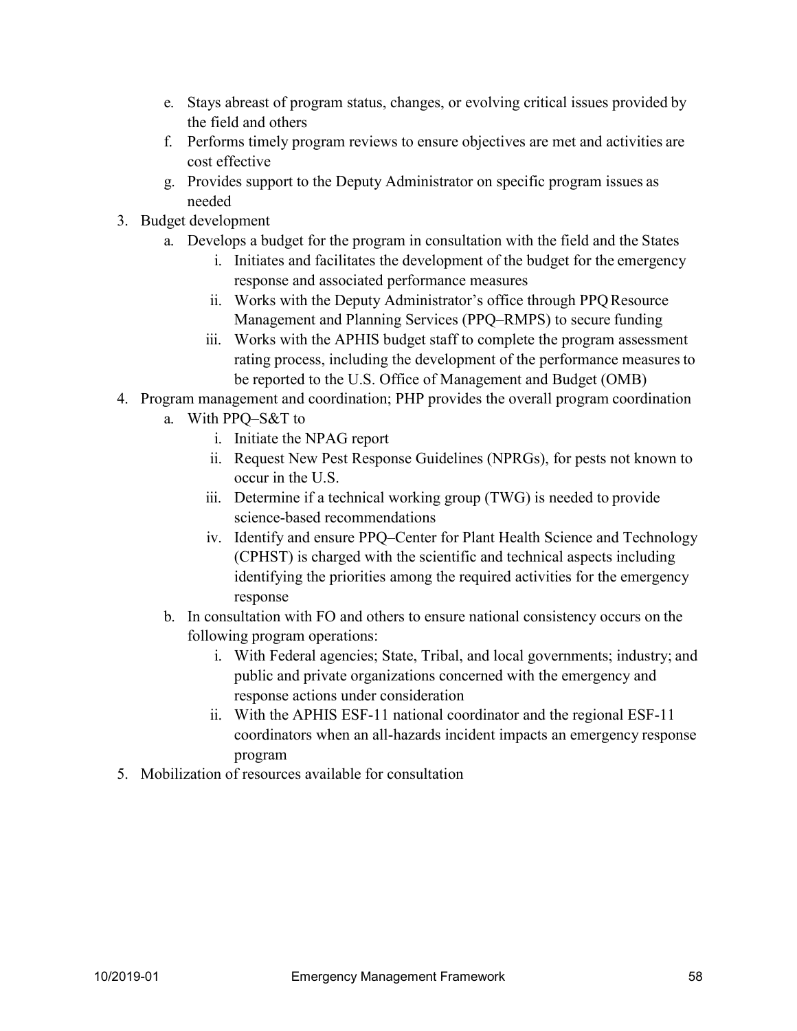e. Stays abreast of program status, changes, or evolving critical issues provided by the field and others
   f. Performs timely program reviews to ensure objectives are met and activities are cost effective
   g. Provides support to the Deputy Administrator on specific program issues as needed

3. Budget development
   a. Develops a budget for the program in consultation with the field and the States
      i. Initiates and facilitates the development of the budget for the emergency response and associated performance measures
      ii. Works with the Deputy Administrator's office through PPQ Resource Management and Planning Services (PPQ–RMPS) to secure funding
      iii. Works with the APHIS budget staff to complete the program assessment rating process, including the development of the performance measures to be reported to the U.S. Office of Management and Budget (OMB)

4. Program management and coordination; PHP provides the overall program coordination
   a. With PPQ–S&T to
      i. Initiate the NPAG report
      ii. Request New Pest Response Guidelines (NPRGs), for pests not known to occur in the U.S.
      iii. Determine if a technical working group (TWG) is needed to provide science-based recommendations
      iv. Identify and ensure PPQ–Center for Plant Health Science and Technology (CPHST) is charged with the scientific and technical aspects including identifying the priorities among the required activities for the emergency response
   b. In consultation with FO and others to ensure national consistency occurs on the following program operations:
      i. With Federal agencies; State, Tribal, and local governments; industry; and public and private organizations concerned with the emergency and response actions under consideration
      ii. With the APHIS ESF-11 national coordinator and the regional ESF-11 coordinators when an all-hazards incident impacts an emergency response program

5. Mobilization of resources available for consultation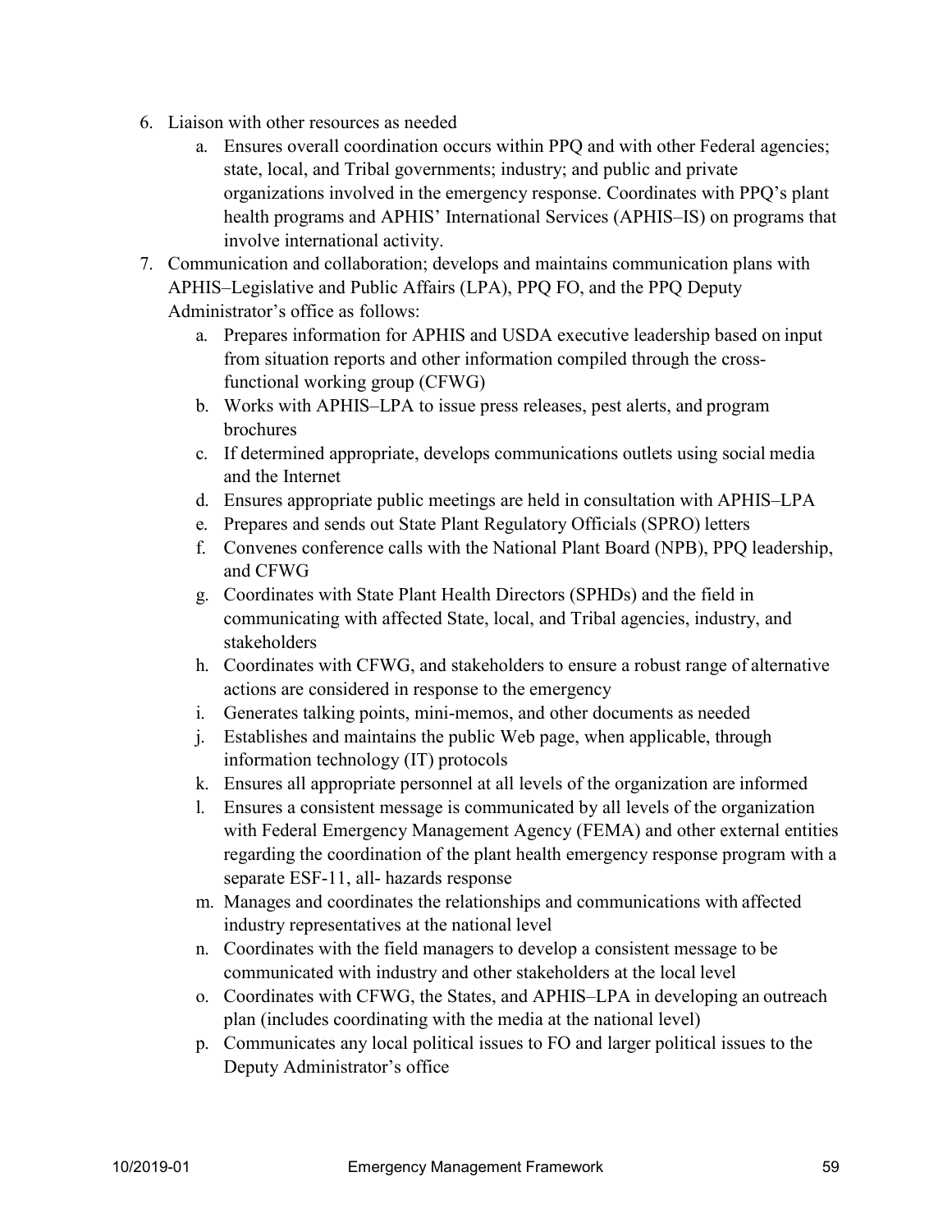6. Liaison with other resources as needed
    a. Ensures overall coordination occurs within PPQ and with other Federal agencies; state, local, and Tribal governments; industry; and public and private organizations involved in the emergency response. Coordinates with PPQ's plant health programs and APHIS' International Services (APHIS–IS) on programs that involve international activity.
7. Communication and collaboration; develops and maintains communication plans with APHIS–Legislative and Public Affairs (LPA), PPQ FO, and the PPQ Deputy Administrator's office as follows:
    a. Prepares information for APHIS and USDA executive leadership based on input from situation reports and other information compiled through the cross-functional working group (CFWG)
    b. Works with APHIS–LPA to issue press releases, pest alerts, and program brochures
    c. If determined appropriate, develops communications outlets using social media and the Internet
    d. Ensures appropriate public meetings are held in consultation with APHIS–LPA
    e. Prepares and sends out State Plant Regulatory Officials (SPRO) letters
    f. Convenes conference calls with the National Plant Board (NPB), PPQ leadership, and CFWG
    g. Coordinates with State Plant Health Directors (SPHDs) and the field in communicating with affected State, local, and Tribal agencies, industry, and stakeholders
    h. Coordinates with CFWG, and stakeholders to ensure a robust range of alternative actions are considered in response to the emergency
    i. Generates talking points, mini-memos, and other documents as needed
    j. Establishes and maintains the public Web page, when applicable, through information technology (IT) protocols
    k. Ensures all appropriate personnel at all levels of the organization are informed
    l. Ensures a consistent message is communicated by all levels of the organization with Federal Emergency Management Agency (FEMA) and other external entities regarding the coordination of the plant health emergency response program with a separate ESF-11, all- hazards response
    m. Manages and coordinates the relationships and communications with affected industry representatives at the national level
    n. Coordinates with the field managers to develop a consistent message to be communicated with industry and other stakeholders at the local level
    o. Coordinates with CFWG, the States, and APHIS–LPA in developing an outreach plan (includes coordinating with the media at the national level)
    p. Communicates any local political issues to FO and larger political issues to the Deputy Administrator's office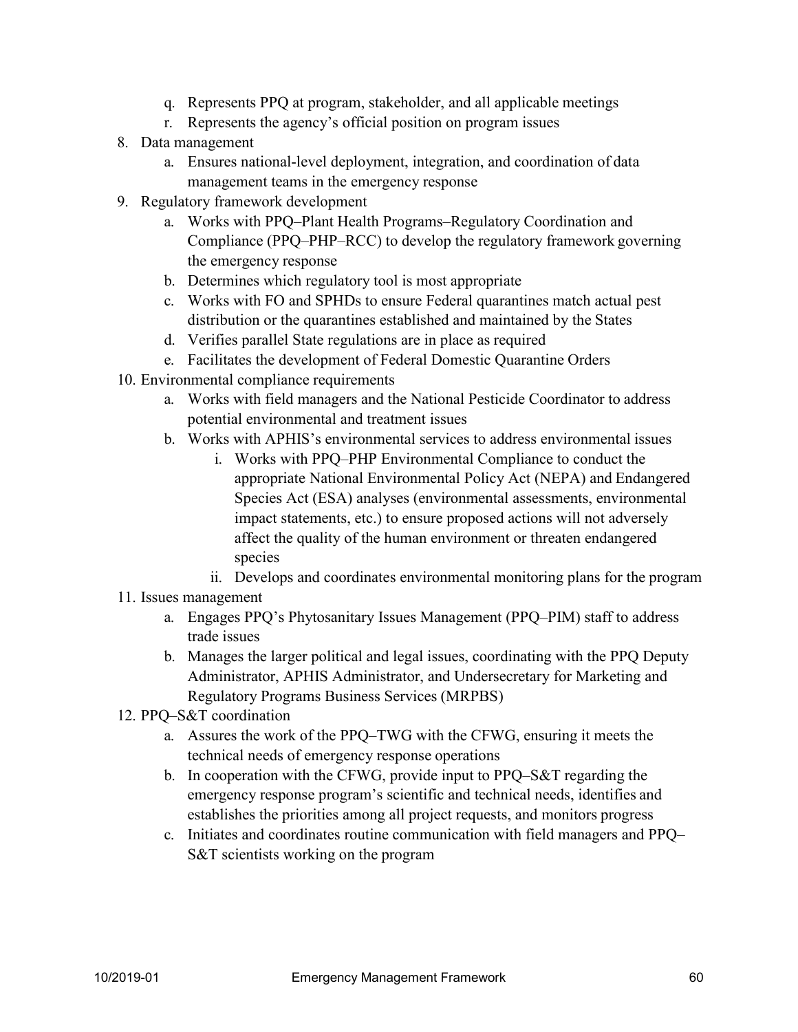q. Represents PPQ at program, stakeholder, and all applicable meetings
   r. Represents the agency's official position on program issues
8. Data management
   a. Ensures national-level deployment, integration, and coordination of data management teams in the emergency response
9. Regulatory framework development
   a. Works with PPQ–Plant Health Programs–Regulatory Coordination and Compliance (PPQ–PHP–RCC) to develop the regulatory framework governing the emergency response
   b. Determines which regulatory tool is most appropriate
   c. Works with FO and SPHDs to ensure Federal quarantines match actual pest distribution or the quarantines established and maintained by the States
   d. Verifies parallel State regulations are in place as required
   e. Facilitates the development of Federal Domestic Quarantine Orders
10. Environmental compliance requirements
   a. Works with field managers and the National Pesticide Coordinator to address potential environmental and treatment issues
   b. Works with APHIS's environmental services to address environmental issues
      i. Works with PPQ–PHP Environmental Compliance to conduct the appropriate National Environmental Policy Act (NEPA) and Endangered Species Act (ESA) analyses (environmental assessments, environmental impact statements, etc.) to ensure proposed actions will not adversely affect the quality of the human environment or threaten endangered species
      ii. Develops and coordinates environmental monitoring plans for the program
11. Issues management
   a. Engages PPQ's Phytosanitary Issues Management (PPQ–PIM) staff to address trade issues
   b. Manages the larger political and legal issues, coordinating with the PPQ Deputy Administrator, APHIS Administrator, and Undersecretary for Marketing and Regulatory Programs Business Services (MRPBS)
12. PPQ–S&T coordination
   a. Assures the work of the PPQ–TWG with the CFWG, ensuring it meets the technical needs of emergency response operations
   b. In cooperation with the CFWG, provide input to PPQ–S&T regarding the emergency response program's scientific and technical needs, identifies and establishes the priorities among all project requests, and monitors progress
   c. Initiates and coordinates routine communication with field managers and PPQ–S&T scientists working on the program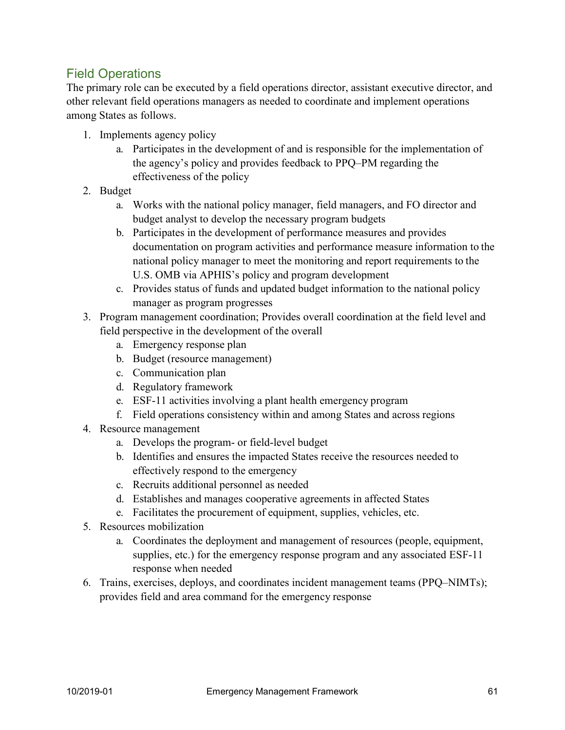## Field Operations

The primary role can be executed by a field operations director, assistant executive director, and other relevant field operations managers as needed to coordinate and implement operations among States as follows.

1. Implements agency policy
    a. Participates in the development of and is responsible for the implementation of the agency's policy and provides feedback to PPQ–PM regarding the effectiveness of the policy
2. Budget
    a. Works with the national policy manager, field managers, and FO director and budget analyst to develop the necessary program budgets
    b. Participates in the development of performance measures and provides documentation on program activities and performance measure information to the national policy manager to meet the monitoring and report requirements to the U.S. OMB via APHIS's policy and program development
    c. Provides status of funds and updated budget information to the national policy manager as program progresses
3. Program management coordination; Provides overall coordination at the field level and field perspective in the development of the overall
    a. Emergency response plan
    b. Budget (resource management)
    c. Communication plan
    d. Regulatory framework
    e. ESF-11 activities involving a plant health emergency program
    f. Field operations consistency within and among States and across regions
4. Resource management
    a. Develops the program- or field-level budget
    b. Identifies and ensures the impacted States receive the resources needed to effectively respond to the emergency
    c. Recruits additional personnel as needed
    d. Establishes and manages cooperative agreements in affected States
    e. Facilitates the procurement of equipment, supplies, vehicles, etc.
5. Resources mobilization
    a. Coordinates the deployment and management of resources (people, equipment, supplies, etc.) for the emergency response program and any associated ESF-11 response when needed
6. Trains, exercises, deploys, and coordinates incident management teams (PPQ–NIMTs); provides field and area command for the emergency response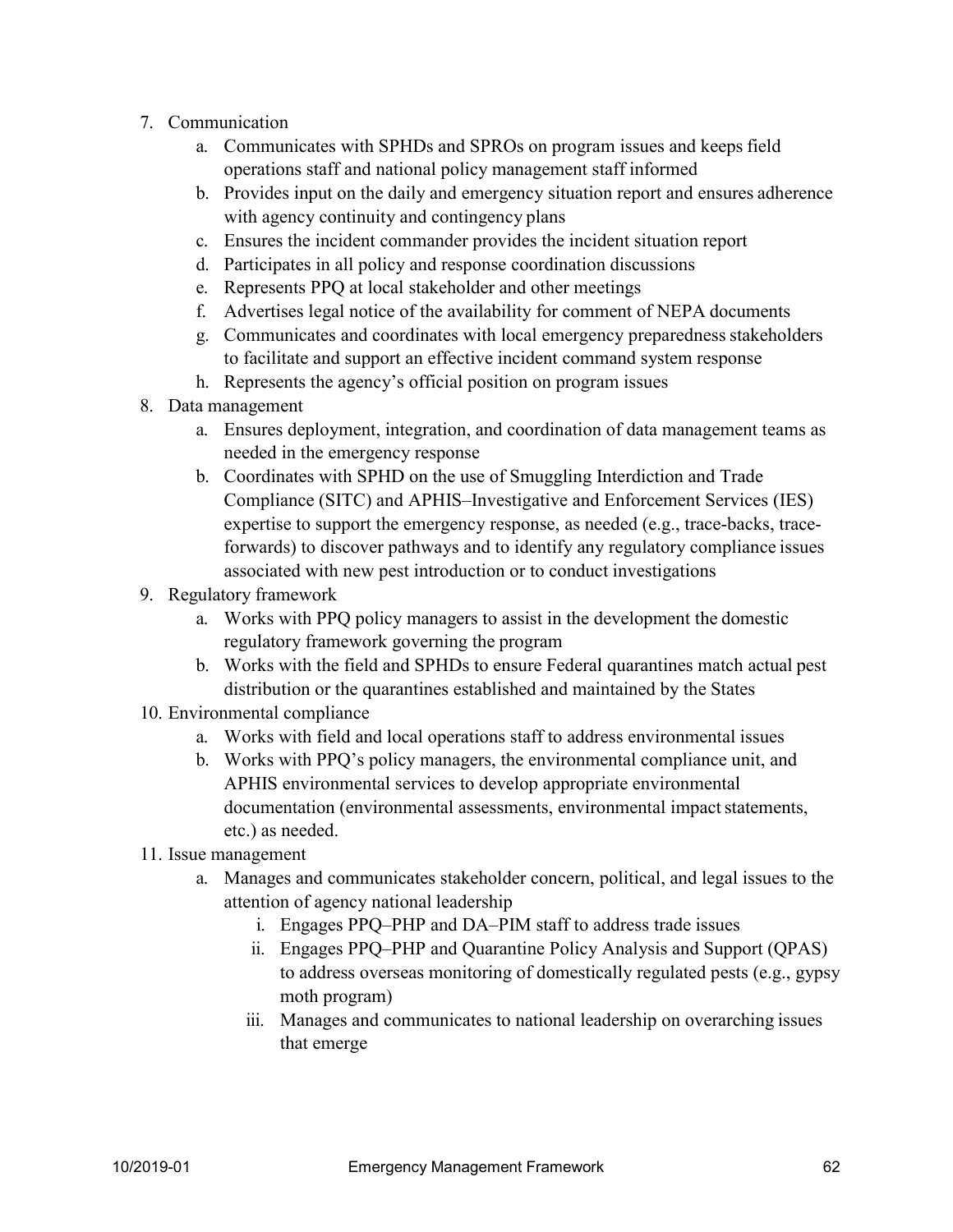7. Communication
   a. Communicates with SPHDs and SPROs on program issues and keeps field operations staff and national policy management staff informed
   b. Provides input on the daily and emergency situation report and ensures adherence with agency continuity and contingency plans
   c. Ensures the incident commander provides the incident situation report
   d. Participates in all policy and response coordination discussions
   e. Represents PPQ at local stakeholder and other meetings
   f. Advertises legal notice of the availability for comment of NEPA documents
   g. Communicates and coordinates with local emergency preparedness stakeholders to facilitate and support an effective incident command system response
   h. Represents the agency's official position on program issues
8. Data management
   a. Ensures deployment, integration, and coordination of data management teams as needed in the emergency response
   b. Coordinates with SPHD on the use of Smuggling Interdiction and Trade Compliance (SITC) and APHIS–Investigative and Enforcement Services (IES) expertise to support the emergency response, as needed (e.g., trace-backs, trace-forwards) to discover pathways and to identify any regulatory compliance issues associated with new pest introduction or to conduct investigations
9. Regulatory framework
   a. Works with PPQ policy managers to assist in the development the domestic regulatory framework governing the program
   b. Works with the field and SPHDs to ensure Federal quarantines match actual pest distribution or the quarantines established and maintained by the States
10. Environmental compliance
    a. Works with field and local operations staff to address environmental issues
    b. Works with PPQ's policy managers, the environmental compliance unit, and APHIS environmental services to develop appropriate environmental documentation (environmental assessments, environmental impact statements, etc.) as needed.
11. Issue management
    a. Manages and communicates stakeholder concern, political, and legal issues to the attention of agency national leadership
       i. Engages PPQ–PHP and DA–PIM staff to address trade issues
       ii. Engages PPQ–PHP and Quarantine Policy Analysis and Support (QPAS) to address overseas monitoring of domestically regulated pests (e.g., gypsy moth program)
       iii. Manages and communicates to national leadership on overarching issues that emerge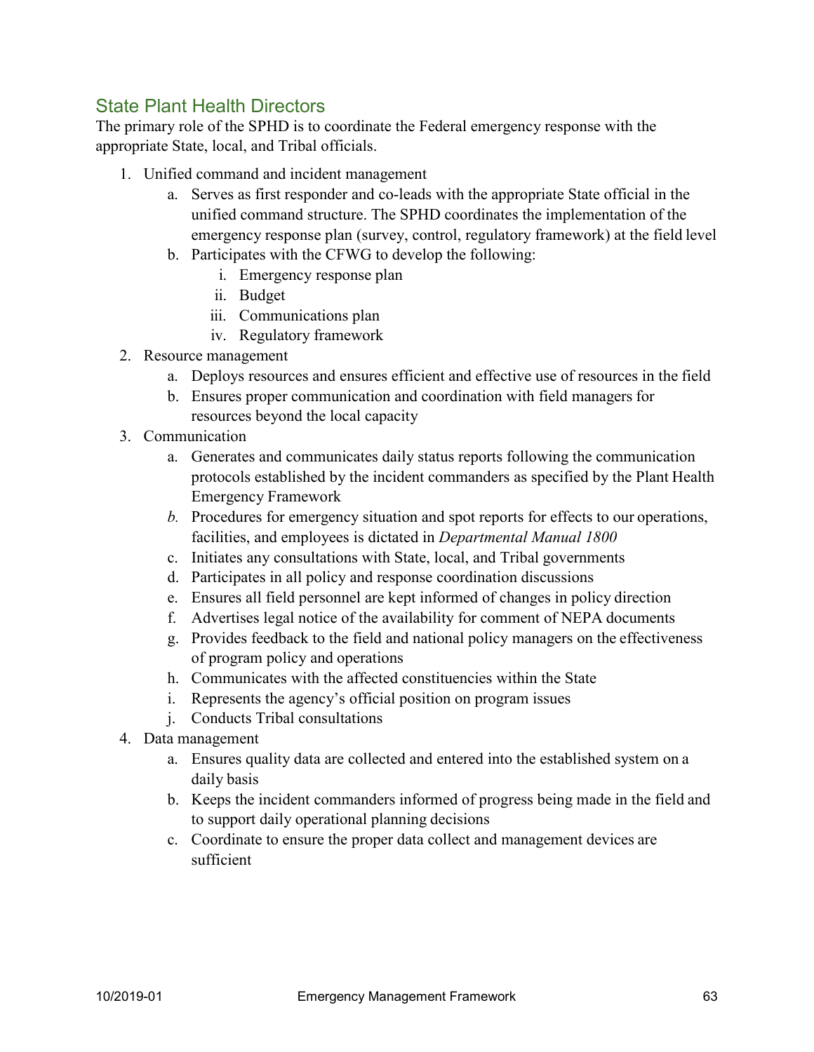## State Plant Health Directors

The primary role of the SPHD is to coordinate the Federal emergency response with the appropriate State, local, and Tribal officials.

1. Unified command and incident management
    a. Serves as first responder and co-leads with the appropriate State official in the unified command structure. The SPHD coordinates the implementation of the emergency response plan (survey, control, regulatory framework) at the field level
    b. Participates with the CFWG to develop the following:
        i. Emergency response plan
        ii. Budget
        iii. Communications plan
        iv. Regulatory framework
2. Resource management
    a. Deploys resources and ensures efficient and effective use of resources in the field
    b. Ensures proper communication and coordination with field managers for resources beyond the local capacity
3. Communication
    a. Generates and communicates daily status reports following the communication protocols established by the incident commanders as specified by the Plant Health Emergency Framework
    *b.* Procedures for emergency situation and spot reports for effects to our operations, facilities, and employees is dictated in *Departmental Manual 1800*
    c. Initiates any consultations with State, local, and Tribal governments
    d. Participates in all policy and response coordination discussions
    e. Ensures all field personnel are kept informed of changes in policy direction
    f. Advertises legal notice of the availability for comment of NEPA documents
    g. Provides feedback to the field and national policy managers on the effectiveness of program policy and operations
    h. Communicates with the affected constituencies within the State
    i. Represents the agency's official position on program issues
    j. Conducts Tribal consultations
4. Data management
    a. Ensures quality data are collected and entered into the established system on a daily basis
    b. Keeps the incident commanders informed of progress being made in the field and to support daily operational planning decisions
    c. Coordinate to ensure the proper data collect and management devices are sufficient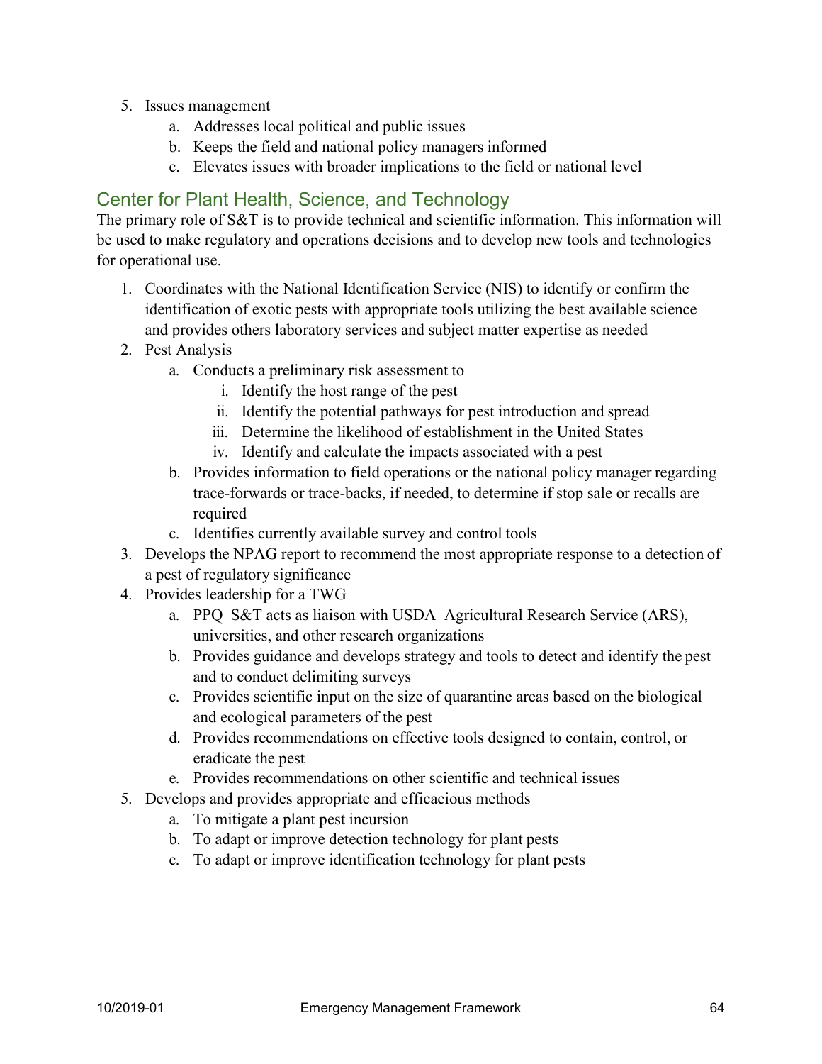5. Issues management
    a. Addresses local political and public issues
    b. Keeps the field and national policy managers informed
    c. Elevates issues with broader implications to the field or national level

## Center for Plant Health, Science, and Technology

The primary role of S&T is to provide technical and scientific information. This information will be used to make regulatory and operations decisions and to develop new tools and technologies for operational use.

1. Coordinates with the National Identification Service (NIS) to identify or confirm the identification of exotic pests with appropriate tools utilizing the best available science and provides others laboratory services and subject matter expertise as needed
2. Pest Analysis
    a. Conducts a preliminary risk assessment to
        i. Identify the host range of the pest
        ii. Identify the potential pathways for pest introduction and spread
        iii. Determine the likelihood of establishment in the United States
        iv. Identify and calculate the impacts associated with a pest
    b. Provides information to field operations or the national policy manager regarding trace-forwards or trace-backs, if needed, to determine if stop sale or recalls are required
    c. Identifies currently available survey and control tools
3. Develops the NPAG report to recommend the most appropriate response to a detection of a pest of regulatory significance
4. Provides leadership for a TWG
    a. PPQ–S&T acts as liaison with USDA–Agricultural Research Service (ARS), universities, and other research organizations
    b. Provides guidance and develops strategy and tools to detect and identify the pest and to conduct delimiting surveys
    c. Provides scientific input on the size of quarantine areas based on the biological and ecological parameters of the pest
    d. Provides recommendations on effective tools designed to contain, control, or eradicate the pest
    e. Provides recommendations on other scientific and technical issues
5. Develops and provides appropriate and efficacious methods
    a. To mitigate a plant pest incursion
    b. To adapt or improve detection technology for plant pests
    c. To adapt or improve identification technology for plant pests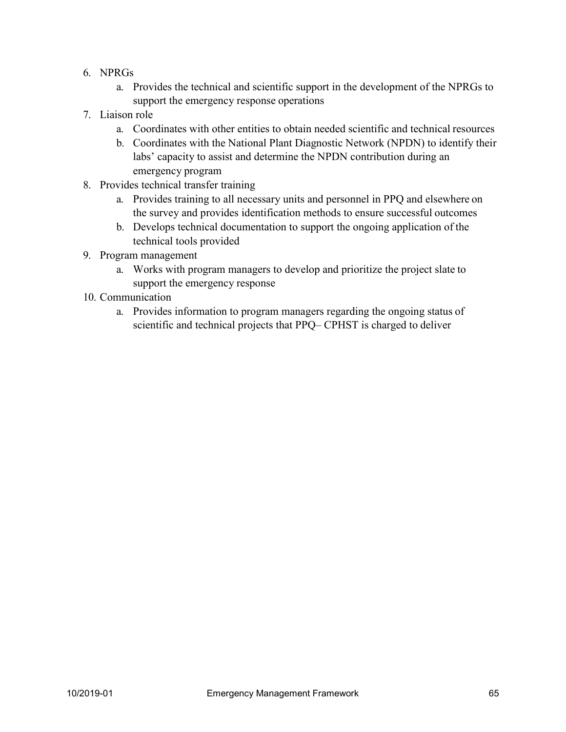6. NPRGs
    a. Provides the technical and scientific support in the development of the NPRGs to support the emergency response operations
7. Liaison role
    a. Coordinates with other entities to obtain needed scientific and technical resources
    b. Coordinates with the National Plant Diagnostic Network (NPDN) to identify their labs' capacity to assist and determine the NPDN contribution during an emergency program
8. Provides technical transfer training
    a. Provides training to all necessary units and personnel in PPQ and elsewhere on the survey and provides identification methods to ensure successful outcomes
    b. Develops technical documentation to support the ongoing application of the technical tools provided
9. Program management
    a. Works with program managers to develop and prioritize the project slate to support the emergency response
10. Communication
    a. Provides information to program managers regarding the ongoing status of scientific and technical projects that PPQ– CPHST is charged to deliver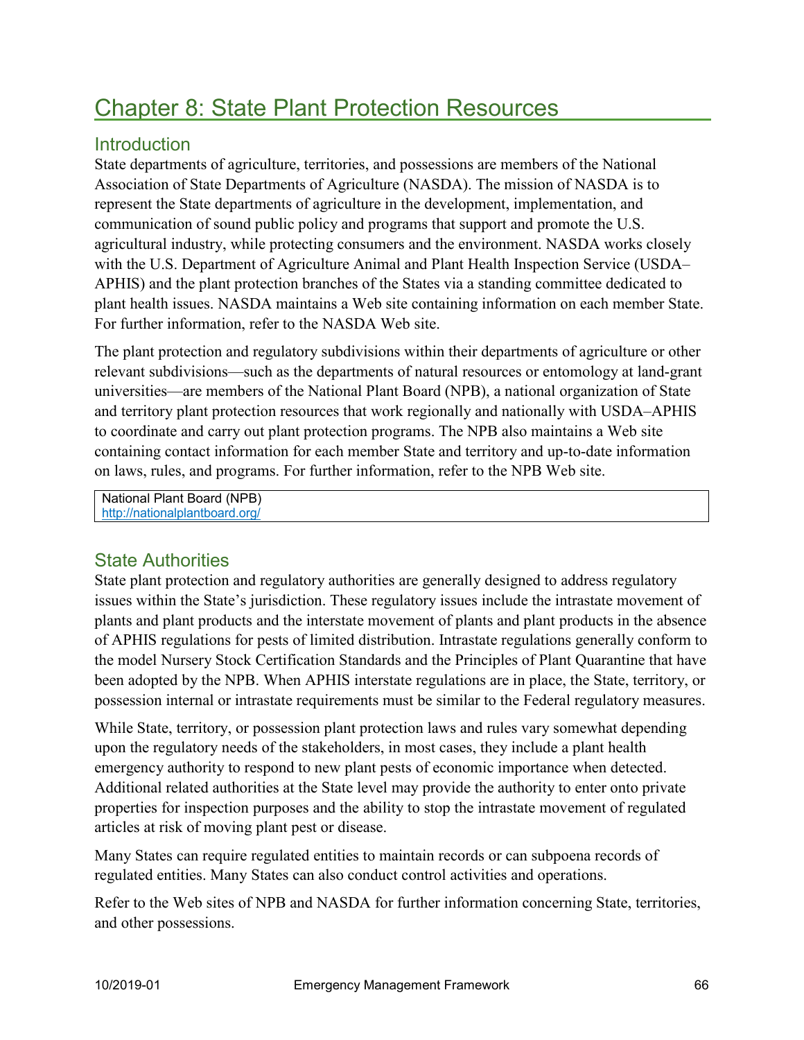# Chapter 8: State Plant Protection Resources

## Introduction

State departments of agriculture, territories, and possessions are members of the National Association of State Departments of Agriculture (NASDA). The mission of NASDA is to represent the State departments of agriculture in the development, implementation, and communication of sound public policy and programs that support and promote the U.S. agricultural industry, while protecting consumers and the environment. NASDA works closely with the U.S. Department of Agriculture Animal and Plant Health Inspection Service (USDA–APHIS) and the plant protection branches of the States via a standing committee dedicated to plant health issues. NASDA maintains a Web site containing information on each member State. For further information, refer to the NASDA Web site.

The plant protection and regulatory subdivisions within their departments of agriculture or other relevant subdivisions—such as the departments of natural resources or entomology at land-grant universities—are members of the National Plant Board (NPB), a national organization of State and territory plant protection resources that work regionally and nationally with USDA–APHIS to coordinate and carry out plant protection programs. The NPB also maintains a Web site containing contact information for each member State and territory and up-to-date information on laws, rules, and programs. For further information, refer to the NPB Web site.

| National Plant Board (NPB) |
|---|
| http://nationalplantboard.org/ |

## State Authorities

State plant protection and regulatory authorities are generally designed to address regulatory issues within the State's jurisdiction. These regulatory issues include the intrastate movement of plants and plant products and the interstate movement of plants and plant products in the absence of APHIS regulations for pests of limited distribution. Intrastate regulations generally conform to the model Nursery Stock Certification Standards and the Principles of Plant Quarantine that have been adopted by the NPB. When APHIS interstate regulations are in place, the State, territory, or possession internal or intrastate requirements must be similar to the Federal regulatory measures.

While State, territory, or possession plant protection laws and rules vary somewhat depending upon the regulatory needs of the stakeholders, in most cases, they include a plant health emergency authority to respond to new plant pests of economic importance when detected. Additional related authorities at the State level may provide the authority to enter onto private properties for inspection purposes and the ability to stop the intrastate movement of regulated articles at risk of moving plant pest or disease.

Many States can require regulated entities to maintain records or can subpoena records of regulated entities. Many States can also conduct control activities and operations.

Refer to the Web sites of NPB and NASDA for further information concerning State, territories, and other possessions.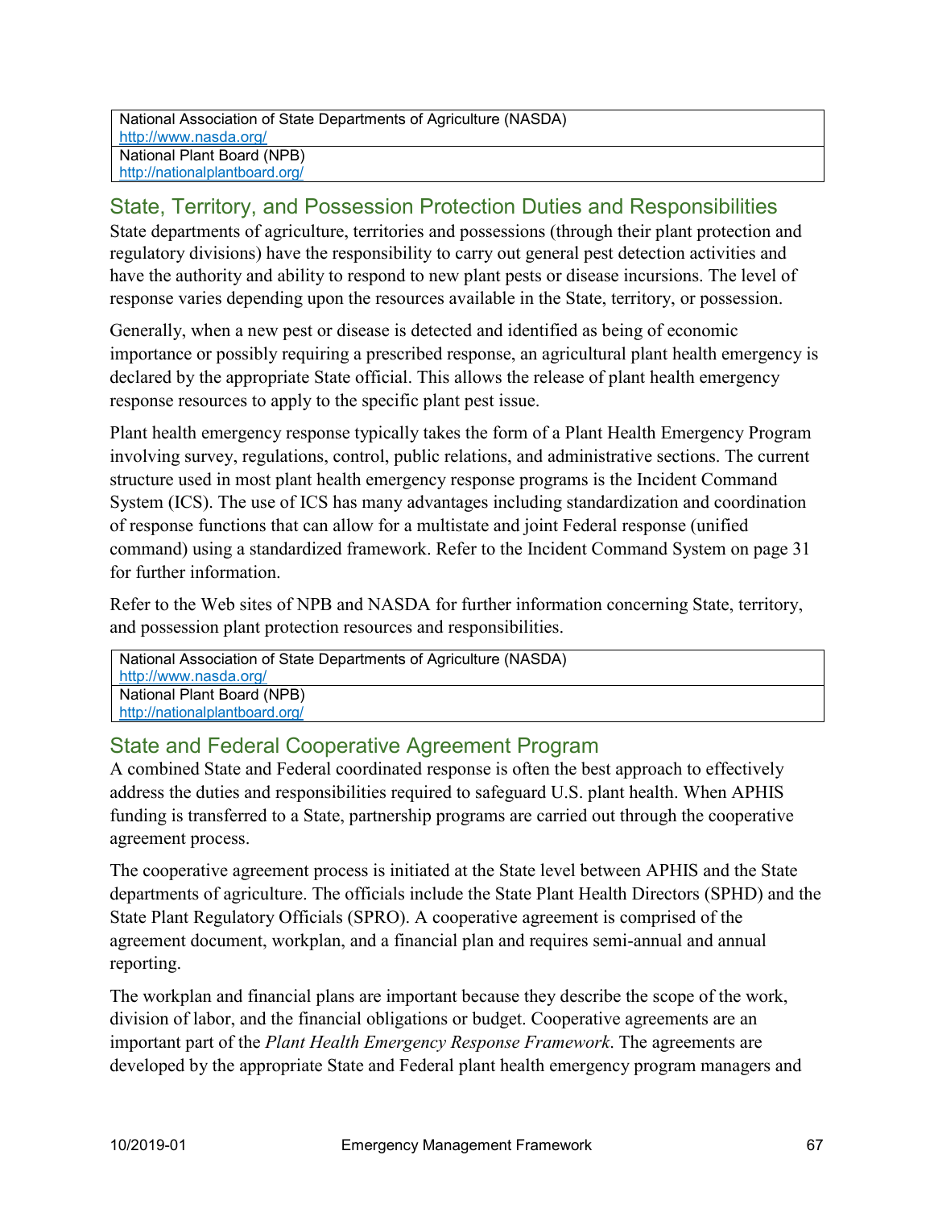| National Association of State Departments of Agriculture (NASDA) http://www.nasda.org/ |
|---|
| National Plant Board (NPB) http://nationalplantboard.org/ |

## State, Territory, and Possession Protection Duties and Responsibilities

State departments of agriculture, territories and possessions (through their plant protection and regulatory divisions) have the responsibility to carry out general pest detection activities and have the authority and ability to respond to new plant pests or disease incursions. The level of response varies depending upon the resources available in the State, territory, or possession.

Generally, when a new pest or disease is detected and identified as being of economic importance or possibly requiring a prescribed response, an agricultural plant health emergency is declared by the appropriate State official. This allows the release of plant health emergency response resources to apply to the specific plant pest issue.

Plant health emergency response typically takes the form of a Plant Health Emergency Program involving survey, regulations, control, public relations, and administrative sections. The current structure used in most plant health emergency response programs is the Incident Command System (ICS). The use of ICS has many advantages including standardization and coordination of response functions that can allow for a multistate and joint Federal response (unified command) using a standardized framework. Refer to the Incident Command System on page 31 for further information.

Refer to the Web sites of NPB and NASDA for further information concerning State, territory, and possession plant protection resources and responsibilities.

| National Association of State Departments of Agriculture (NASDA) http://www.nasda.org/ |
|---|
| National Plant Board (NPB) http://nationalplantboard.org/ |

## State and Federal Cooperative Agreement Program

A combined State and Federal coordinated response is often the best approach to effectively address the duties and responsibilities required to safeguard U.S. plant health. When APHIS funding is transferred to a State, partnership programs are carried out through the cooperative agreement process.

The cooperative agreement process is initiated at the State level between APHIS and the State departments of agriculture. The officials include the State Plant Health Directors (SPHD) and the State Plant Regulatory Officials (SPRO). A cooperative agreement is comprised of the agreement document, workplan, and a financial plan and requires semi-annual and annual reporting.

The workplan and financial plans are important because they describe the scope of the work, division of labor, and the financial obligations or budget. Cooperative agreements are an important part of the *Plant Health Emergency Response Framework*. The agreements are developed by the appropriate State and Federal plant health emergency program managers and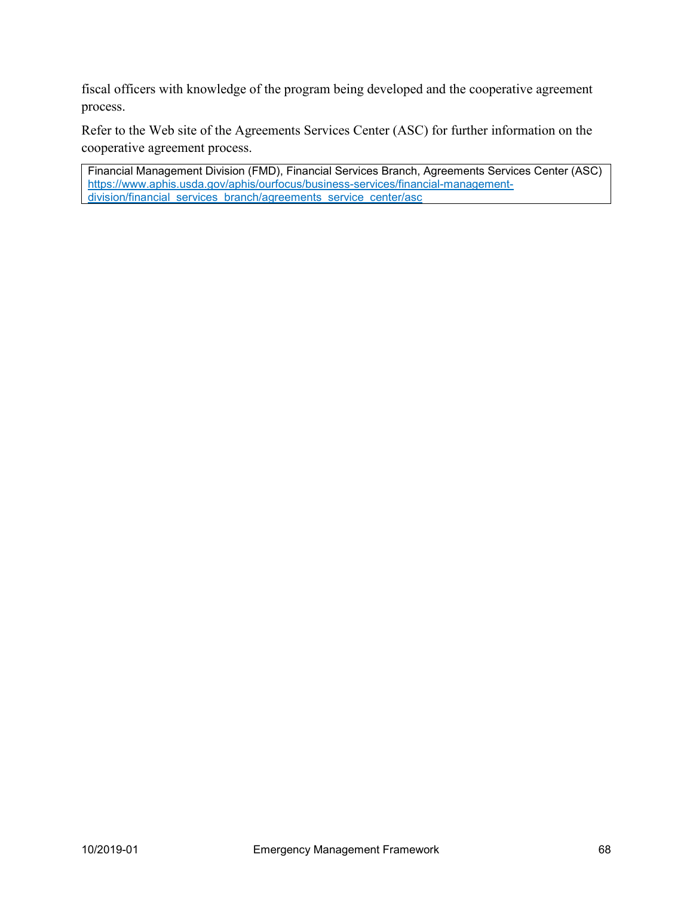fiscal officers with knowledge of the program being developed and the cooperative agreement process.

Refer to the Web site of the Agreements Services Center (ASC) for further information on the cooperative agreement process.

| Financial Management Division (FMD), Financial Services Branch, Agreements Services Center (ASC) https://www.aphis.usda.gov/aphis/ourfocus/business-services/financial-management-division/financial_services_branch/agreements_service_center/asc |
|---|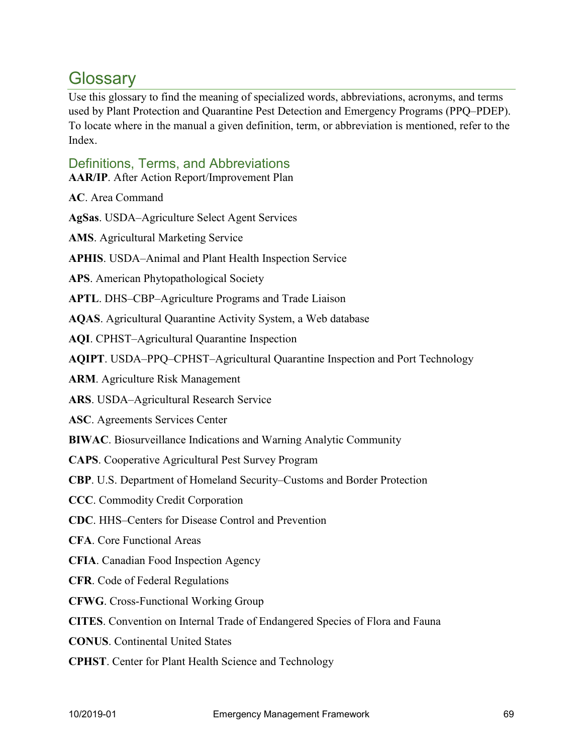# Glossary

Use this glossary to find the meaning of specialized words, abbreviations, acronyms, and terms used by Plant Protection and Quarantine Pest Detection and Emergency Programs (PPQ–PDEP). To locate where in the manual a given definition, term, or abbreviation is mentioned, refer to the Index.

## Definitions, Terms, and Abbreviations

**AAR/IP**. After Action Report/Improvement Plan

**AC**. Area Command

**AgSas**. USDA–Agriculture Select Agent Services

**AMS**. Agricultural Marketing Service

**APHIS**. USDA–Animal and Plant Health Inspection Service

**APS**. American Phytopathological Society

**APTL**. DHS–CBP–Agriculture Programs and Trade Liaison

**AQAS**. Agricultural Quarantine Activity System, a Web database

**AQI**. CPHST–Agricultural Quarantine Inspection

**AQIPT**. USDA–PPQ–CPHST–Agricultural Quarantine Inspection and Port Technology

**ARM**. Agriculture Risk Management

**ARS**. USDA–Agricultural Research Service

**ASC**. Agreements Services Center

**BIWAC**. Biosurveillance Indications and Warning Analytic Community

**CAPS**. Cooperative Agricultural Pest Survey Program

**CBP**. U.S. Department of Homeland Security–Customs and Border Protection

**CCC**. Commodity Credit Corporation

**CDC**. HHS–Centers for Disease Control and Prevention

**CFA**. Core Functional Areas

**CFIA**. Canadian Food Inspection Agency

**CFR**. Code of Federal Regulations

**CFWG**. Cross-Functional Working Group

**CITES**. Convention on Internal Trade of Endangered Species of Flora and Fauna

**CONUS**. Continental United States

**CPHST**. Center for Plant Health Science and Technology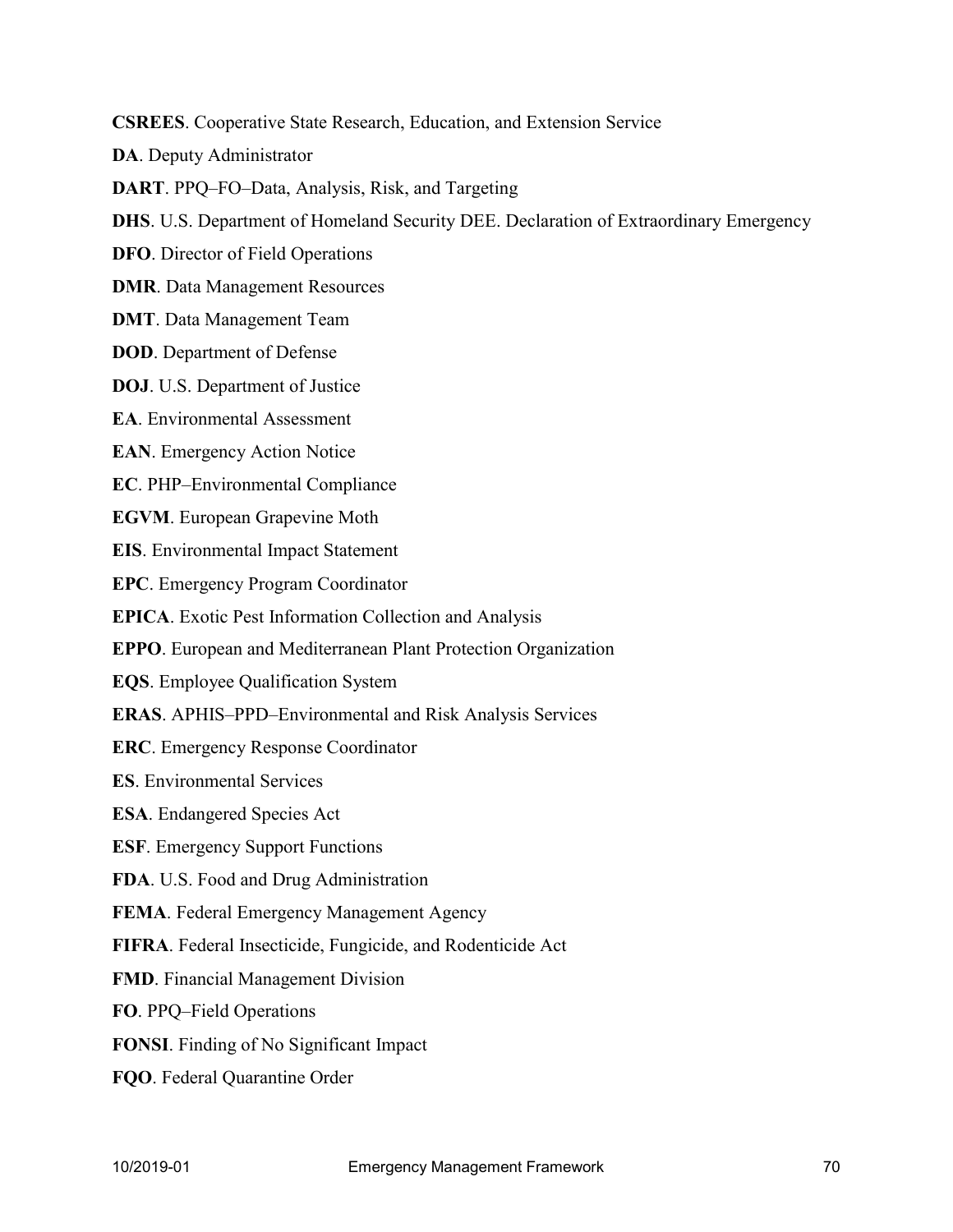**CSREES**. Cooperative State Research, Education, and Extension Service

**DA**. Deputy Administrator

**DART**. PPQ–FO–Data, Analysis, Risk, and Targeting

**DHS**. U.S. Department of Homeland Security DEE. Declaration of Extraordinary Emergency

**DFO**. Director of Field Operations

**DMR**. Data Management Resources

**DMT**. Data Management Team

**DOD**. Department of Defense

**DOJ**. U.S. Department of Justice

**EA**. Environmental Assessment

**EAN**. Emergency Action Notice

**EC**. PHP–Environmental Compliance

**EGVM**. European Grapevine Moth

**EIS**. Environmental Impact Statement

**EPC**. Emergency Program Coordinator

**EPICA**. Exotic Pest Information Collection and Analysis

**EPPO**. European and Mediterranean Plant Protection Organization

**EQS**. Employee Qualification System

**ERAS**. APHIS–PPD–Environmental and Risk Analysis Services

**ERC**. Emergency Response Coordinator

**ES**. Environmental Services

**ESA**. Endangered Species Act

**ESF**. Emergency Support Functions

**FDA**. U.S. Food and Drug Administration

**FEMA**. Federal Emergency Management Agency

**FIFRA**. Federal Insecticide, Fungicide, and Rodenticide Act

**FMD**. Financial Management Division

**FO**. PPQ–Field Operations

**FONSI**. Finding of No Significant Impact

**FQO**. Federal Quarantine Order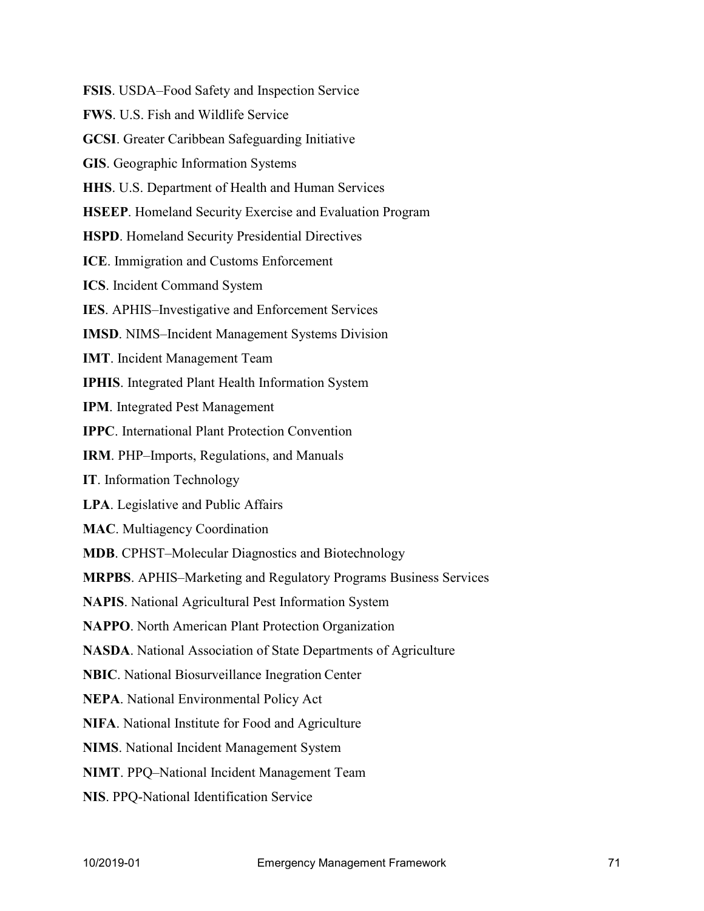**FSIS**. USDA–Food Safety and Inspection Service

**FWS**. U.S. Fish and Wildlife Service

**GCSI**. Greater Caribbean Safeguarding Initiative

**GIS**. Geographic Information Systems

**HHS**. U.S. Department of Health and Human Services

**HSEEP**. Homeland Security Exercise and Evaluation Program

**HSPD**. Homeland Security Presidential Directives

**ICE**. Immigration and Customs Enforcement

**ICS**. Incident Command System

**IES**. APHIS–Investigative and Enforcement Services

**IMSD**. NIMS–Incident Management Systems Division

**IMT**. Incident Management Team

**IPHIS**. Integrated Plant Health Information System

**IPM**. Integrated Pest Management

**IPPC**. International Plant Protection Convention

**IRM**. PHP–Imports, Regulations, and Manuals

**IT**. Information Technology

**LPA**. Legislative and Public Affairs

**MAC**. Multiagency Coordination

**MDB**. CPHST–Molecular Diagnostics and Biotechnology

**MRPBS**. APHIS–Marketing and Regulatory Programs Business Services

**NAPIS**. National Agricultural Pest Information System

**NAPPO**. North American Plant Protection Organization

**NASDA**. National Association of State Departments of Agriculture

**NBIC**. National Biosurveillance Inegration Center

**NEPA**. National Environmental Policy Act

**NIFA**. National Institute for Food and Agriculture

**NIMS**. National Incident Management System

**NIMT**. PPQ–National Incident Management Team

**NIS**. PPQ-National Identification Service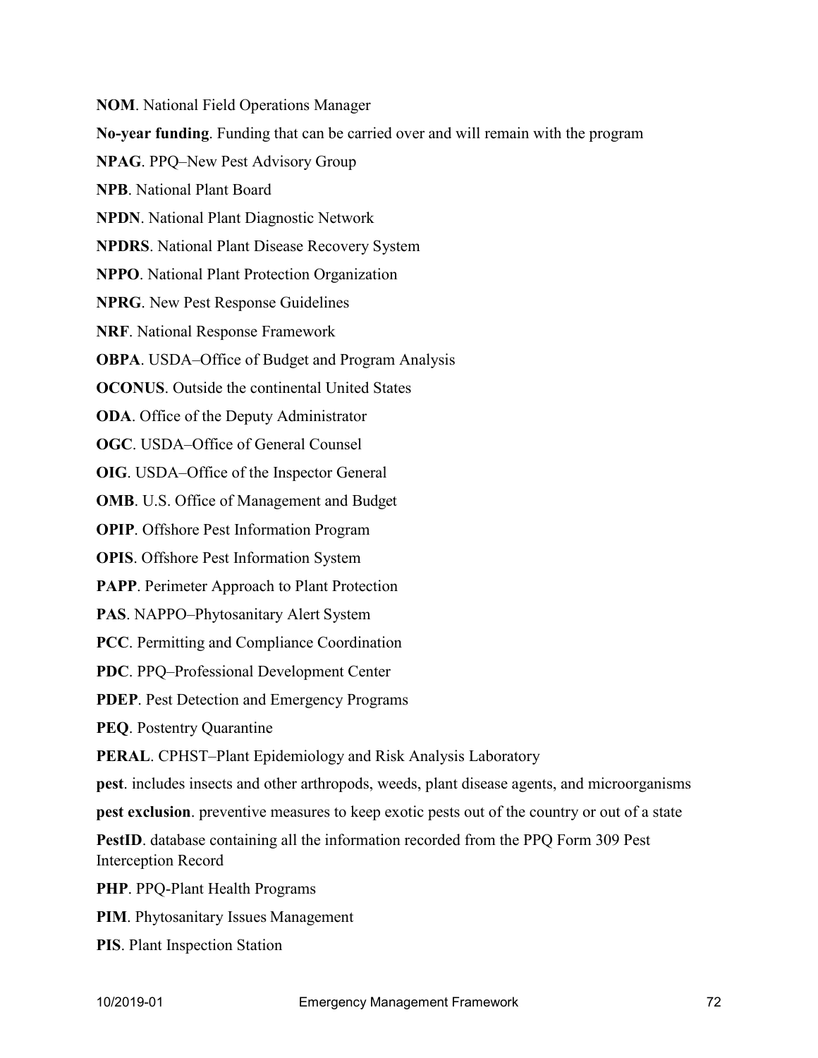**NOM**. National Field Operations Manager

**No-year funding**. Funding that can be carried over and will remain with the program

**NPAG**. PPQ–New Pest Advisory Group

**NPB**. National Plant Board

**NPDN**. National Plant Diagnostic Network

**NPDRS**. National Plant Disease Recovery System

**NPPO**. National Plant Protection Organization

**NPRG**. New Pest Response Guidelines

**NRF**. National Response Framework

**OBPA**. USDA–Office of Budget and Program Analysis

**OCONUS**. Outside the continental United States

**ODA**. Office of the Deputy Administrator

**OGC**. USDA–Office of General Counsel

**OIG**. USDA–Office of the Inspector General

**OMB**. U.S. Office of Management and Budget

**OPIP**. Offshore Pest Information Program

**OPIS**. Offshore Pest Information System

**PAPP**. Perimeter Approach to Plant Protection

**PAS**. NAPPO–Phytosanitary Alert System

**PCC**. Permitting and Compliance Coordination

**PDC**. PPQ–Professional Development Center

**PDEP**. Pest Detection and Emergency Programs

**PEQ**. Postentry Quarantine

**PERAL**. CPHST–Plant Epidemiology and Risk Analysis Laboratory

**pest**. includes insects and other arthropods, weeds, plant disease agents, and microorganisms

**pest exclusion**. preventive measures to keep exotic pests out of the country or out of a state

**PestID**. database containing all the information recorded from the PPQ Form 309 Pest Interception Record

**PHP**. PPQ-Plant Health Programs

**PIM**. Phytosanitary Issues Management

**PIS**. Plant Inspection Station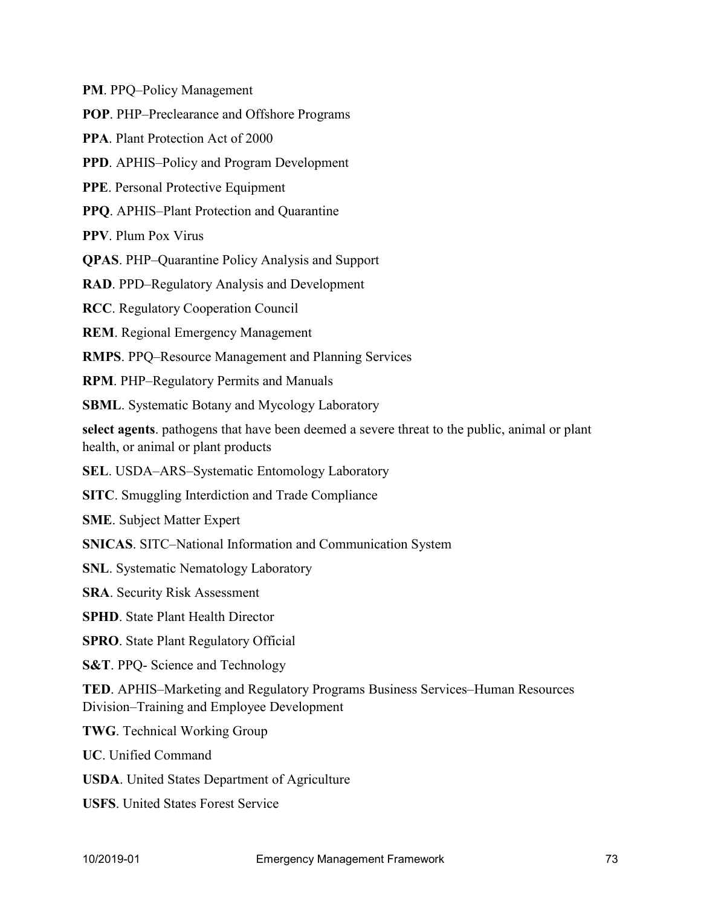**PM**. PPQ–Policy Management

**POP**. PHP–Preclearance and Offshore Programs

**PPA**. Plant Protection Act of 2000

**PPD**. APHIS–Policy and Program Development

**PPE**. Personal Protective Equipment

**PPQ**. APHIS–Plant Protection and Quarantine

**PPV**. Plum Pox Virus

**QPAS**. PHP–Quarantine Policy Analysis and Support

**RAD**. PPD–Regulatory Analysis and Development

**RCC**. Regulatory Cooperation Council

**REM**. Regional Emergency Management

**RMPS**. PPQ–Resource Management and Planning Services

**RPM**. PHP–Regulatory Permits and Manuals

**SBML**. Systematic Botany and Mycology Laboratory

**select agents**. pathogens that have been deemed a severe threat to the public, animal or plant health, or animal or plant products

**SEL**. USDA–ARS–Systematic Entomology Laboratory

**SITC**. Smuggling Interdiction and Trade Compliance

**SME**. Subject Matter Expert

**SNICAS**. SITC–National Information and Communication System

**SNL**. Systematic Nematology Laboratory

**SRA**. Security Risk Assessment

**SPHD**. State Plant Health Director

**SPRO**. State Plant Regulatory Official

**S&T**. PPQ- Science and Technology

**TED**. APHIS–Marketing and Regulatory Programs Business Services–Human Resources Division–Training and Employee Development

**TWG**. Technical Working Group

**UC**. Unified Command

**USDA**. United States Department of Agriculture

**USFS**. United States Forest Service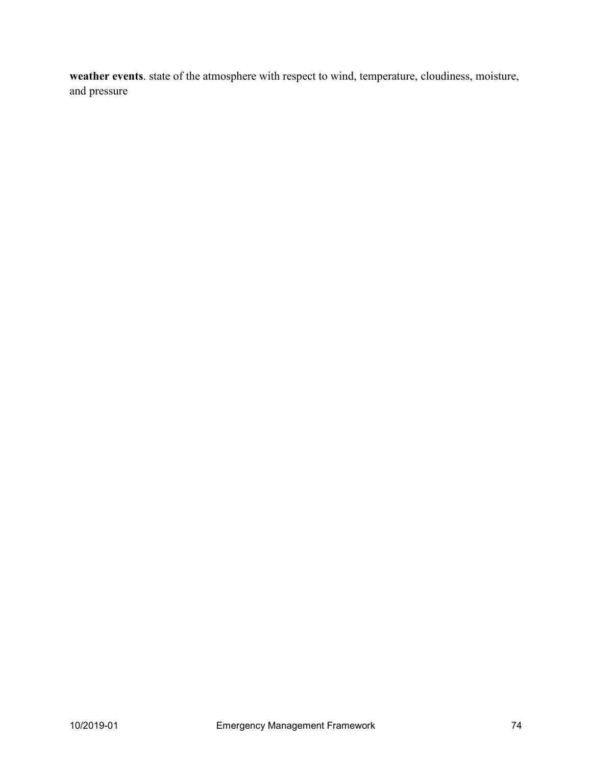**weather events**. state of the atmosphere with respect to wind, temperature, cloudiness, moisture, and pressure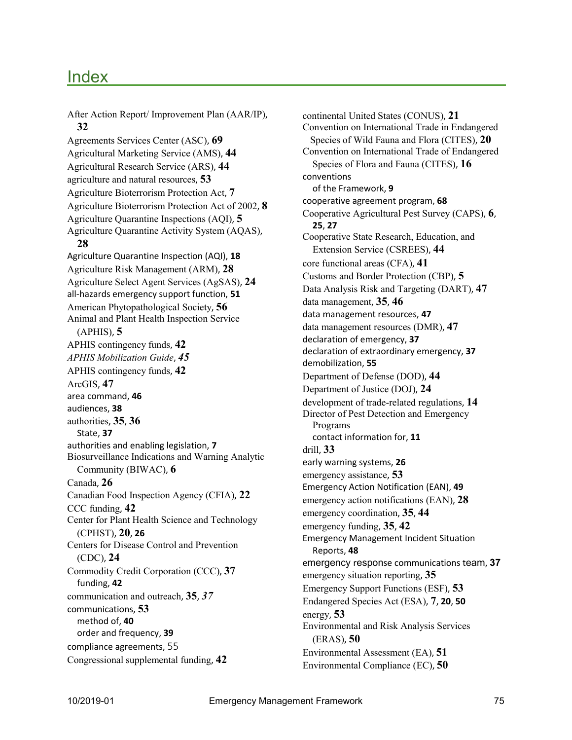# Index

After Action Report/ Improvement Plan (AAR/IP), **32**
Agreements Services Center (ASC), **69**
Agricultural Marketing Service (AMS), **44**
Agricultural Research Service (ARS), **44**
agriculture and natural resources, **53**
Agriculture Bioterrorism Protection Act, **7**
Agriculture Bioterrorism Protection Act of 2002, **8**
Agriculture Quarantine Inspections (AQI), **5**
Agriculture Quarantine Activity System (AQAS), **28**
Agriculture Quarantine Inspection (AQI), **18**
Agriculture Risk Management (ARM), **28**
Agriculture Select Agent Services (AgSAS), **24**
all-hazards emergency support function, **51**
American Phytopathological Society, **56**
Animal and Plant Health Inspection Service (APHIS), **5**
APHIS contingency funds, **42**
*APHIS Mobilization Guide*, ***45***
APHIS contingency funds, **42**
ArcGIS, **47**
area command, **46**
audiences, **38**
authorities, **35**, **36**
  State, **37**
authorities and enabling legislation, **7**
Biosurveillance Indications and Warning Analytic Community (BIWAC), **6**
Canada, **26**
Canadian Food Inspection Agency (CFIA), **22**
CCC funding, **42**
Center for Plant Health Science and Technology (CPHST), **20**, **26**
Centers for Disease Control and Prevention (CDC), **24**
Commodity Credit Corporation (CCC), **37**
  funding, **42**
communication and outreach, **35**, ***37***
communications, **53**
  method of, **40**
  order and frequency, **39**
compliance agreements, 55
Congressional supplemental funding, **42**
continental United States (CONUS), **21**
Convention on International Trade in Endangered Species of Wild Fauna and Flora (CITES), **20**
Convention on International Trade of Endangered Species of Flora and Fauna (CITES), **16**
conventions
  of the Framework, **9**
cooperative agreement program, **68**
Cooperative Agricultural Pest Survey (CAPS), **6**, **25**, **27**
Cooperative State Research, Education, and Extension Service (CSREES), **44**
core functional areas (CFA), **41**
Customs and Border Protection (CBP), **5**
Data Analysis Risk and Targeting (DART), **47**
data management, **35**, **46**
data management resources, **47**
data management resources (DMR), **47**
declaration of emergency, **37**
declaration of extraordinary emergency, **37**
demobilization, **55**
Department of Defense (DOD), **44**
Department of Justice (DOJ), **24**
development of trade-related regulations, **14**
Director of Pest Detection and Emergency Programs
  contact information for, **11**
drill, **33**
early warning systems, **26**
emergency assistance, **53**
Emergency Action Notification (EAN), **49**
emergency action notifications (EAN), **28**
emergency coordination, **35**, **44**
emergency funding, **35**, **42**
Emergency Management Incident Situation Reports, **48**
emergency response communications team, **37**
emergency situation reporting, **35**
Emergency Support Functions (ESF), **53**
Endangered Species Act (ESA), **7**, **20**, **50**
energy, **53**
Environmental and Risk Analysis Services (ERAS), **50**
Environmental Assessment (EA), **51**
Environmental Compliance (EC), **50**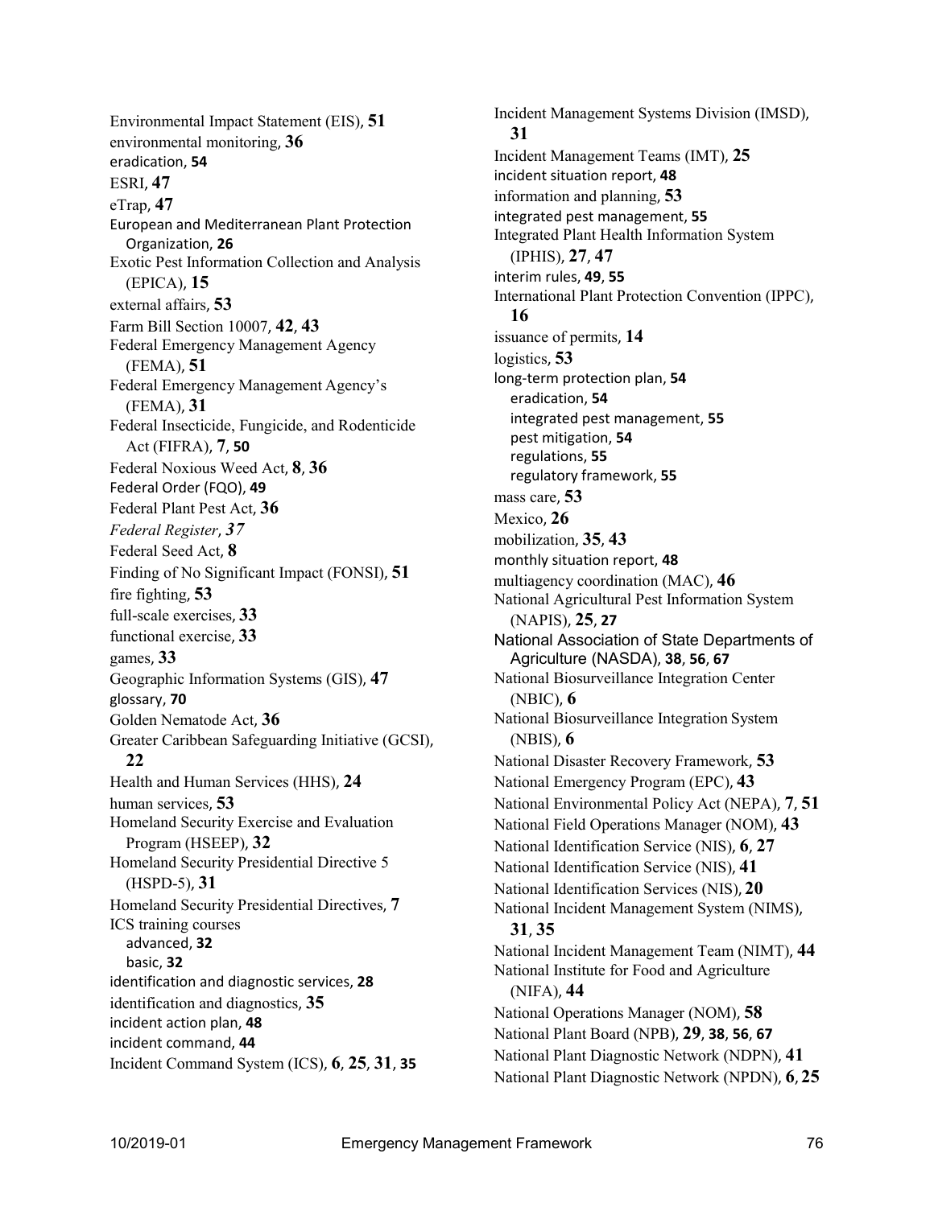Environmental Impact Statement (EIS), **51**
environmental monitoring, **36**
eradication, **54**
ESRI, **47**
eTrap, **47**
European and Mediterranean Plant Protection Organization, **26**
Exotic Pest Information Collection and Analysis (EPICA), **15**
external affairs, **53**
Farm Bill Section 10007, **42**, **43**
Federal Emergency Management Agency (FEMA), **51**
Federal Emergency Management Agency's (FEMA), **31**
Federal Insecticide, Fungicide, and Rodenticide Act (FIFRA), **7**, **50**
Federal Noxious Weed Act, **8**, **36**
Federal Order (FQO), **49**
Federal Plant Pest Act, **36**
*Federal Register*, ***37***
Federal Seed Act, **8**
Finding of No Significant Impact (FONSI), **51**
fire fighting, **53**
full-scale exercises, **33**
functional exercise, **33**
games, **33**
Geographic Information Systems (GIS), **47**
glossary, **70**
Golden Nematode Act, **36**
Greater Caribbean Safeguarding Initiative (GCSI), **22**
Health and Human Services (HHS), **24**
human services, **53**
Homeland Security Exercise and Evaluation Program (HSEEP), **32**
Homeland Security Presidential Directive 5 (HSPD-5), **31**
Homeland Security Presidential Directives, **7**
ICS training courses
- advanced, **32**
- basic, **32**

identification and diagnostic services, **28**
identification and diagnostics, **35**
incident action plan, **48**
incident command, **44**
Incident Command System (ICS), **6**, **25**, **31**, **35**
Incident Management Systems Division (IMSD), **31**
Incident Management Teams (IMT), **25**
incident situation report, **48**
information and planning, **53**
integrated pest management, **55**
Integrated Plant Health Information System (IPHIS), **27**, **47**
interim rules, **49**, **55**
International Plant Protection Convention (IPPC), **16**
issuance of permits, **14**
logistics, **53**
long-term protection plan, **54**
- eradication, **54**
- integrated pest management, **55**
- pest mitigation, **54**
- regulations, **55**
- regulatory framework, **55**

mass care, **53**
Mexico, **26**
mobilization, **35**, **43**
monthly situation report, **48**
multiagency coordination (MAC), **46**
National Agricultural Pest Information System (NAPIS), **25**, **27**
National Association of State Departments of Agriculture (NASDA), **38**, **56**, **67**
National Biosurveillance Integration Center (NBIC), **6**
National Biosurveillance Integration System (NBIS), **6**
National Disaster Recovery Framework, **53**
National Emergency Program (EPC), **43**
National Environmental Policy Act (NEPA), **7**, **51**
National Field Operations Manager (NOM), **43**
National Identification Service (NIS), **6**, **27**
National Identification Service (NIS), **41**
National Identification Services (NIS), **20**
National Incident Management System (NIMS), **31**, **35**
National Incident Management Team (NIMT), **44**
National Institute for Food and Agriculture (NIFA), **44**
National Operations Manager (NOM), **58**
National Plant Board (NPB), **29**, **38**, **56**, **67**
National Plant Diagnostic Network (NDPN), **41**
National Plant Diagnostic Network (NPDN), **6**, **25**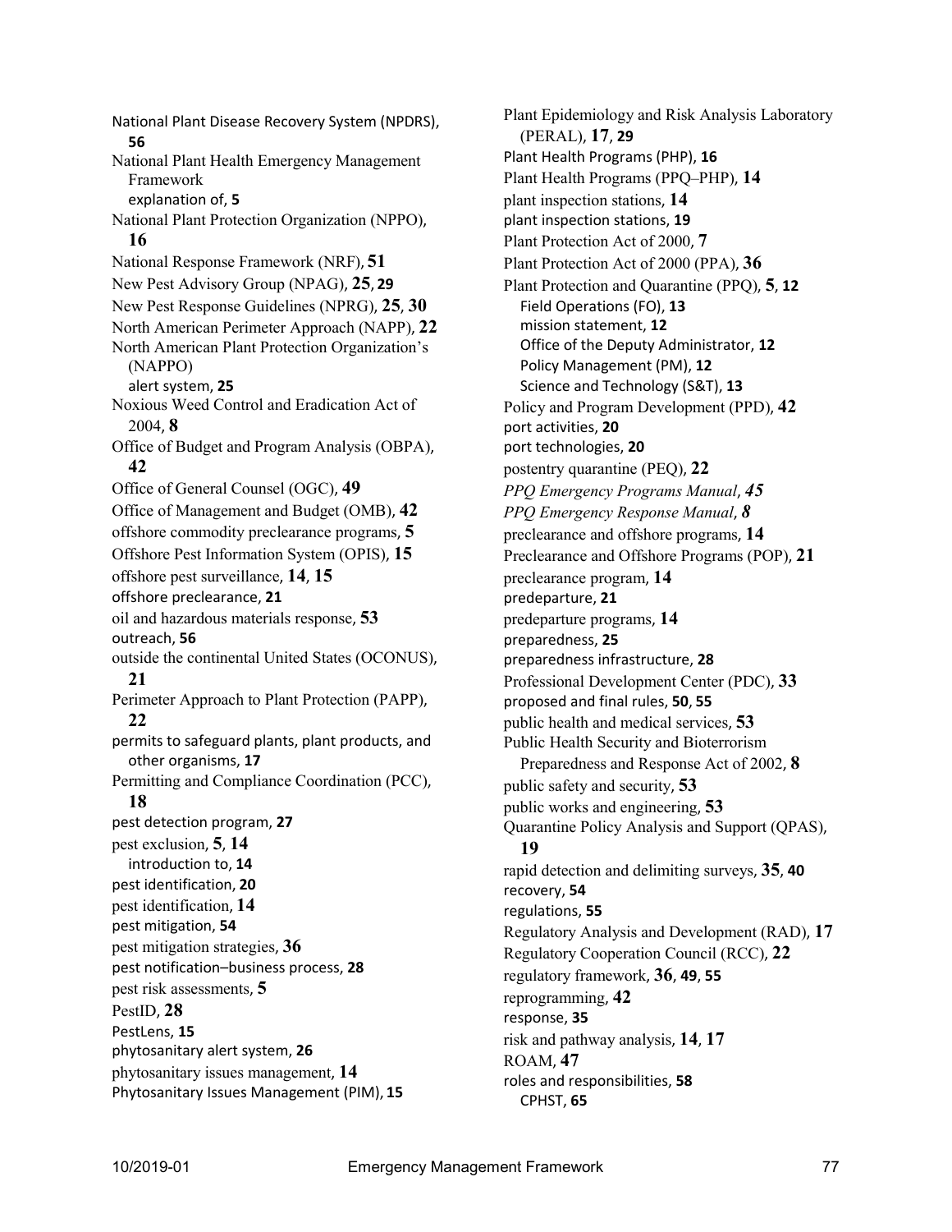National Plant Disease Recovery System (NPDRS), **56**

National Plant Health Emergency Management Framework
  explanation of, **5**

National Plant Protection Organization (NPPO), **16**

National Response Framework (NRF), **51**

New Pest Advisory Group (NPAG), **25**, **29**

New Pest Response Guidelines (NPRG), **25**, **30**

North American Perimeter Approach (NAPP), **22**

North American Plant Protection Organization's (NAPPO)
  alert system, **25**

Noxious Weed Control and Eradication Act of 2004, **8**

Office of Budget and Program Analysis (OBPA), **42**

Office of General Counsel (OGC), **49**

Office of Management and Budget (OMB), **42**

offshore commodity preclearance programs, **5**

Offshore Pest Information System (OPIS), **15**

offshore pest surveillance, **14**, **15**

offshore preclearance, **21**

oil and hazardous materials response, **53**

outreach, **56**

outside the continental United States (OCONUS), **21**

Perimeter Approach to Plant Protection (PAPP), **22**

permits to safeguard plants, plant products, and other organisms, **17**

Permitting and Compliance Coordination (PCC), **18**

pest detection program, **27**

pest exclusion, **5**, **14**
  introduction to, **14**

pest identification, **20**

pest identification, **14**

pest mitigation, **54**

pest mitigation strategies, **36**

pest notification–business process, **28**

pest risk assessments, **5**

PestID, **28**

PestLens, **15**

phytosanitary alert system, **26**

phytosanitary issues management, **14**

Phytosanitary Issues Management (PIM), **15**

Plant Epidemiology and Risk Analysis Laboratory (PERAL), **17**, **29**

Plant Health Programs (PHP), **16**

Plant Health Programs (PPQ–PHP), **14**

plant inspection stations, **14**

plant inspection stations, **19**

Plant Protection Act of 2000, **7**

Plant Protection Act of 2000 (PPA), **36**

Plant Protection and Quarantine (PPQ), **5**, **12**
  Field Operations (FO), **13**
  mission statement, **12**
  Office of the Deputy Administrator, **12**
  Policy Management (PM), **12**
  Science and Technology (S&T), **13**

Policy and Program Development (PPD), **42**

port activities, **20**

port technologies, **20**

postentry quarantine (PEQ), **22**

*PPQ Emergency Programs Manual*, ***45***

*PPQ Emergency Response Manual*, ***8***

preclearance and offshore programs, **14**

Preclearance and Offshore Programs (POP), **21**

preclearance program, **14**

predeparture, **21**

predeparture programs, **14**

preparedness, **25**

preparedness infrastructure, **28**

Professional Development Center (PDC), **33**

proposed and final rules, **50**, **55**

public health and medical services, **53**

Public Health Security and Bioterrorism Preparedness and Response Act of 2002, **8**

public safety and security, **53**

public works and engineering, **53**

Quarantine Policy Analysis and Support (QPAS), **19**

rapid detection and delimiting surveys, **35**, **40**

recovery, **54**

regulations, **55**

Regulatory Analysis and Development (RAD), **17**

Regulatory Cooperation Council (RCC), **22**

regulatory framework, **36**, **49**, **55**

reprogramming, **42**

response, **35**

risk and pathway analysis, **14**, **17**

ROAM, **47**

roles and responsibilities, **58**
  CPHST, **65**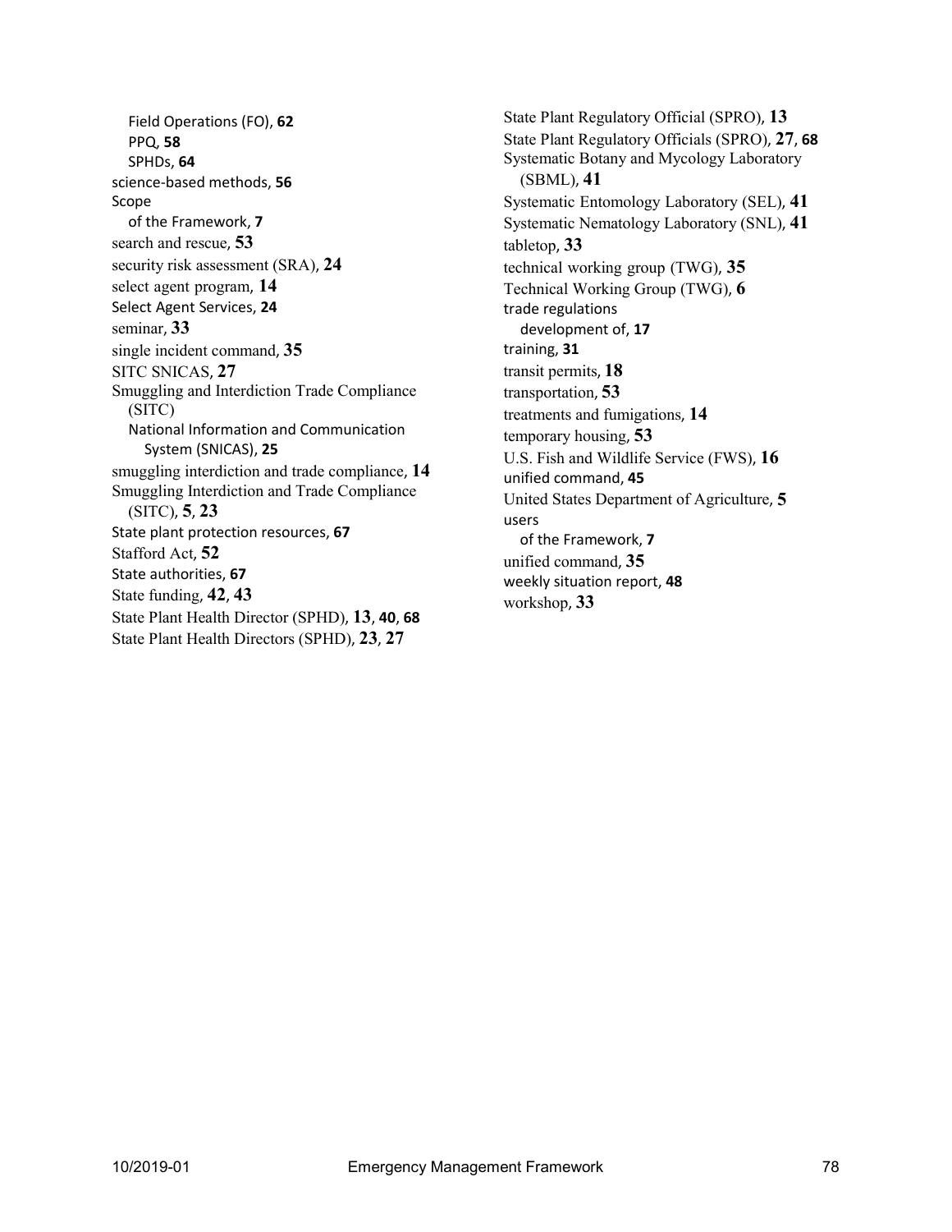Field Operations (FO), **62**
PPQ, **58**
SPHDs, **64**

science-based methods, **56**

Scope
of the Framework, **7**

search and rescue, **53**

security risk assessment (SRA), **24**

select agent program, **14**

Select Agent Services, **24**

seminar, **33**

single incident command, **35**

SITC SNICAS, **27**

Smuggling and Interdiction Trade Compliance (SITC)
National Information and Communication System (SNICAS), **25**

smuggling interdiction and trade compliance, **14**

Smuggling Interdiction and Trade Compliance (SITC), **5**, **23**

State plant protection resources, **67**

Stafford Act, **52**

State authorities, **67**

State funding, **42**, **43**

State Plant Health Director (SPHD), **13**, **40**, **68**

State Plant Health Directors (SPHD), **23**, **27**

State Plant Regulatory Official (SPRO), **13**

State Plant Regulatory Officials (SPRO), **27**, **68**

Systematic Botany and Mycology Laboratory (SBML), **41**

Systematic Entomology Laboratory (SEL), **41**

Systematic Nematology Laboratory (SNL), **41**

tabletop, **33**

technical working group (TWG), **35**

Technical Working Group (TWG), **6**

trade regulations
development of, **17**

training, **31**

transit permits, **18**

transportation, **53**

treatments and fumigations, **14**

temporary housing, **53**

U.S. Fish and Wildlife Service (FWS), **16**

unified command, **45**

United States Department of Agriculture, **5**

users
of the Framework, **7**

unified command, **35**

weekly situation report, **48**

workshop, **33**